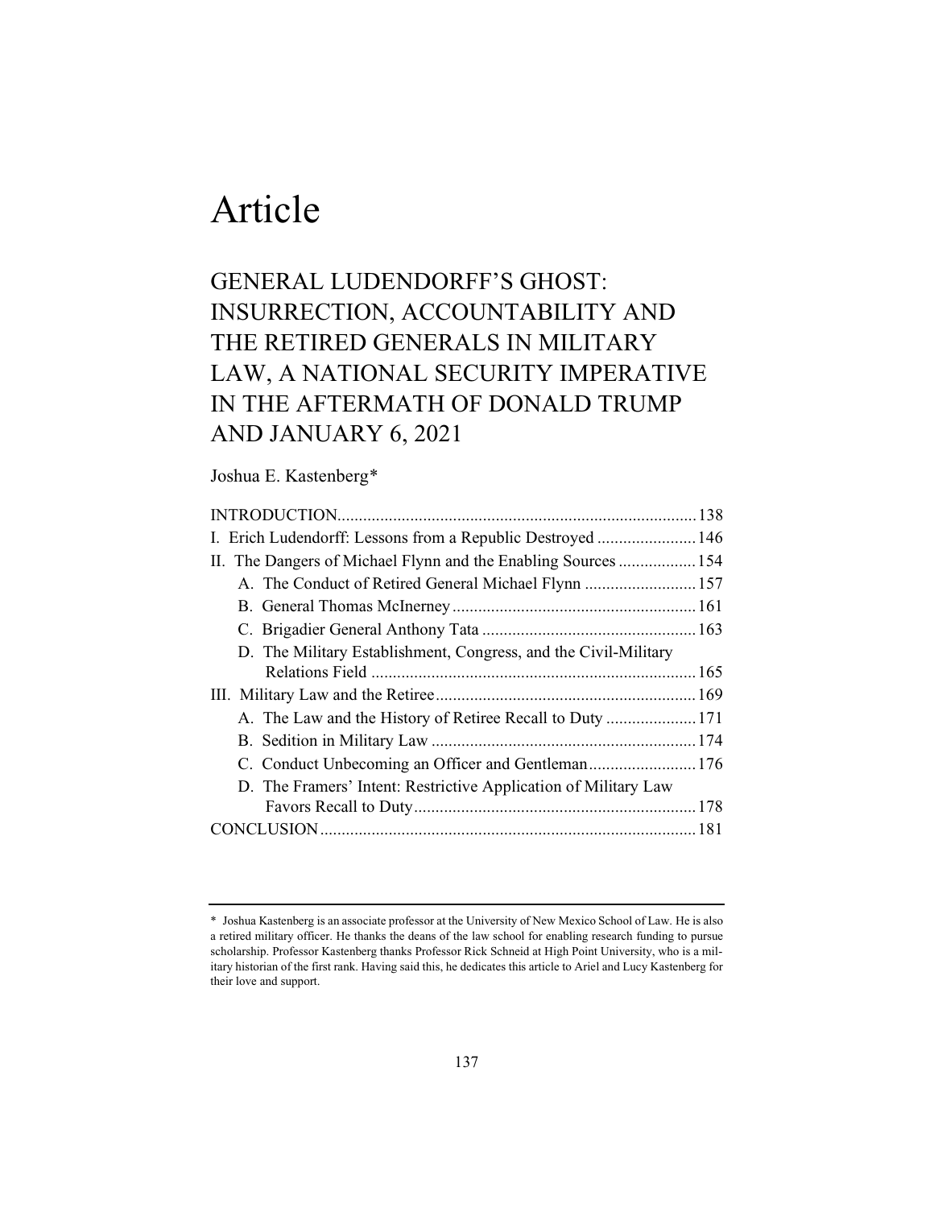# Article

## GENERAL LUDENDORFF'S GHOST: INSURRECTION, ACCOUNTABILITY AND THE RETIRED GENERALS IN MILITARY LAW, A NATIONAL SECURITY IMPERATIVE IN THE AFTERMATH OF DONALD TRUMP AND JANUARY 6, 2021

Joshua E. Kastenberg*

INTRODUCTION ........ 138
I. Erich Ludendorff: Lessons from a Republic Destroyed ........ 146
II. The Dangers of Michael Flynn and the Enabling Sources ........ 154
  A. The Conduct of Retired General Michael Flynn ........ 157
  B. General Thomas McInerney ........ 161
  C. Brigadier General Anthony Tata ........ 163
  D. The Military Establishment, Congress, and the Civil-Military Relations Field ........ 165
III. Military Law and the Retiree ........ 169
  A. The Law and the History of Retiree Recall to Duty ........ 171
  B. Sedition in Military Law ........ 174
  C. Conduct Unbecoming an Officer and Gentleman ........ 176
  D. The Framers' Intent: Restrictive Application of Military Law Favors Recall to Duty ........ 178
CONCLUSION ........ 181

---

\* Joshua Kastenberg is an associate professor at the University of New Mexico School of Law. He is also a retired military officer. He thanks the deans of the law school for enabling research funding to pursue scholarship. Professor Kastenberg thanks Professor Rick Schneid at High Point University, who is a military historian of the first rank. Having said this, he dedicates this article to Ariel and Lucy Kastenberg for their love and support.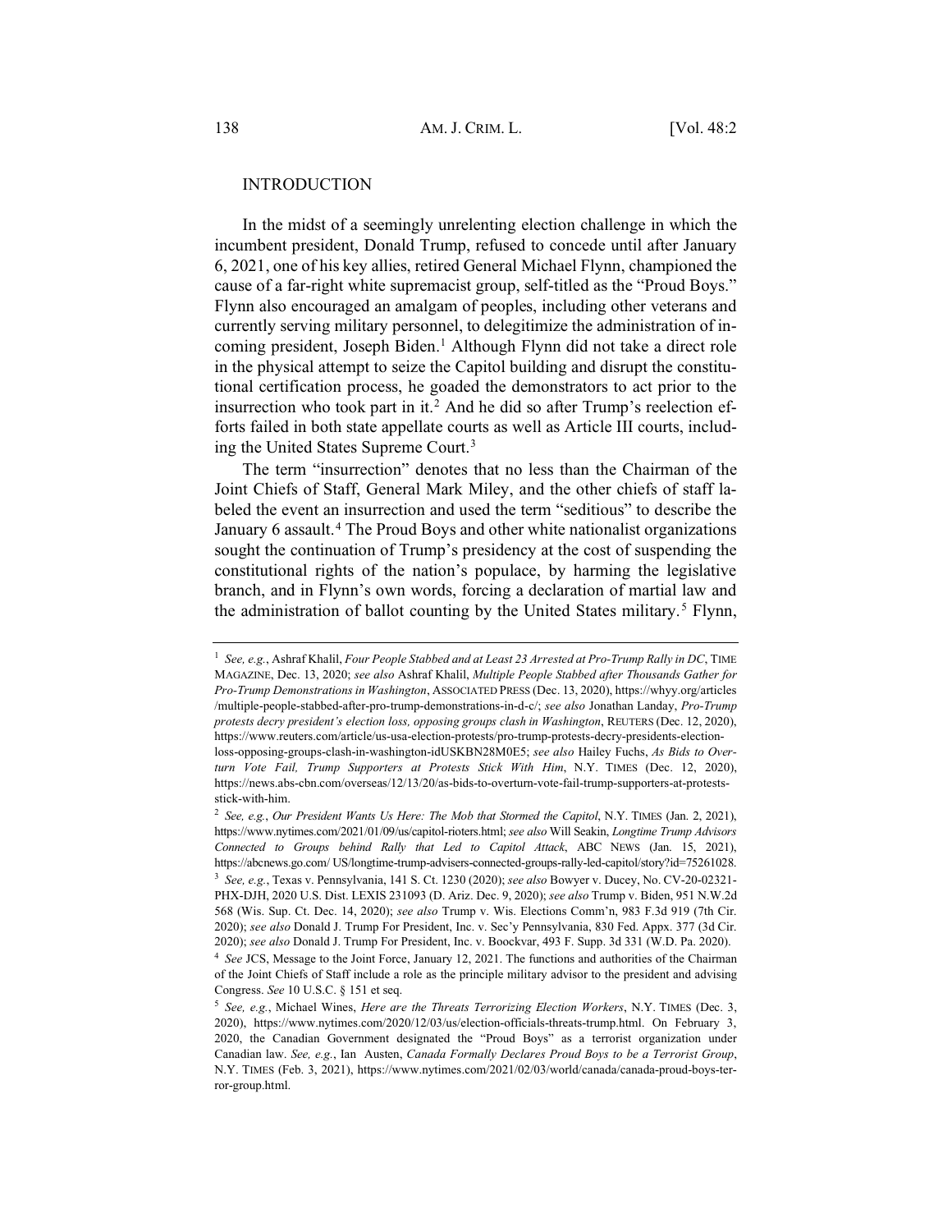## INTRODUCTION

In the midst of a seemingly unrelenting election challenge in which the incumbent president, Donald Trump, refused to concede until after January 6, 2021, one of his key allies, retired General Michael Flynn, championed the cause of a far-right white supremacist group, self-titled as the "Proud Boys." Flynn also encouraged an amalgam of peoples, including other veterans and currently serving military personnel, to delegitimize the administration of incoming president, Joseph Biden.[1] Although Flynn did not take a direct role in the physical attempt to seize the Capitol building and disrupt the constitutional certification process, he goaded the demonstrators to act prior to the insurrection who took part in it.[2] And he did so after Trump's reelection efforts failed in both state appellate courts as well as Article III courts, including the United States Supreme Court.[3]

The term "insurrection" denotes that no less than the Chairman of the Joint Chiefs of Staff, General Mark Miley, and the other chiefs of staff labeled the event an insurrection and used the term "seditious" to describe the January 6 assault.[4] The Proud Boys and other white nationalist organizations sought the continuation of Trump's presidency at the cost of suspending the constitutional rights of the nation's populace, by harming the legislative branch, and in Flynn's own words, forcing a declaration of martial law and the administration of ballot counting by the United States military.[5] Flynn,

---

[1] *See, e.g.*, Ashraf Khalil, *Four People Stabbed and at Least 23 Arrested at Pro-Trump Rally in DC*, TIME MAGAZINE, Dec. 13, 2020; *see also* Ashraf Khalil, *Multiple People Stabbed after Thousands Gather for Pro-Trump Demonstrations in Washington*, ASSOCIATED PRESS (Dec. 13, 2020), https://whyy.org/articles/multiple-people-stabbed-after-pro-trump-demonstrations-in-d-c/; *see also* Jonathan Landay, *Pro-Trump protests decry president's election loss, opposing groups clash in Washington*, REUTERS (Dec. 12, 2020), https://www.reuters.com/article/us-usa-election-protests/pro-trump-protests-decry-presidents-election-loss-opposing-groups-clash-in-washington-idUSKBN28M0E5; *see also* Hailey Fuchs, *As Bids to Overturn Vote Fail, Trump Supporters at Protests Stick With Him*, N.Y. TIMES (Dec. 12, 2020), https://news.abs-cbn.com/overseas/12/13/20/as-bids-to-overturn-vote-fail-trump-supporters-at-protests-stick-with-him.

[2] *See, e.g.*, *Our President Wants Us Here: The Mob that Stormed the Capitol*, N.Y. TIMES (Jan. 2, 2021), https://www.nytimes.com/2021/01/09/us/capitol-rioters.html; *see also* Will Seakin, *Longtime Trump Advisors Connected to Groups behind Rally that Led to Capitol Attack*, ABC NEWS (Jan. 15, 2021), https://abcnews.go.com/ US/longtime-trump-advisers-connected-groups-rally-led-capitol/story?id=75261028.

[3] *See, e.g.*, Texas v. Pennsylvania, 141 S. Ct. 1230 (2020); *see also* Bowyer v. Ducey, No. CV-20-02321-PHX-DJH, 2020 U.S. Dist. LEXIS 231093 (D. Ariz. Dec. 9, 2020); *see also* Trump v. Biden, 951 N.W.2d 568 (Wis. Sup. Ct. Dec. 14, 2020); *see also* Trump v. Wis. Elections Comm'n, 983 F.3d 919 (7th Cir. 2020); *see also* Donald J. Trump For President, Inc. v. Sec'y Pennsylvania, 830 Fed. Appx. 377 (3d Cir. 2020); *see also* Donald J. Trump For President, Inc. v. Boockvar, 493 F. Supp. 3d 331 (W.D. Pa. 2020).

[4] *See* JCS, Message to the Joint Force, January 12, 2021. The functions and authorities of the Chairman of the Joint Chiefs of Staff include a role as the principle military advisor to the president and advising Congress. *See* 10 U.S.C. § 151 et seq.

[5] *See, e.g.*, Michael Wines, *Here are the Threats Terrorizing Election Workers*, N.Y. TIMES (Dec. 3, 2020), https://www.nytimes.com/2020/12/03/us/election-officials-threats-trump.html. On February 3, 2020, the Canadian Government designated the "Proud Boys" as a terrorist organization under Canadian law. *See, e.g.*, Ian Austen, *Canada Formally Declares Proud Boys to be a Terrorist Group*, N.Y. TIMES (Feb. 3, 2021), https://www.nytimes.com/2021/02/03/world/canada/canada-proud-boys-terror-group.html.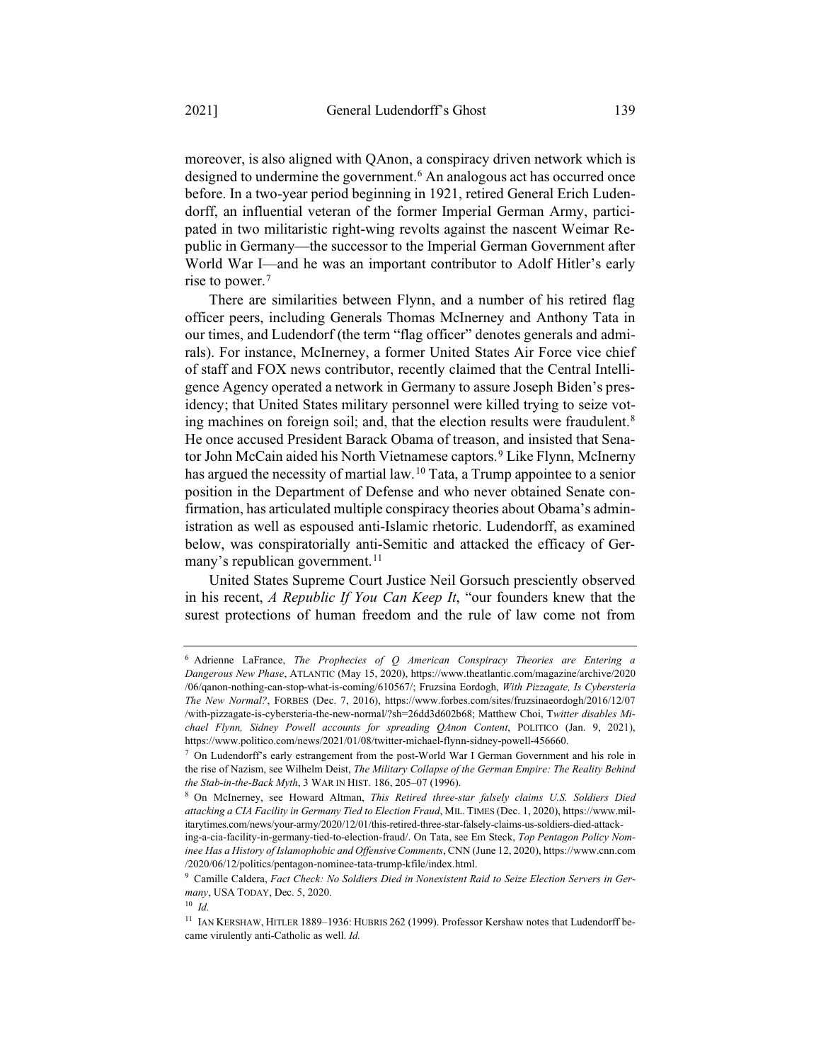moreover, is also aligned with QAnon, a conspiracy driven network which is designed to undermine the government.[6] An analogous act has occurred once before. In a two-year period beginning in 1921, retired General Erich Ludendorff, an influential veteran of the former Imperial German Army, participated in two militaristic right-wing revolts against the nascent Weimar Republic in Germany—the successor to the Imperial German Government after World War I—and he was an important contributor to Adolf Hitler's early rise to power.[7]

There are similarities between Flynn, and a number of his retired flag officer peers, including Generals Thomas McInerney and Anthony Tata in our times, and Ludendorf (the term "flag officer" denotes generals and admirals). For instance, McInerney, a former United States Air Force vice chief of staff and FOX news contributor, recently claimed that the Central Intelligence Agency operated a network in Germany to assure Joseph Biden's presidency; that United States military personnel were killed trying to seize voting machines on foreign soil; and, that the election results were fraudulent.[8] He once accused President Barack Obama of treason, and insisted that Senator John McCain aided his North Vietnamese captors.[9] Like Flynn, McInerny has argued the necessity of martial law.[10] Tata, a Trump appointee to a senior position in the Department of Defense and who never obtained Senate confirmation, has articulated multiple conspiracy theories about Obama's administration as well as espoused anti-Islamic rhetoric. Ludendorff, as examined below, was conspiratorially anti-Semitic and attacked the efficacy of Germany's republican government.[11]

United States Supreme Court Justice Neil Gorsuch presciently observed in his recent, *A Republic If You Can Keep It*, "our founders knew that the surest protections of human freedom and the rule of law come not from

---

[6] Adrienne LaFrance, *The Prophecies of Q American Conspiracy Theories are Entering a Dangerous New Phase*, ATLANTIC (May 15, 2020), https://www.theatlantic.com/magazine/archive/2020/06/qanon-nothing-can-stop-what-is-coming/610567/; Fruzsina Eordogh, *With Pizzagate, Is Cybersteria The New Normal?*, FORBES (Dec. 7, 2016), https://www.forbes.com/sites/fruzsinaeordogh/2016/12/07/with-pizzagate-is-cybersteria-the-new-normal/?sh=26dd3d602b68; Matthew Choi, T*witter disables Michael Flynn, Sidney Powell accounts for spreading QAnon Content*, POLITICO (Jan. 9, 2021), https://www.politico.com/news/2021/01/08/twitter-michael-flynn-sidney-powell-456660.

[7] On Ludendorff's early estrangement from the post-World War I German Government and his role in the rise of Nazism, see Wilhelm Deist, *The Military Collapse of the German Empire: The Reality Behind the Stab-in-the-Back Myth*, 3 WAR IN HIST. 186, 205–07 (1996).

[8] On McInerney, see Howard Altman, *This Retired three-star falsely claims U.S. Soldiers Died attacking a CIA Facility in Germany Tied to Election Fraud*, MIL. TIMES (Dec. 1, 2020), https://www.militarytimes.com/news/your-army/2020/12/01/this-retired-three-star-falsely-claims-us-soldiers-died-attacking-a-cia-facility-in-germany-tied-to-election-fraud/. On Tata, see Em Steck, *Top Pentagon Policy Nominee Has a History of Islamophobic and Offensive Comments*, CNN (June 12, 2020), https://www.cnn.com/2020/06/12/politics/pentagon-nominee-tata-trump-kfile/index.html.

[9] Camille Caldera, *Fact Check: No Soldiers Died in Nonexistent Raid to Seize Election Servers in Germany*, USA TODAY, Dec. 5, 2020.

[10] *Id.*

[11] IAN KERSHAW, HITLER 1889–1936: HUBRIS 262 (1999). Professor Kershaw notes that Ludendorff became virulently anti-Catholic as well. *Id.*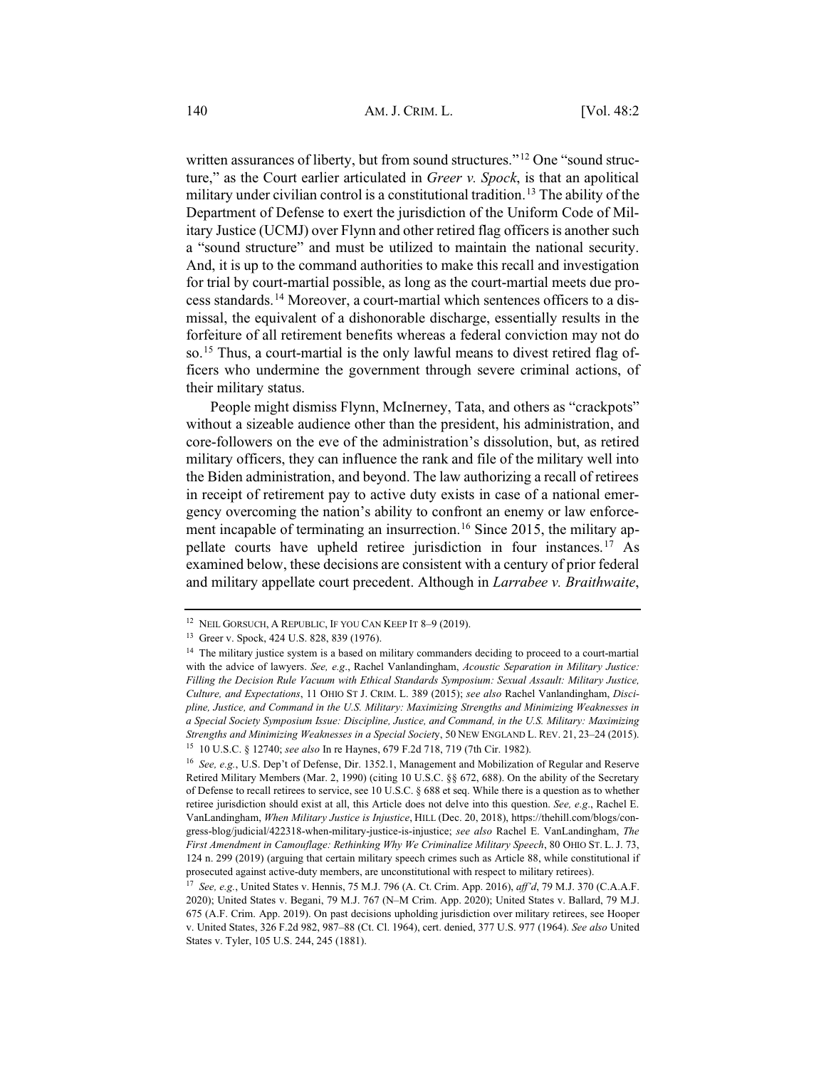written assurances of liberty, but from sound structures."[12] One "sound structure," as the Court earlier articulated in *Greer v. Spock*, is that an apolitical military under civilian control is a constitutional tradition.[13] The ability of the Department of Defense to exert the jurisdiction of the Uniform Code of Military Justice (UCMJ) over Flynn and other retired flag officers is another such a "sound structure" and must be utilized to maintain the national security. And, it is up to the command authorities to make this recall and investigation for trial by court-martial possible, as long as the court-martial meets due process standards.[14] Moreover, a court-martial which sentences officers to a dismissal, the equivalent of a dishonorable discharge, essentially results in the forfeiture of all retirement benefits whereas a federal conviction may not do so.[15] Thus, a court-martial is the only lawful means to divest retired flag officers who undermine the government through severe criminal actions, of their military status.

People might dismiss Flynn, McInerney, Tata, and others as "crackpots" without a sizeable audience other than the president, his administration, and core-followers on the eve of the administration's dissolution, but, as retired military officers, they can influence the rank and file of the military well into the Biden administration, and beyond. The law authorizing a recall of retirees in receipt of retirement pay to active duty exists in case of a national emergency overcoming the nation's ability to confront an enemy or law enforcement incapable of terminating an insurrection.[16] Since 2015, the military appellate courts have upheld retiree jurisdiction in four instances.[17] As examined below, these decisions are consistent with a century of prior federal and military appellate court precedent. Although in *Larrabee v. Braithwaite*,

---

[12] NEIL GORSUCH, A REPUBLIC, IF YOU CAN KEEP IT 8–9 (2019).

[13] Greer v. Spock, 424 U.S. 828, 839 (1976).

[14] The military justice system is a based on military commanders deciding to proceed to a court-martial with the advice of lawyers. *See, e.g.*, Rachel Vanlandingham, *Acoustic Separation in Military Justice: Filling the Decision Rule Vacuum with Ethical Standards Symposium: Sexual Assault: Military Justice, Culture, and Expectations*, 11 OHIO ST J. CRIM. L. 389 (2015); *see also* Rachel Vanlandingham, *Discipline, Justice, and Command in the U.S. Military: Maximizing Strengths and Minimizing Weaknesses in a Special Society Symposium Issue: Discipline, Justice, and Command, in the U.S. Military: Maximizing Strengths and Minimizing Weaknesses in a Special Society*, 50 NEW ENGLAND L. REV. 21, 23–24 (2015).

[15] 10 U.S.C. § 12740; *see also* In re Haynes, 679 F.2d 718, 719 (7th Cir. 1982).

[16] *See, e.g.*, U.S. Dep't of Defense, Dir. 1352.1, Management and Mobilization of Regular and Reserve Retired Military Members (Mar. 2, 1990) (citing 10 U.S.C. §§ 672, 688). On the ability of the Secretary of Defense to recall retirees to service, see 10 U.S.C. § 688 et seq. While there is a question as to whether retiree jurisdiction should exist at all, this Article does not delve into this question. *See, e.g.*, Rachel E. VanLandingham, *When Military Justice is Injustice*, HILL (Dec. 20, 2018), https://thehill.com/blogs/congress-blog/judicial/422318-when-military-justice-is-injustice; *see also* Rachel E. VanLandingham, *The First Amendment in Camouflage: Rethinking Why We Criminalize Military Speech*, 80 OHIO ST. L. J. 73, 124 n. 299 (2019) (arguing that certain military speech crimes such as Article 88, while constitutional if prosecuted against active-duty members, are unconstitutional with respect to military retirees).

[17] *See, e.g.*, United States v. Hennis, 75 M.J. 796 (A. Ct. Crim. App. 2016), *aff'd*, 79 M.J. 370 (C.A.A.F. 2020); United States v. Begani, 79 M.J. 767 (N–M Crim. App. 2020); United States v. Ballard, 79 M.J. 675 (A.F. Crim. App. 2019). On past decisions upholding jurisdiction over military retirees, see Hooper v. United States, 326 F.2d 982, 987–88 (Ct. Cl. 1964), cert. denied, 377 U.S. 977 (1964). *See also* United States v. Tyler, 105 U.S. 244, 245 (1881).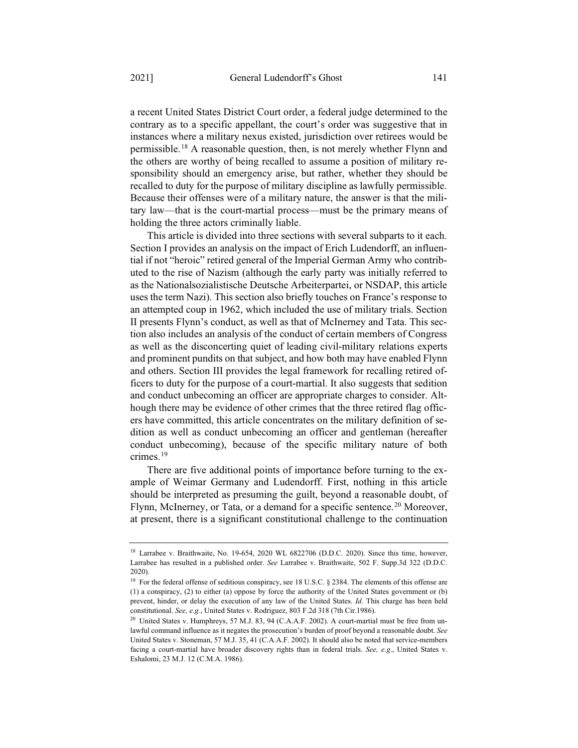a recent United States District Court order, a federal judge determined to the contrary as to a specific appellant, the court's order was suggestive that in instances where a military nexus existed, jurisdiction over retirees would be permissible.[18] A reasonable question, then, is not merely whether Flynn and the others are worthy of being recalled to assume a position of military responsibility should an emergency arise, but rather, whether they should be recalled to duty for the purpose of military discipline as lawfully permissible. Because their offenses were of a military nature, the answer is that the military law—that is the court-martial process—must be the primary means of holding the three actors criminally liable.

This article is divided into three sections with several subparts to it each. Section I provides an analysis on the impact of Erich Ludendorff, an influential if not "heroic" retired general of the Imperial German Army who contributed to the rise of Nazism (although the early party was initially referred to as the Nationalsozialistische Deutsche Arbeiterpartei, or NSDAP, this article uses the term Nazi). This section also briefly touches on France's response to an attempted coup in 1962, which included the use of military trials. Section II presents Flynn's conduct, as well as that of McInerney and Tata. This section also includes an analysis of the conduct of certain members of Congress as well as the disconcerting quiet of leading civil-military relations experts and prominent pundits on that subject, and how both may have enabled Flynn and others. Section III provides the legal framework for recalling retired officers to duty for the purpose of a court-martial. It also suggests that sedition and conduct unbecoming an officer are appropriate charges to consider. Although there may be evidence of other crimes that the three retired flag officers have committed, this article concentrates on the military definition of sedition as well as conduct unbecoming an officer and gentleman (hereafter conduct unbecoming), because of the specific military nature of both crimes.[19]

There are five additional points of importance before turning to the example of Weimar Germany and Ludendorff. First, nothing in this article should be interpreted as presuming the guilt, beyond a reasonable doubt, of Flynn, McInerney, or Tata, or a demand for a specific sentence.[20] Moreover, at present, there is a significant constitutional challenge to the continuation

---

[18] Larrabee v. Braithwaite, No. 19-654, 2020 WL 6822706 (D.D.C. 2020). Since this time, however, Larrabee has resulted in a published order. *See* Larrabee v. Braithwaite, 502 F. Supp.3d 322 (D.D.C. 2020).

[19] For the federal offense of seditious conspiracy, see 18 U.S.C. § 2384. The elements of this offense are (1) a conspiracy, (2) to either (a) oppose by force the authority of the United States government or (b) prevent, hinder, or delay the execution of any law of the United States. *Id.* This charge has been held constitutional. *See, e.g.*, United States v. Rodriguez, 803 F.2d 318 (7th Cir.1986).

[20] United States v. Humphreys, 57 M.J. 83, 94 (C.A.A.F. 2002). A court-martial must be free from unlawful command influence as it negates the prosecution's burden of proof beyond a reasonable doubt. *See* United States v. Stoneman, 57 M.J. 35, 41 (C.A.A.F. 2002). It should also be noted that service-members facing a court-martial have broader discovery rights than in federal trials. *See, e.g*., United States v. Eshalomi, 23 M.J. 12 (C.M.A. 1986).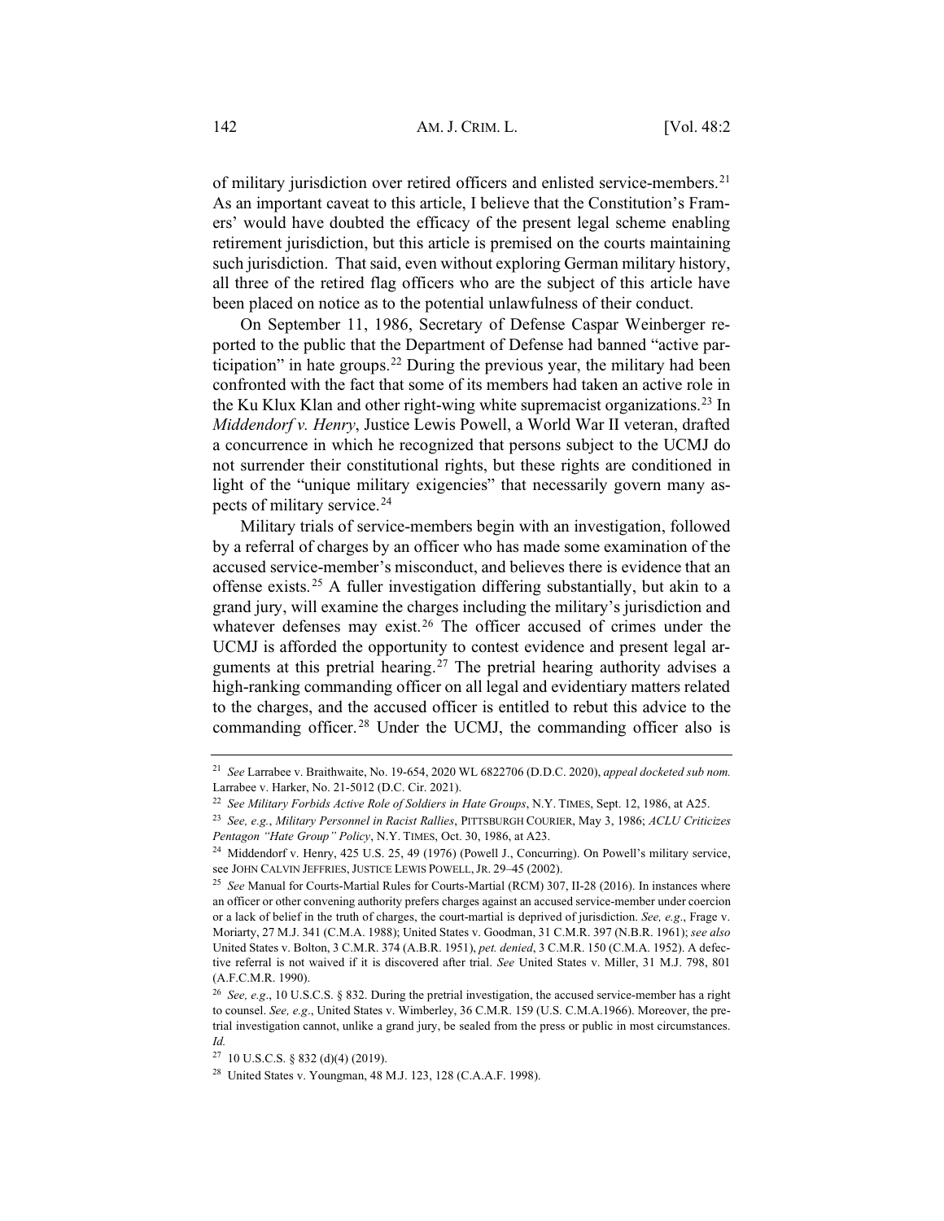of military jurisdiction over retired officers and enlisted service-members.[21] As an important caveat to this article, I believe that the Constitution's Framers' would have doubted the efficacy of the present legal scheme enabling retirement jurisdiction, but this article is premised on the courts maintaining such jurisdiction. That said, even without exploring German military history, all three of the retired flag officers who are the subject of this article have been placed on notice as to the potential unlawfulness of their conduct.

On September 11, 1986, Secretary of Defense Caspar Weinberger reported to the public that the Department of Defense had banned "active participation" in hate groups.[22] During the previous year, the military had been confronted with the fact that some of its members had taken an active role in the Ku Klux Klan and other right-wing white supremacist organizations.[23] In *Middendorf v. Henry*, Justice Lewis Powell, a World War II veteran, drafted a concurrence in which he recognized that persons subject to the UCMJ do not surrender their constitutional rights, but these rights are conditioned in light of the "unique military exigencies" that necessarily govern many aspects of military service.[24]

Military trials of service-members begin with an investigation, followed by a referral of charges by an officer who has made some examination of the accused service-member's misconduct, and believes there is evidence that an offense exists.[25] A fuller investigation differing substantially, but akin to a grand jury, will examine the charges including the military's jurisdiction and whatever defenses may exist.[26] The officer accused of crimes under the UCMJ is afforded the opportunity to contest evidence and present legal arguments at this pretrial hearing.[27] The pretrial hearing authority advises a high-ranking commanding officer on all legal and evidentiary matters related to the charges, and the accused officer is entitled to rebut this advice to the commanding officer.[28] Under the UCMJ, the commanding officer also is

---

[21] *See* Larrabee v. Braithwaite, No. 19-654, 2020 WL 6822706 (D.D.C. 2020), *appeal docketed sub nom.* Larrabee v. Harker, No. 21-5012 (D.C. Cir. 2021).

[22] *See Military Forbids Active Role of Soldiers in Hate Groups*, N.Y. TIMES, Sept. 12, 1986, at A25.

[23] *See, e.g.*, *Military Personnel in Racist Rallies*, PITTSBURGH COURIER, May 3, 1986; *ACLU Criticizes Pentagon "Hate Group" Policy*, N.Y. TIMES, Oct. 30, 1986, at A23.

[24] Middendorf v. Henry, 425 U.S. 25, 49 (1976) (Powell J., Concurring). On Powell's military service, see JOHN CALVIN JEFFRIES, JUSTICE LEWIS POWELL, JR. 29–45 (2002).

[25] *See* Manual for Courts-Martial Rules for Courts-Martial (RCM) 307, II-28 (2016). In instances where an officer or other convening authority prefers charges against an accused service-member under coercion or a lack of belief in the truth of charges, the court-martial is deprived of jurisdiction. *See, e.g.*, Frage v. Moriarty, 27 M.J. 341 (C.M.A. 1988); United States v. Goodman, 31 C.M.R. 397 (N.B.R. 1961); *see also* United States v. Bolton, 3 C.M.R. 374 (A.B.R. 1951), *pet. denied*, 3 C.M.R. 150 (C.M.A. 1952). A defective referral is not waived if it is discovered after trial. *See* United States v. Miller, 31 M.J. 798, 801 (A.F.C.M.R. 1990).

[26] *See, e.g*., 10 U.S.C.S. § 832. During the pretrial investigation, the accused service-member has a right to counsel. *See, e.g*., United States v. Wimberley, 36 C.M.R. 159 (U.S. C.M.A.1966). Moreover, the pretrial investigation cannot, unlike a grand jury, be sealed from the press or public in most circumstances. *Id.*

[27] 10 U.S.C.S. § 832 (d)(4) (2019).

[28] United States v. Youngman, 48 M.J. 123, 128 (C.A.A.F. 1998).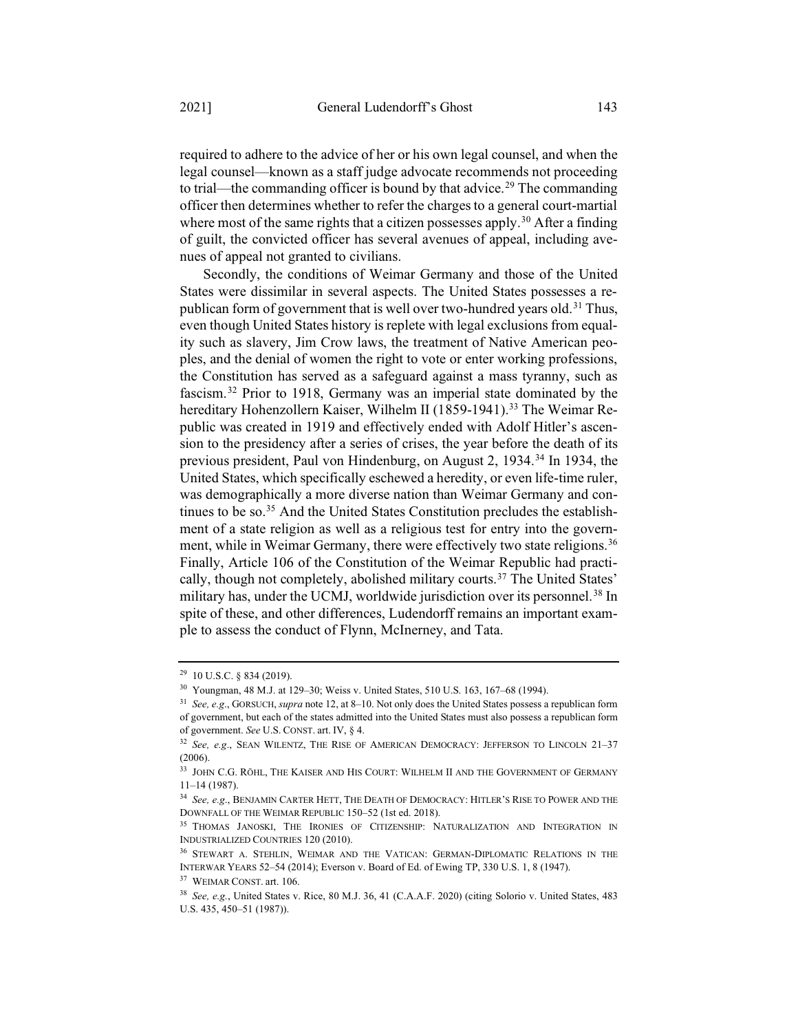required to adhere to the advice of her or his own legal counsel, and when the legal counsel—known as a staff judge advocate recommends not proceeding to trial—the commanding officer is bound by that advice.[29] The commanding officer then determines whether to refer the charges to a general court-martial where most of the same rights that a citizen possesses apply.[30] After a finding of guilt, the convicted officer has several avenues of appeal, including avenues of appeal not granted to civilians.

Secondly, the conditions of Weimar Germany and those of the United States were dissimilar in several aspects. The United States possesses a republican form of government that is well over two-hundred years old.[31] Thus, even though United States history is replete with legal exclusions from equality such as slavery, Jim Crow laws, the treatment of Native American peoples, and the denial of women the right to vote or enter working professions, the Constitution has served as a safeguard against a mass tyranny, such as fascism.[32] Prior to 1918, Germany was an imperial state dominated by the hereditary Hohenzollern Kaiser, Wilhelm II (1859-1941).[33] The Weimar Republic was created in 1919 and effectively ended with Adolf Hitler's ascension to the presidency after a series of crises, the year before the death of its previous president, Paul von Hindenburg, on August 2, 1934.[34] In 1934, the United States, which specifically eschewed a heredity, or even life-time ruler, was demographically a more diverse nation than Weimar Germany and continues to be so.[35] And the United States Constitution precludes the establishment of a state religion as well as a religious test for entry into the government, while in Weimar Germany, there were effectively two state religions.[36] Finally, Article 106 of the Constitution of the Weimar Republic had practically, though not completely, abolished military courts.[37] The United States' military has, under the UCMJ, worldwide jurisdiction over its personnel.[38] In spite of these, and other differences, Ludendorff remains an important example to assess the conduct of Flynn, McInerney, and Tata.

---

[29] 10 U.S.C. § 834 (2019).

[30] Youngman, 48 M.J. at 129–30; Weiss v. United States, 510 U.S. 163, 167–68 (1994).

[31] *See, e.g.*, GORSUCH, *supra* note 12, at 8–10. Not only does the United States possess a republican form of government, but each of the states admitted into the United States must also possess a republican form of government. *See* U.S. CONST. art. IV, § 4.

[32] *See, e.g.*, SEAN WILENTZ, THE RISE OF AMERICAN DEMOCRACY: JEFFERSON TO LINCOLN 21–37 (2006).

[33] JOHN C.G. RÖHL, THE KAISER AND HIS COURT: WILHELM II AND THE GOVERNMENT OF GERMANY 11–14 (1987).

[34] *See, e.g.*, BENJAMIN CARTER HETT, THE DEATH OF DEMOCRACY: HITLER'S RISE TO POWER AND THE DOWNFALL OF THE WEIMAR REPUBLIC 150–52 (1st ed. 2018).

[35] THOMAS JANOSKI, THE IRONIES OF CITIZENSHIP: NATURALIZATION AND INTEGRATION IN INDUSTRIALIZED COUNTRIES 120 (2010).

[36] STEWART A. STEHLIN, WEIMAR AND THE VATICAN: GERMAN-DIPLOMATIC RELATIONS IN THE INTERWAR YEARS 52–54 (2014); Everson v. Board of Ed. of Ewing TP, 330 U.S. 1, 8 (1947).

[37] WEIMAR CONST. art. 106.

[38] *See, e.g.*, United States v. Rice, 80 M.J. 36, 41 (C.A.A.F. 2020) (citing Solorio v. United States, 483 U.S. 435, 450–51 (1987)).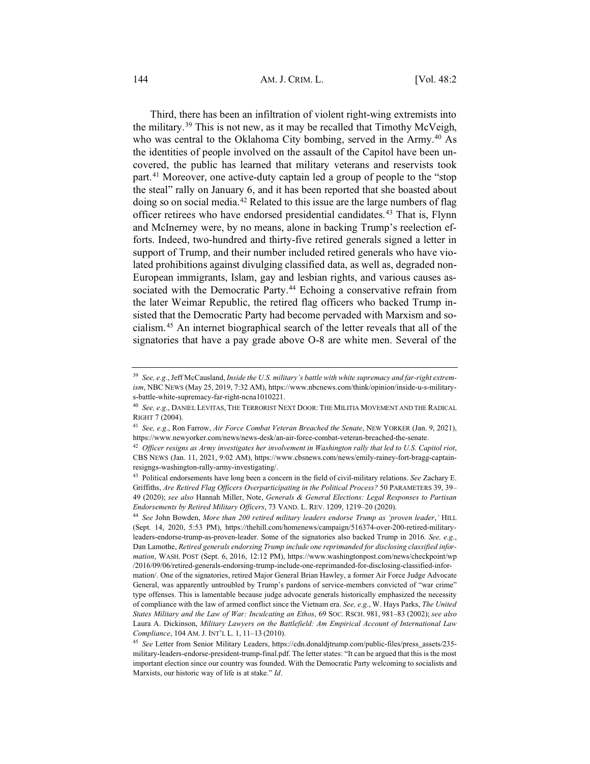Third, there has been an infiltration of violent right-wing extremists into the military.[39] This is not new, as it may be recalled that Timothy McVeigh, who was central to the Oklahoma City bombing, served in the Army.[40] As the identities of people involved on the assault of the Capitol have been uncovered, the public has learned that military veterans and reservists took part.[41] Moreover, one active-duty captain led a group of people to the "stop the steal" rally on January 6, and it has been reported that she boasted about doing so on social media.[42] Related to this issue are the large numbers of flag officer retirees who have endorsed presidential candidates.[43] That is, Flynn and McInerney were, by no means, alone in backing Trump's reelection efforts. Indeed, two-hundred and thirty-five retired generals signed a letter in support of Trump, and their number included retired generals who have violated prohibitions against divulging classified data, as well as, degraded non-European immigrants, Islam, gay and lesbian rights, and various causes associated with the Democratic Party.[44] Echoing a conservative refrain from the later Weimar Republic, the retired flag officers who backed Trump insisted that the Democratic Party had become pervaded with Marxism and socialism.[45] An internet biographical search of the letter reveals that all of the signatories that have a pay grade above O-8 are white men. Several of the

---

[39] *See, e.g.*, Jeff McCausland, *Inside the U.S. military's battle with white supremacy and far-right extremism*, NBC NEWS (May 25, 2019, 7:32 AM), https://www.nbcnews.com/think/opinion/inside-u-s-military-s-battle-white-supremacy-far-right-ncna1010221.

[40] *See, e.g.*, DANIEL LEVITAS, THE TERRORIST NEXT DOOR: THE MILITIA MOVEMENT AND THE RADICAL RIGHT 7 (2004).

[41] *See, e.g.*, Ron Farrow, *Air Force Combat Veteran Breached the Senate*, NEW YORKER (Jan. 9, 2021), https://www.newyorker.com/news/news-desk/an-air-force-combat-veteran-breached-the-senate.

[42] *Officer resigns as Army investigates her involvement in Washington rally that led to U.S. Capitol riot*, CBS NEWS (Jan. 11, 2021, 9:02 AM), https://www.cbsnews.com/news/emily-rainey-fort-bragg-captain-resigngs-washington-rally-army-investigating/.

[43] Political endorsements have long been a concern in the field of civil-military relations. *See* Zachary E. Griffiths, *Are Retired Flag Officers Overparticipating in the Political Process?* 50 PARAMETERS 39, 39–49 (2020); *see also* Hannah Miller, Note, *Generals & General Elections: Legal Responses to Partisan Endorsements by Retired Military Officers*, 73 VAND. L. REV. 1209, 1219–20 (2020).

[44] *See* John Bowden, *More than 200 retired military leaders endorse Trump as 'proven leader*,*'* HILL (Sept. 14, 2020, 5:53 PM), https://thehill.com/homenews/campaign/516374-over-200-retired-military-leaders-endorse-trump-as-proven-leader. Some of the signatories also backed Trump in 2016*. See, e.g.*, Dan Lamothe, *Retired generals endorsing Trump include one reprimanded for disclosing classified information*, WASH. POST (Sept. 6, 2016, 12:12 PM), https://www.washingtonpost.com/news/checkpoint/wp/2016/09/06/retired-generals-endorsing-trump-include-one-reprimanded-for-disclosing-classified-information/. One of the signatories, retired Major General Brian Hawley, a former Air Force Judge Advocate General, was apparently untroubled by Trump's pardons of service-members convicted of "war crime" type offenses. This is lamentable because judge advocate generals historically emphasized the necessity of compliance with the law of armed conflict since the Vietnam era. *See, e.g.*, W. Hays Parks, *The United States Military and the Law of War: Inculcating an Ethos*, 69 SOC. RSCH. 981, 981–83 (2002); *see also* Laura A. Dickinson, *Military Lawyers on the Battlefield: Am Empirical Account of International Law Compliance*, 104 AM. J. INT'L L. 1, 11–13 (2010).

[45] *See* Letter from Senior Military Leaders, https://cdn.donaldjtrump.com/public-files/press_assets/235-military-leaders-endorse-president-trump-final.pdf. The letter states: "It can be argued that this is the most important election since our country was founded. With the Democratic Party welcoming to socialists and Marxists, our historic way of life is at stake." *Id*.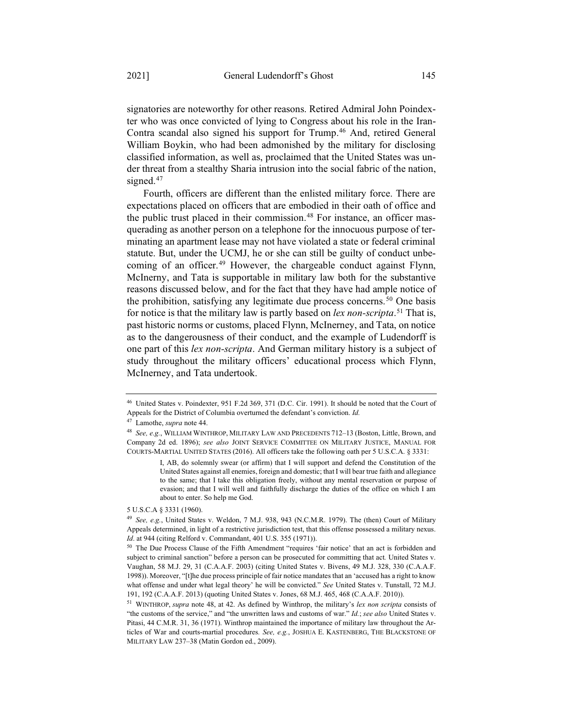signatories are noteworthy for other reasons. Retired Admiral John Poindexter who was once convicted of lying to Congress about his role in the Iran-Contra scandal also signed his support for Trump.[46] And, retired General William Boykin, who had been admonished by the military for disclosing classified information, as well as, proclaimed that the United States was under threat from a stealthy Sharia intrusion into the social fabric of the nation, signed.[47]

Fourth, officers are different than the enlisted military force. There are expectations placed on officers that are embodied in their oath of office and the public trust placed in their commission.[48] For instance, an officer masquerading as another person on a telephone for the innocuous purpose of terminating an apartment lease may not have violated a state or federal criminal statute. But, under the UCMJ, he or she can still be guilty of conduct unbecoming of an officer.[49] However, the chargeable conduct against Flynn, McInerny, and Tata is supportable in military law both for the substantive reasons discussed below, and for the fact that they have had ample notice of the prohibition, satisfying any legitimate due process concerns.[50] One basis for notice is that the military law is partly based on *lex non-scripta*.[51] That is, past historic norms or customs, placed Flynn, McInerney, and Tata, on notice as to the dangerousness of their conduct, and the example of Ludendorff is one part of this *lex non-scripta*. And German military history is a subject of study throughout the military officers' educational process which Flynn, McInerney, and Tata undertook.

---

[46] United States v. Poindexter, 951 F.2d 369, 371 (D.C. Cir. 1991). It should be noted that the Court of Appeals for the District of Columbia overturned the defendant's conviction. *Id.*

[47] Lamothe, *supra* note 44.

[48] *See, e.g.*, WILLIAM WINTHROP, MILITARY LAW AND PRECEDENTS 712–13 (Boston, Little, Brown, and Company 2d ed. 1896); *see also* JOINT SERVICE COMMITTEE ON MILITARY JUSTICE, MANUAL FOR COURTS-MARTIAL UNITED STATES (2016). All officers take the following oath per 5 U.S.C.A. § 3331:

> I, AB, do solemnly swear (or affirm) that I will support and defend the Constitution of the United States against all enemies, foreign and domestic; that I will bear true faith and allegiance to the same; that I take this obligation freely, without any mental reservation or purpose of evasion; and that I will well and faithfully discharge the duties of the office on which I am about to enter. So help me God.

5 U.S.C.A § 3331 (1960).

[49] *See, e.g.*, United States v. Weldon, 7 M.J. 938, 943 (N.C.M.R. 1979). The (then) Court of Military Appeals determined, in light of a restrictive jurisdiction test, that this offense possessed a military nexus. *Id*. at 944 (citing Relford v. Commandant, 401 U.S. 355 (1971)).

[50] The Due Process Clause of the Fifth Amendment "requires 'fair notice' that an act is forbidden and subject to criminal sanction" before a person can be prosecuted for committing that act*.* United States v. Vaughan, 58 M.J. 29, 31 (C.A.A.F. 2003) (citing United States v. Bivens, 49 M.J. 328, 330 (C.A.A.F. 1998)). Moreover, "[t]he due process principle of fair notice mandates that an 'accused has a right to know what offense and under what legal theory' he will be convicted." *See* United States v. Tunstall, 72 M.J. 191, 192 (C.A.A.F. 2013) (quoting United States v. Jones, 68 M.J. 465, 468 (C.A.A.F. 2010)).

[51] WINTHROP, *supra* note 48, at 42. As defined by Winthrop, the military's *lex non scripta* consists of "the customs of the service," and "the unwritten laws and customs of war." *Id.*; *see also* United States v. Pitasi, 44 C.M.R. 31, 36 (1971). Winthrop maintained the importance of military law throughout the Articles of War and courts-martial procedures*. See, e.g.*, JOSHUA E. KASTENBERG, THE BLACKSTONE OF MILITARY LAW 237–38 (Matin Gordon ed., 2009).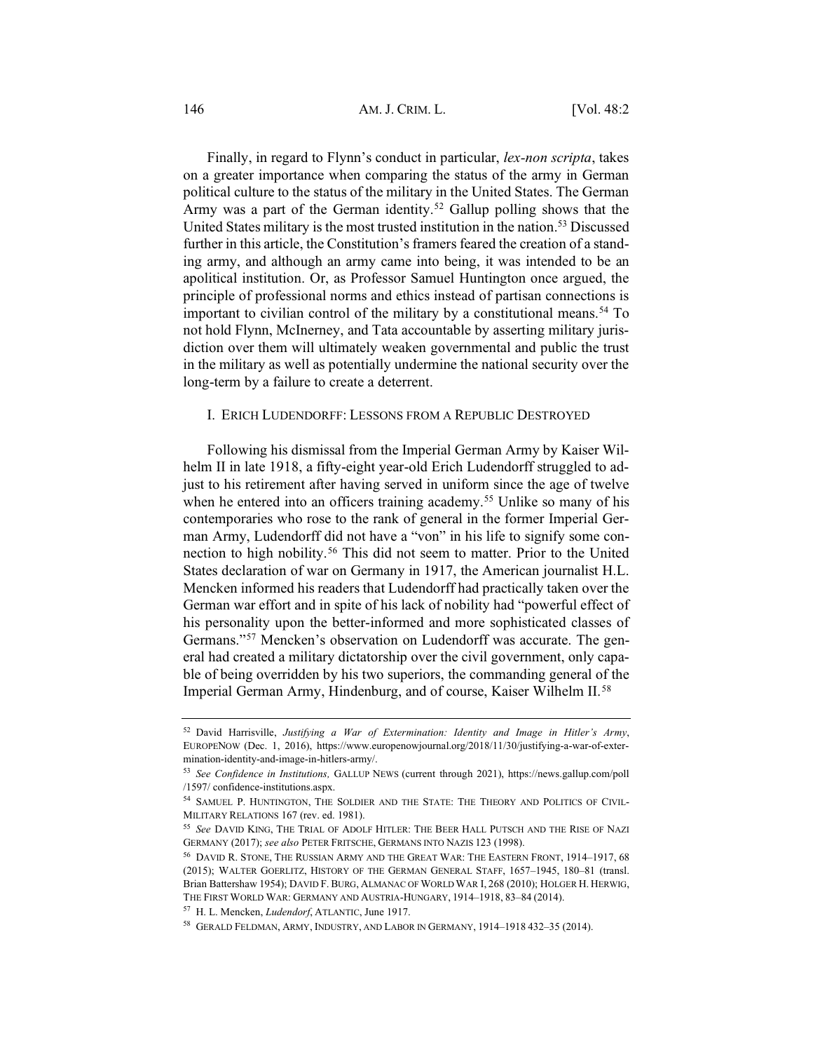Finally, in regard to Flynn's conduct in particular, *lex-non scripta*, takes on a greater importance when comparing the status of the army in German political culture to the status of the military in the United States. The German Army was a part of the German identity.[52] Gallup polling shows that the United States military is the most trusted institution in the nation.[53] Discussed further in this article, the Constitution's framers feared the creation of a standing army, and although an army came into being, it was intended to be an apolitical institution. Or, as Professor Samuel Huntington once argued, the principle of professional norms and ethics instead of partisan connections is important to civilian control of the military by a constitutional means.[54] To not hold Flynn, McInerney, and Tata accountable by asserting military jurisdiction over them will ultimately weaken governmental and public the trust in the military as well as potentially undermine the national security over the long-term by a failure to create a deterrent.

## I. Erich Ludendorff: Lessons from a Republic Destroyed

Following his dismissal from the Imperial German Army by Kaiser Wilhelm II in late 1918, a fifty-eight year-old Erich Ludendorff struggled to adjust to his retirement after having served in uniform since the age of twelve when he entered into an officers training academy.[55] Unlike so many of his contemporaries who rose to the rank of general in the former Imperial German Army, Ludendorff did not have a "von" in his life to signify some connection to high nobility.[56] This did not seem to matter. Prior to the United States declaration of war on Germany in 1917, the American journalist H.L. Mencken informed his readers that Ludendorff had practically taken over the German war effort and in spite of his lack of nobility had "powerful effect of his personality upon the better-informed and more sophisticated classes of Germans."[57] Mencken's observation on Ludendorff was accurate. The general had created a military dictatorship over the civil government, only capable of being overridden by his two superiors, the commanding general of the Imperial German Army, Hindenburg, and of course, Kaiser Wilhelm II.[58]

---

[52] David Harrisville, *Justifying a War of Extermination: Identity and Image in Hitler's Army*, EUROPENOW (Dec. 1, 2016), https://www.europenowjournal.org/2018/11/30/justifying-a-war-of-extermination-identity-and-image-in-hitlers-army/.

[53] *See Confidence in Institutions,* GALLUP NEWS (current through 2021), https://news.gallup.com/poll/1597/ confidence-institutions.aspx.

[54] SAMUEL P. HUNTINGTON, THE SOLDIER AND THE STATE: THE THEORY AND POLITICS OF CIVIL-MILITARY RELATIONS 167 (rev. ed. 1981).

[55] *See* DAVID KING, THE TRIAL OF ADOLF HITLER: THE BEER HALL PUTSCH AND THE RISE OF NAZI GERMANY (2017); *see also* PETER FRITSCHE, GERMANS INTO NAZIS 123 (1998).

[56] DAVID R. STONE, THE RUSSIAN ARMY AND THE GREAT WAR: THE EASTERN FRONT, 1914–1917, 68 (2015); WALTER GOERLITZ, HISTORY OF THE GERMAN GENERAL STAFF, 1657–1945, 180–81 (transl. Brian Battershaw 1954); DAVID F. BURG, ALMANAC OF WORLD WAR I, 268 (2010); HOLGER H. HERWIG, THE FIRST WORLD WAR: GERMANY AND AUSTRIA-HUNGARY, 1914–1918, 83–84 (2014).

[57] H. L. Mencken, *Ludendorf*, ATLANTIC, June 1917.

[58] GERALD FELDMAN, ARMY, INDUSTRY, AND LABOR IN GERMANY, 1914–1918 432–35 (2014).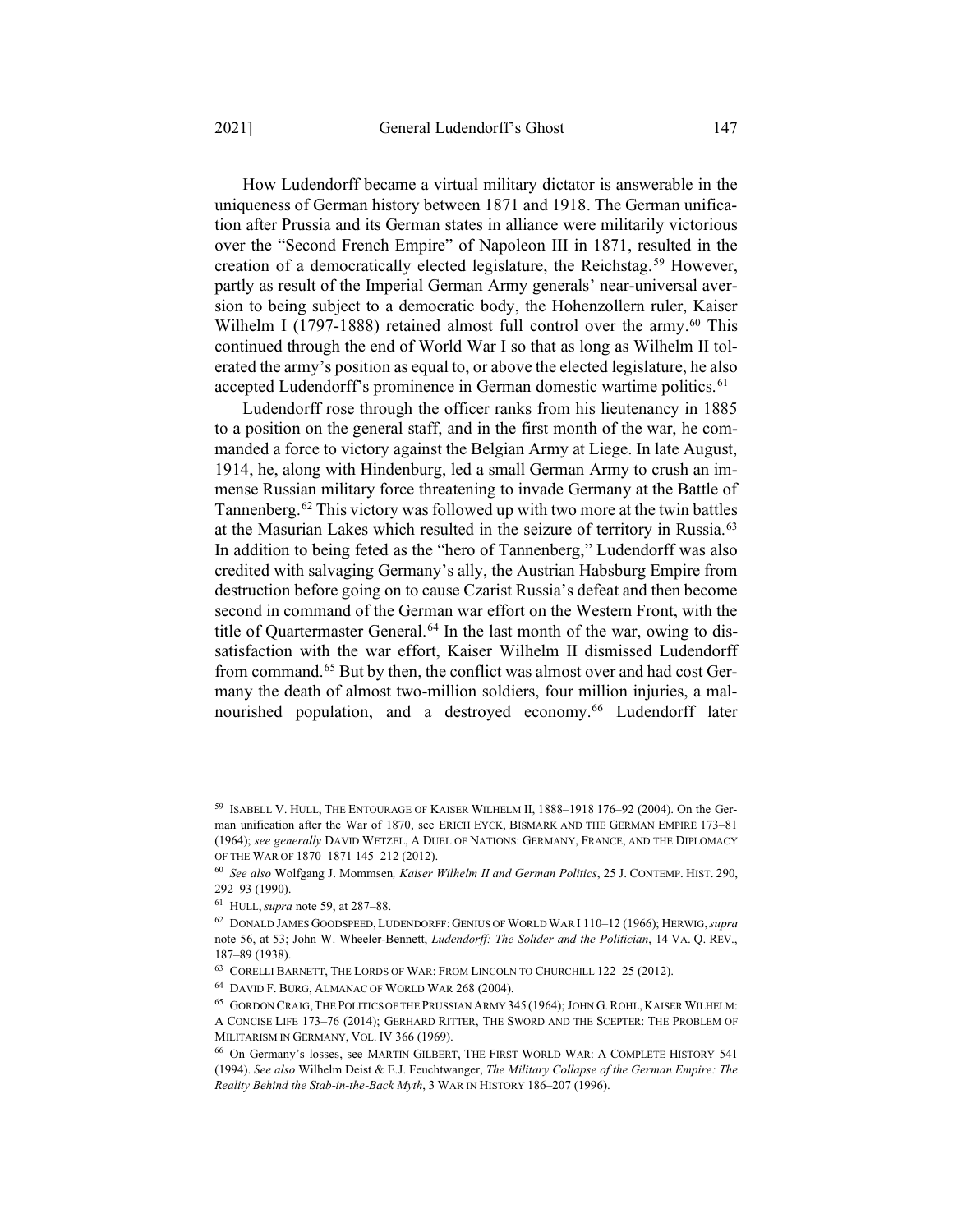How Ludendorff became a virtual military dictator is answerable in the uniqueness of German history between 1871 and 1918. The German unification after Prussia and its German states in alliance were militarily victorious over the "Second French Empire" of Napoleon III in 1871, resulted in the creation of a democratically elected legislature, the Reichstag.[59] However, partly as result of the Imperial German Army generals' near-universal aversion to being subject to a democratic body, the Hohenzollern ruler, Kaiser Wilhelm I (1797-1888) retained almost full control over the army.[60] This continued through the end of World War I so that as long as Wilhelm II tolerated the army's position as equal to, or above the elected legislature, he also accepted Ludendorff's prominence in German domestic wartime politics.[61]

Ludendorff rose through the officer ranks from his lieutenancy in 1885 to a position on the general staff, and in the first month of the war, he commanded a force to victory against the Belgian Army at Liege. In late August, 1914, he, along with Hindenburg, led a small German Army to crush an immense Russian military force threatening to invade Germany at the Battle of Tannenberg.[62] This victory was followed up with two more at the twin battles at the Masurian Lakes which resulted in the seizure of territory in Russia.[63] In addition to being feted as the "hero of Tannenberg," Ludendorff was also credited with salvaging Germany's ally, the Austrian Habsburg Empire from destruction before going on to cause Czarist Russia's defeat and then become second in command of the German war effort on the Western Front, with the title of Quartermaster General.[64] In the last month of the war, owing to dissatisfaction with the war effort, Kaiser Wilhelm II dismissed Ludendorff from command.[65] But by then, the conflict was almost over and had cost Germany the death of almost two-million soldiers, four million injuries, a malnourished population, and a destroyed economy.[66] Ludendorff later

---

[59] ISABELL V. HULL, THE ENTOURAGE OF KAISER WILHELM II, 1888–1918 176–92 (2004). On the German unification after the War of 1870, see ERICH EYCK, BISMARK AND THE GERMAN EMPIRE 173–81 (1964); *see generally* DAVID WETZEL, A DUEL OF NATIONS: GERMANY, FRANCE, AND THE DIPLOMACY OF THE WAR OF 1870–1871 145–212 (2012).

[60] *See also* Wolfgang J. Mommsen*, Kaiser Wilhelm II and German Politics*, 25 J. CONTEMP. HIST. 290, 292–93 (1990).

[61] HULL, *supra* note 59, at 287–88.

[62] DONALD JAMES GOODSPEED, LUDENDORFF: GENIUS OF WORLD WAR I 110–12 (1966); HERWIG, *supra* note 56, at 53; John W. Wheeler-Bennett, *Ludendorff: The Solider and the Politician*, 14 VA. Q. REV., 187–89 (1938).

[63] CORELLI BARNETT, THE LORDS OF WAR: FROM LINCOLN TO CHURCHILL 122–25 (2012).

[64] DAVID F. BURG, ALMANAC OF WORLD WAR 268 (2004).

[65] GORDON CRAIG, THE POLITICS OF THE PRUSSIAN ARMY 345 (1964); JOHN G. ROHL, KAISER WILHELM: A CONCISE LIFE 173–76 (2014); GERHARD RITTER, THE SWORD AND THE SCEPTER: THE PROBLEM OF MILITARISM IN GERMANY, VOL. IV 366 (1969).

[66] On Germany's losses, see MARTIN GILBERT, THE FIRST WORLD WAR: A COMPLETE HISTORY 541 (1994). *See also* Wilhelm Deist & E.J. Feuchtwanger, *The Military Collapse of the German Empire: The Reality Behind the Stab-in-the-Back Myth*, 3 WAR IN HISTORY 186–207 (1996).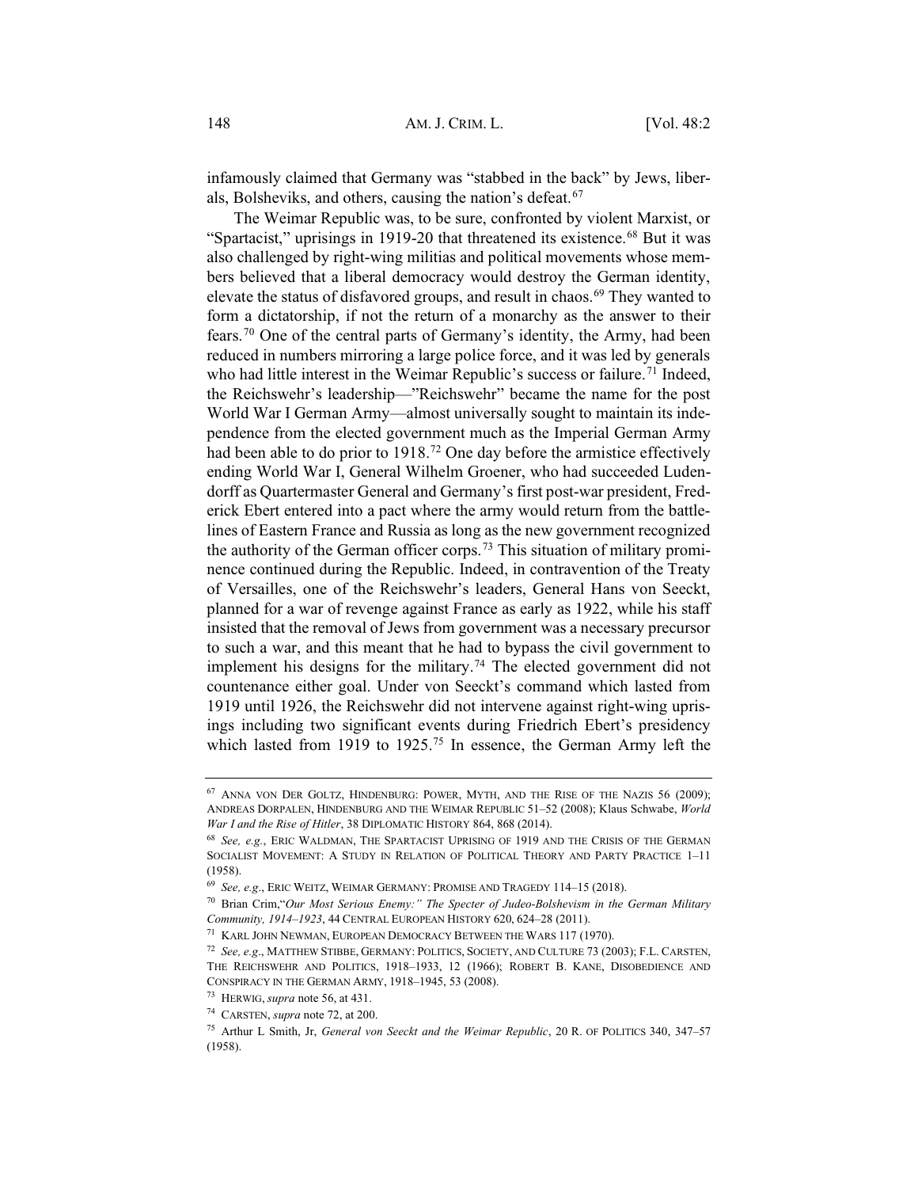infamously claimed that Germany was "stabbed in the back" by Jews, liberals, Bolsheviks, and others, causing the nation's defeat.[67]

The Weimar Republic was, to be sure, confronted by violent Marxist, or "Spartacist," uprisings in 1919-20 that threatened its existence.[68] But it was also challenged by right-wing militias and political movements whose members believed that a liberal democracy would destroy the German identity, elevate the status of disfavored groups, and result in chaos.[69] They wanted to form a dictatorship, if not the return of a monarchy as the answer to their fears.[70] One of the central parts of Germany's identity, the Army, had been reduced in numbers mirroring a large police force, and it was led by generals who had little interest in the Weimar Republic's success or failure.[71] Indeed, the Reichswehr's leadership—"Reichswehr" became the name for the post World War I German Army—almost universally sought to maintain its independence from the elected government much as the Imperial German Army had been able to do prior to 1918.[72] One day before the armistice effectively ending World War I, General Wilhelm Groener, who had succeeded Ludendorff as Quartermaster General and Germany's first post-war president, Frederick Ebert entered into a pact where the army would return from the battlelines of Eastern France and Russia as long as the new government recognized the authority of the German officer corps.[73] This situation of military prominence continued during the Republic. Indeed, in contravention of the Treaty of Versailles, one of the Reichswehr's leaders, General Hans von Seeckt, planned for a war of revenge against France as early as 1922, while his staff insisted that the removal of Jews from government was a necessary precursor to such a war, and this meant that he had to bypass the civil government to implement his designs for the military.[74] The elected government did not countenance either goal. Under von Seeckt's command which lasted from 1919 until 1926, the Reichswehr did not intervene against right-wing uprisings including two significant events during Friedrich Ebert's presidency which lasted from 1919 to 1925.[75] In essence, the German Army left the

---

[67] ANNA VON DER GOLTZ, HINDENBURG: POWER, MYTH, AND THE RISE OF THE NAZIS 56 (2009); ANDREAS DORPALEN, HINDENBURG AND THE WEIMAR REPUBLIC 51–52 (2008); Klaus Schwabe, *World War I and the Rise of Hitler*, 38 DIPLOMATIC HISTORY 864, 868 (2014).

[68] *See, e.g.*, ERIC WALDMAN, THE SPARTACIST UPRISING OF 1919 AND THE CRISIS OF THE GERMAN SOCIALIST MOVEMENT: A STUDY IN RELATION OF POLITICAL THEORY AND PARTY PRACTICE 1–11 (1958).

[69] *See, e.g.*, ERIC WEITZ, WEIMAR GERMANY: PROMISE AND TRAGEDY 114–15 (2018).

[70] Brian Crim,"*Our Most Serious Enemy:" The Specter of Judeo-Bolshevism in the German Military Community, 1914–1923*, 44 CENTRAL EUROPEAN HISTORY 620, 624–28 (2011).

[71] KARL JOHN NEWMAN, EUROPEAN DEMOCRACY BETWEEN THE WARS 117 (1970).

[72] *See, e.g.*, MATTHEW STIBBE, GERMANY: POLITICS, SOCIETY, AND CULTURE 73 (2003); F.L. CARSTEN, THE REICHSWEHR AND POLITICS, 1918–1933, 12 (1966); ROBERT B. KANE, DISOBEDIENCE AND CONSPIRACY IN THE GERMAN ARMY, 1918–1945, 53 (2008).

[73] HERWIG, *supra* note 56, at 431.

[74] CARSTEN, *supra* note 72, at 200.

[75] Arthur L Smith, Jr, *General von Seeckt and the Weimar Republic*, 20 R. OF POLITICS 340, 347–57 (1958).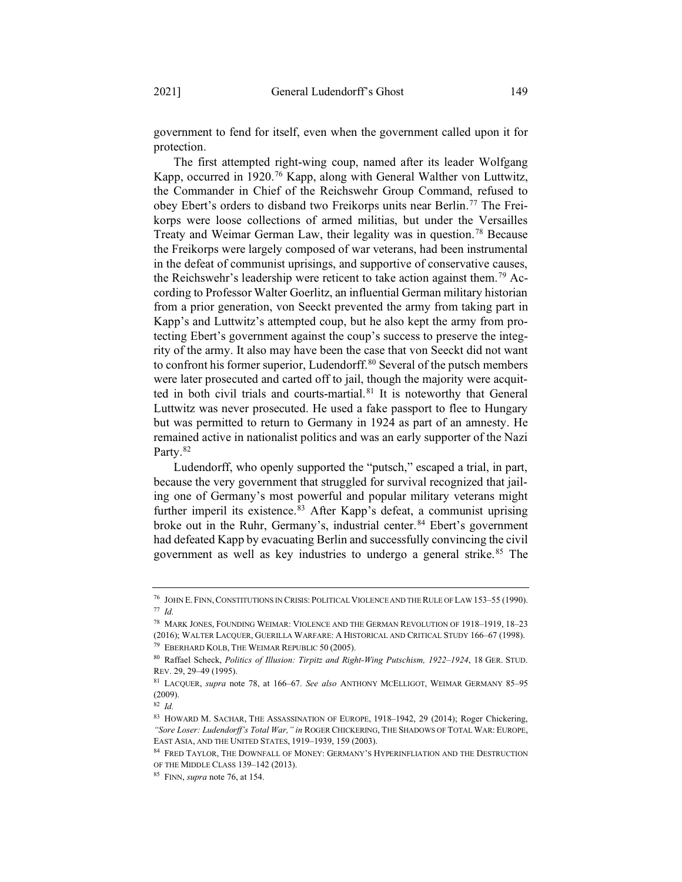government to fend for itself, even when the government called upon it for protection.

The first attempted right-wing coup, named after its leader Wolfgang Kapp, occurred in 1920.[76] Kapp, along with General Walther von Luttwitz, the Commander in Chief of the Reichswehr Group Command, refused to obey Ebert's orders to disband two Freikorps units near Berlin.[77] The Freikorps were loose collections of armed militias, but under the Versailles Treaty and Weimar German Law, their legality was in question.[78] Because the Freikorps were largely composed of war veterans, had been instrumental in the defeat of communist uprisings, and supportive of conservative causes, the Reichswehr's leadership were reticent to take action against them.[79] According to Professor Walter Goerlitz, an influential German military historian from a prior generation, von Seeckt prevented the army from taking part in Kapp's and Luttwitz's attempted coup, but he also kept the army from protecting Ebert's government against the coup's success to preserve the integrity of the army. It also may have been the case that von Seeckt did not want to confront his former superior, Ludendorff.[80] Several of the putsch members were later prosecuted and carted off to jail, though the majority were acquitted in both civil trials and courts-martial.[81] It is noteworthy that General Luttwitz was never prosecuted. He used a fake passport to flee to Hungary but was permitted to return to Germany in 1924 as part of an amnesty. He remained active in nationalist politics and was an early supporter of the Nazi Party.[82]

Ludendorff, who openly supported the "putsch," escaped a trial, in part, because the very government that struggled for survival recognized that jailing one of Germany's most powerful and popular military veterans might further imperil its existence.[83] After Kapp's defeat, a communist uprising broke out in the Ruhr, Germany's, industrial center.[84] Ebert's government had defeated Kapp by evacuating Berlin and successfully convincing the civil government as well as key industries to undergo a general strike.[85] The

---

[76] JOHN E. FINN, CONSTITUTIONS IN CRISIS: POLITICAL VIOLENCE AND THE RULE OF LAW 153–55 (1990).

[77] *Id.*

[78] MARK JONES, FOUNDING WEIMAR: VIOLENCE AND THE GERMAN REVOLUTION OF 1918–1919, 18–23 (2016); WALTER LACQUER, GUERILLA WARFARE: A HISTORICAL AND CRITICAL STUDY 166–67 (1998).

[79] EBERHARD KOLB, THE WEIMAR REPUBLIC 50 (2005).

[80] Raffael Scheck, *Politics of Illusion: Tirpitz and Right-Wing Putschism, 1922–1924*, 18 GER. STUD. REV. 29, 29–49 (1995).

[81] LACQUER, *supra* note 78, at 166–67. *See also* ANTHONY MCELLIGOT, WEIMAR GERMANY 85–95 (2009).

[82] *Id.*

[83] HOWARD M. SACHAR, THE ASSASSINATION OF EUROPE, 1918–1942, 29 (2014); Roger Chickering, *"Sore Loser: Ludendorff's Total War," in* ROGER CHICKERING, THE SHADOWS OF TOTAL WAR: EUROPE, EAST ASIA, AND THE UNITED STATES, 1919–1939, 159 (2003).

[84] FRED TAYLOR, THE DOWNFALL OF MONEY: GERMANY'S HYPERINFLIATION AND THE DESTRUCTION OF THE MIDDLE CLASS 139–142 (2013).

[85] FINN, *supra* note 76, at 154.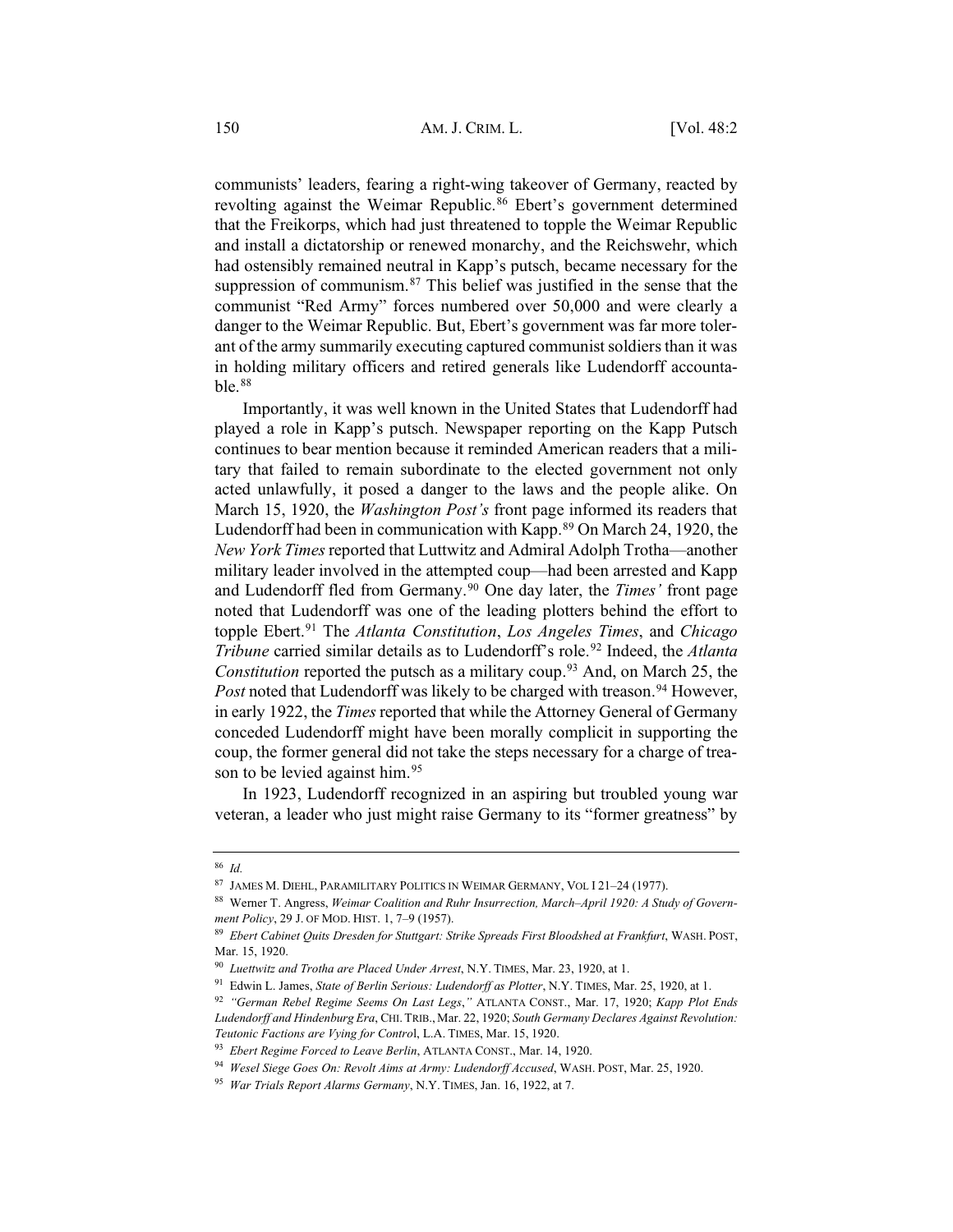communists' leaders, fearing a right-wing takeover of Germany, reacted by revolting against the Weimar Republic.[86] Ebert's government determined that the Freikorps, which had just threatened to topple the Weimar Republic and install a dictatorship or renewed monarchy, and the Reichswehr, which had ostensibly remained neutral in Kapp's putsch, became necessary for the suppression of communism.[87] This belief was justified in the sense that the communist "Red Army" forces numbered over 50,000 and were clearly a danger to the Weimar Republic. But, Ebert's government was far more tolerant of the army summarily executing captured communist soldiers than it was in holding military officers and retired generals like Ludendorff accountable.[88]

Importantly, it was well known in the United States that Ludendorff had played a role in Kapp's putsch. Newspaper reporting on the Kapp Putsch continues to bear mention because it reminded American readers that a military that failed to remain subordinate to the elected government not only acted unlawfully, it posed a danger to the laws and the people alike. On March 15, 1920, the *Washington Post's* front page informed its readers that Ludendorff had been in communication with Kapp.[89] On March 24, 1920, the *New York Times* reported that Luttwitz and Admiral Adolph Trotha—another military leader involved in the attempted coup—had been arrested and Kapp and Ludendorff fled from Germany.[90] One day later, the *Times'* front page noted that Ludendorff was one of the leading plotters behind the effort to topple Ebert.[91] The *Atlanta Constitution*, *Los Angeles Times*, and *Chicago Tribune* carried similar details as to Ludendorff's role.[92] Indeed, the *Atlanta Constitution* reported the putsch as a military coup.[93] And, on March 25, the *Post* noted that Ludendorff was likely to be charged with treason.[94] However, in early 1922, the *Times* reported that while the Attorney General of Germany conceded Ludendorff might have been morally complicit in supporting the coup, the former general did not take the steps necessary for a charge of treason to be levied against him.[95]

In 1923, Ludendorff recognized in an aspiring but troubled young war veteran, a leader who just might raise Germany to its "former greatness" by

---

[86] *Id.*

[87] JAMES M. DIEHL, PARAMILITARY POLITICS IN WEIMAR GERMANY, VOL I 21–24 (1977).

[88] Werner T. Angress, *Weimar Coalition and Ruhr Insurrection, March–April 1920: A Study of Government Policy*, 29 J. OF MOD. HIST. 1, 7–9 (1957).

[89] *Ebert Cabinet Quits Dresden for Stuttgart: Strike Spreads First Bloodshed at Frankfurt*, WASH. POST, Mar. 15, 1920.

[90] *Luettwitz and Trotha are Placed Under Arrest*, N.Y. TIMES, Mar. 23, 1920, at 1.

[91] Edwin L. James, *State of Berlin Serious: Ludendorff as Plotter*, N.Y. TIMES, Mar. 25, 1920, at 1.

[92] *"German Rebel Regime Seems On Last Legs*,*"* ATLANTA CONST., Mar. 17, 1920; *Kapp Plot Ends Ludendorff and Hindenburg Era*, CHI. TRIB., Mar. 22, 1920; *South Germany Declares Against Revolution: Teutonic Factions are Vying for Control*, L.A. TIMES, Mar. 15, 1920.

[93] *Ebert Regime Forced to Leave Berlin*, ATLANTA CONST., Mar. 14, 1920.

[94] *Wesel Siege Goes On: Revolt Aims at Army: Ludendorff Accused*, WASH. POST, Mar. 25, 1920.

[95] *War Trials Report Alarms Germany*, N.Y. TIMES, Jan. 16, 1922, at 7.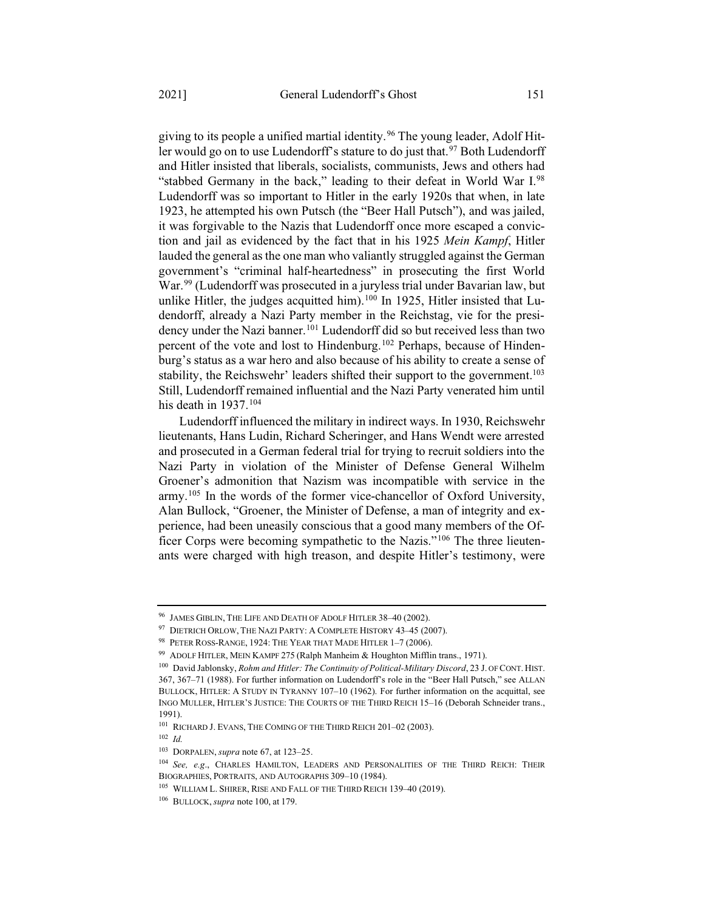giving to its people a unified martial identity.[96] The young leader, Adolf Hitler would go on to use Ludendorff's stature to do just that.[97] Both Ludendorff and Hitler insisted that liberals, socialists, communists, Jews and others had "stabbed Germany in the back," leading to their defeat in World War I.[98] Ludendorff was so important to Hitler in the early 1920s that when, in late 1923, he attempted his own Putsch (the "Beer Hall Putsch"), and was jailed, it was forgivable to the Nazis that Ludendorff once more escaped a conviction and jail as evidenced by the fact that in his 1925 *Mein Kampf*, Hitler lauded the general as the one man who valiantly struggled against the German government's "criminal half-heartedness" in prosecuting the first World War.[99] (Ludendorff was prosecuted in a juryless trial under Bavarian law, but unlike Hitler, the judges acquitted him).[100] In 1925, Hitler insisted that Ludendorff, already a Nazi Party member in the Reichstag, vie for the presidency under the Nazi banner.[101] Ludendorff did so but received less than two percent of the vote and lost to Hindenburg.[102] Perhaps, because of Hindenburg's status as a war hero and also because of his ability to create a sense of stability, the Reichswehr' leaders shifted their support to the government.[103] Still, Ludendorff remained influential and the Nazi Party venerated him until his death in 1937.[104]

Ludendorff influenced the military in indirect ways. In 1930, Reichswehr lieutenants, Hans Ludin, Richard Scheringer, and Hans Wendt were arrested and prosecuted in a German federal trial for trying to recruit soldiers into the Nazi Party in violation of the Minister of Defense General Wilhelm Groener's admonition that Nazism was incompatible with service in the army.[105] In the words of the former vice-chancellor of Oxford University, Alan Bullock, "Groener, the Minister of Defense, a man of integrity and experience, had been uneasily conscious that a good many members of the Officer Corps were becoming sympathetic to the Nazis."[106] The three lieutenants were charged with high treason, and despite Hitler's testimony, were

---

[96] JAMES GIBLIN, THE LIFE AND DEATH OF ADOLF HITLER 38–40 (2002).

[97] DIETRICH ORLOW, THE NAZI PARTY: A COMPLETE HISTORY 43–45 (2007).

[98] PETER ROSS-RANGE, 1924: THE YEAR THAT MADE HITLER 1–7 (2006).

[99] ADOLF HITLER, MEIN KAMPF 275 (Ralph Manheim & Houghton Mifflin trans., 1971).

[100] David Jablonsky, *Rohm and Hitler: The Continuity of Political-Military Discord*, 23 J. OF CONT. HIST. 367, 367–71 (1988). For further information on Ludendorff's role in the "Beer Hall Putsch," see ALLAN BULLOCK, HITLER: A STUDY IN TYRANNY 107–10 (1962). For further information on the acquittal, see INGO MULLER, HITLER'S JUSTICE: THE COURTS OF THE THIRD REICH 15–16 (Deborah Schneider trans., 1991).

[101] RICHARD J. EVANS, THE COMING OF THE THIRD REICH 201–02 (2003).

[102] *Id.*

[103] DORPALEN, *supra* note 67, at 123–25.

[104] *See, e.g.*, CHARLES HAMILTON, LEADERS AND PERSONALITIES OF THE THIRD REICH: THEIR BIOGRAPHIES, PORTRAITS, AND AUTOGRAPHS 309–10 (1984).

[105] WILLIAM L. SHIRER, RISE AND FALL OF THE THIRD REICH 139–40 (2019).

[106] BULLOCK, *supra* note 100, at 179.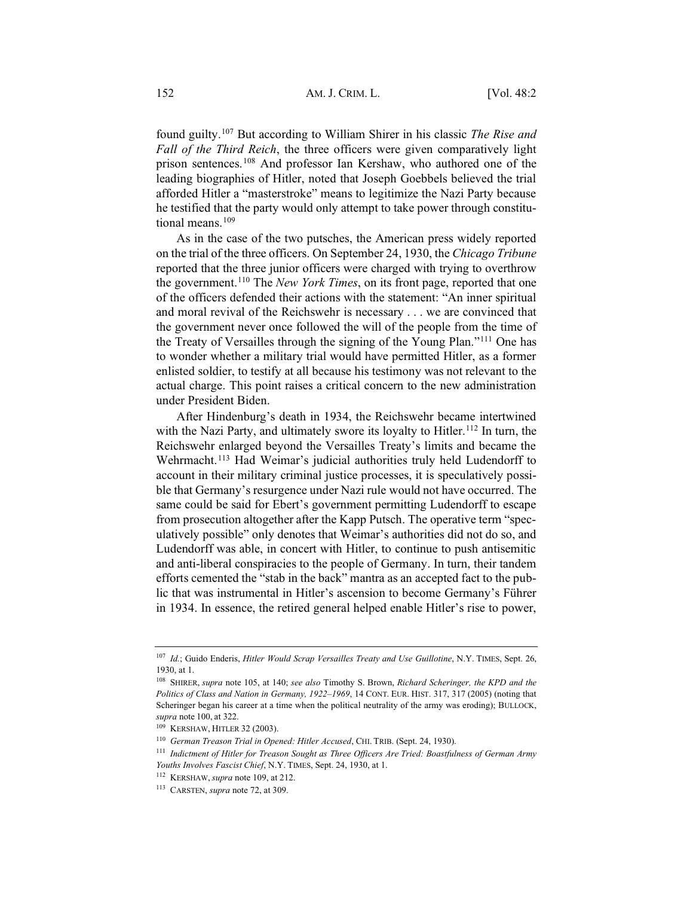found guilty.[107] But according to William Shirer in his classic *The Rise and Fall of the Third Reich*, the three officers were given comparatively light prison sentences.[108] And professor Ian Kershaw, who authored one of the leading biographies of Hitler, noted that Joseph Goebbels believed the trial afforded Hitler a "masterstroke" means to legitimize the Nazi Party because he testified that the party would only attempt to take power through constitutional means.[109]

As in the case of the two putsches, the American press widely reported on the trial of the three officers. On September 24, 1930, the *Chicago Tribune* reported that the three junior officers were charged with trying to overthrow the government.[110] The *New York Times*, on its front page, reported that one of the officers defended their actions with the statement: "An inner spiritual and moral revival of the Reichswehr is necessary . . . we are convinced that the government never once followed the will of the people from the time of the Treaty of Versailles through the signing of the Young Plan."[111] One has to wonder whether a military trial would have permitted Hitler, as a former enlisted soldier, to testify at all because his testimony was not relevant to the actual charge. This point raises a critical concern to the new administration under President Biden.

After Hindenburg's death in 1934, the Reichswehr became intertwined with the Nazi Party, and ultimately swore its loyalty to Hitler.[112] In turn, the Reichswehr enlarged beyond the Versailles Treaty's limits and became the Wehrmacht.[113] Had Weimar's judicial authorities truly held Ludendorff to account in their military criminal justice processes, it is speculatively possible that Germany's resurgence under Nazi rule would not have occurred. The same could be said for Ebert's government permitting Ludendorff to escape from prosecution altogether after the Kapp Putsch. The operative term "speculatively possible" only denotes that Weimar's authorities did not do so, and Ludendorff was able, in concert with Hitler, to continue to push antisemitic and anti-liberal conspiracies to the people of Germany. In turn, their tandem efforts cemented the "stab in the back" mantra as an accepted fact to the public that was instrumental in Hitler's ascension to become Germany's Führer in 1934. In essence, the retired general helped enable Hitler's rise to power,

---

[107] *Id.*; Guido Enderis, *Hitler Would Scrap Versailles Treaty and Use Guillotine*, N.Y. TIMES, Sept. 26, 1930, at 1.

[108] SHIRER, *supra* note 105, at 140; *see also* Timothy S. Brown, *Richard Scheringer, the KPD and the Politics of Class and Nation in Germany, 1922–1969*, 14 CONT. EUR. HIST. 317, 317 (2005) (noting that Scheringer began his career at a time when the political neutrality of the army was eroding); BULLOCK, *supra* note 100, at 322.

[109] KERSHAW, HITLER 32 (2003).

[110] *German Treason Trial in Opened: Hitler Accused*, CHI. TRIB. (Sept. 24, 1930).

[111] *Indictment of Hitler for Treason Sought as Three Officers Are Tried: Boastfulness of German Army Youths Involves Fascist Chief*, N.Y. TIMES, Sept. 24, 1930, at 1.

[112] KERSHAW, *supra* note 109, at 212.

[113] CARSTEN, *supra* note 72, at 309.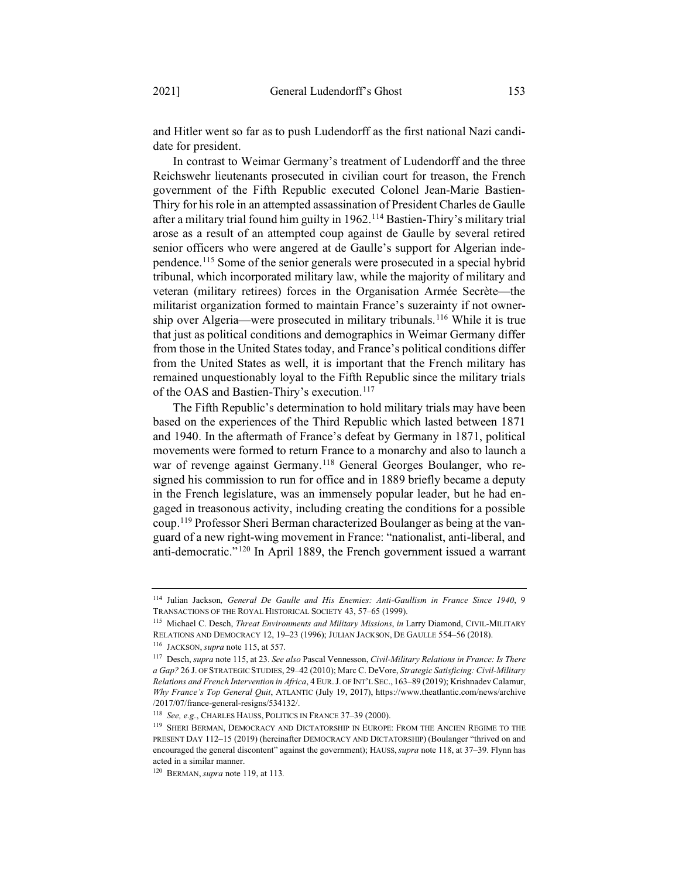and Hitler went so far as to push Ludendorff as the first national Nazi candidate for president.

In contrast to Weimar Germany's treatment of Ludendorff and the three Reichswehr lieutenants prosecuted in civilian court for treason, the French government of the Fifth Republic executed Colonel Jean-Marie Bastien-Thiry for his role in an attempted assassination of President Charles de Gaulle after a military trial found him guilty in 1962.[114] Bastien-Thiry's military trial arose as a result of an attempted coup against de Gaulle by several retired senior officers who were angered at de Gaulle's support for Algerian independence.[115] Some of the senior generals were prosecuted in a special hybrid tribunal, which incorporated military law, while the majority of military and veteran (military retirees) forces in the Organisation Armée Secrète—the militarist organization formed to maintain France's suzerainty if not ownership over Algeria—were prosecuted in military tribunals.[116] While it is true that just as political conditions and demographics in Weimar Germany differ from those in the United States today, and France's political conditions differ from the United States as well, it is important that the French military has remained unquestionably loyal to the Fifth Republic since the military trials of the OAS and Bastien-Thiry's execution.[117]

The Fifth Republic's determination to hold military trials may have been based on the experiences of the Third Republic which lasted between 1871 and 1940. In the aftermath of France's defeat by Germany in 1871, political movements were formed to return France to a monarchy and also to launch a war of revenge against Germany.[118] General Georges Boulanger, who resigned his commission to run for office and in 1889 briefly became a deputy in the French legislature, was an immensely popular leader, but he had engaged in treasonous activity, including creating the conditions for a possible coup.[119] Professor Sheri Berman characterized Boulanger as being at the vanguard of a new right-wing movement in France: "nationalist, anti-liberal, and anti-democratic."[120] In April 1889, the French government issued a warrant

---

[114] Julian Jackson, *General De Gaulle and His Enemies: Anti-Gaullism in France Since 1940*, 9 TRANSACTIONS OF THE ROYAL HISTORICAL SOCIETY 43, 57–65 (1999).

[115] Michael C. Desch, *Threat Environments and Military Missions*, *in* Larry Diamond, CIVIL-MILITARY RELATIONS AND DEMOCRACY 12, 19–23 (1996); JULIAN JACKSON, DE GAULLE 554–56 (2018).

[116] JACKSON, *supra* note 115, at 557.

[117] Desch, *supra* note 115, at 23. *See also* Pascal Vennesson, *Civil-Military Relations in France: Is There a Gap?* 26 J. OF STRATEGIC STUDIES, 29–42 (2010); Marc C. DeVore, *Strategic Satisficing: Civil-Military Relations and French Intervention in Africa*, 4 EUR. J. OF INT'L SEC., 163–89 (2019); Krishnadev Calamur, *Why France's Top General Quit*, ATLANTIC (July 19, 2017), https://www.theatlantic.com/news/archive/2017/07/france-general-resigns/534132/.

[118] *See, e.g.*, CHARLES HAUSS, POLITICS IN FRANCE 37–39 (2000).

[119] SHERI BERMAN, DEMOCRACY AND DICTATORSHIP IN EUROPE: FROM THE ANCIEN REGIME TO THE PRESENT DAY 112–15 (2019) (hereinafter DEMOCRACY AND DICTATORSHIP) (Boulanger "thrived on and encouraged the general discontent" against the government); HAUSS, *supra* note 118, at 37–39. Flynn has acted in a similar manner.

[120] BERMAN, *supra* note 119, at 113.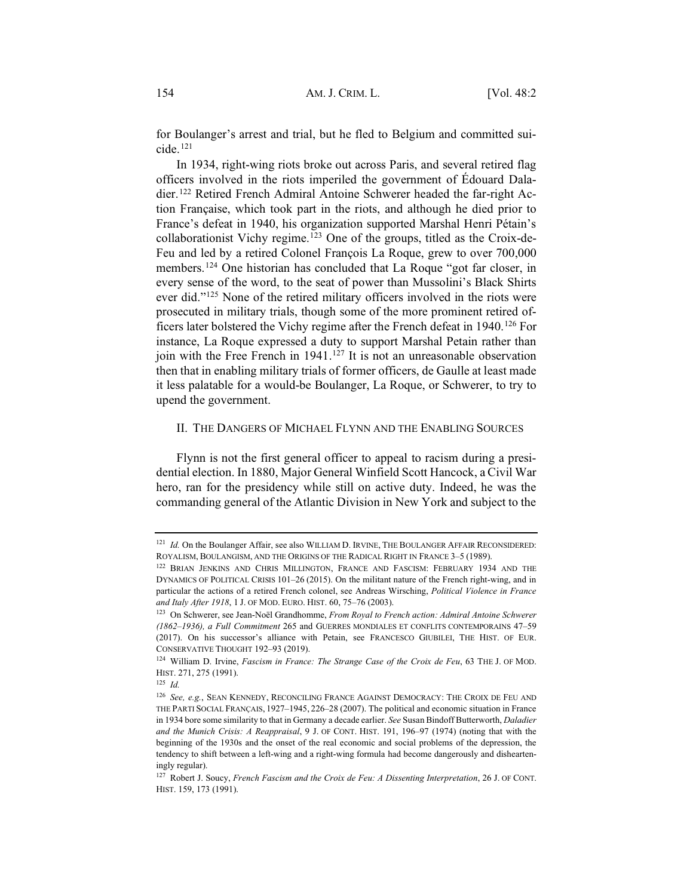for Boulanger's arrest and trial, but he fled to Belgium and committed suicide.[121]

In 1934, right-wing riots broke out across Paris, and several retired flag officers involved in the riots imperiled the government of Édouard Daladier.[122] Retired French Admiral Antoine Schwerer headed the far-right Action Française, which took part in the riots, and although he died prior to France's defeat in 1940, his organization supported Marshal Henri Pétain's collaborationist Vichy regime.[123] One of the groups, titled as the Croix-de-Feu and led by a retired Colonel François La Roque, grew to over 700,000 members.[124] One historian has concluded that La Roque "got far closer, in every sense of the word, to the seat of power than Mussolini's Black Shirts ever did."[125] None of the retired military officers involved in the riots were prosecuted in military trials, though some of the more prominent retired officers later bolstered the Vichy regime after the French defeat in 1940.[126] For instance, La Roque expressed a duty to support Marshal Petain rather than join with the Free French in 1941.[127] It is not an unreasonable observation then that in enabling military trials of former officers, de Gaulle at least made it less palatable for a would-be Boulanger, La Roque, or Schwerer, to try to upend the government.

## II. The Dangers of Michael Flynn and the Enabling Sources

Flynn is not the first general officer to appeal to racism during a presidential election. In 1880, Major General Winfield Scott Hancock, a Civil War hero, ran for the presidency while still on active duty. Indeed, he was the commanding general of the Atlantic Division in New York and subject to the

---

[121] *Id.* On the Boulanger Affair, see also William D. Irvine, The Boulanger Affair Reconsidered: Royalism, Boulangism, and the Origins of the Radical Right in France 3–5 (1989).

[122] Brian Jenkins and Chris Millington, France and Fascism: February 1934 and the Dynamics of Political Crisis 101–26 (2015). On the militant nature of the French right-wing, and in particular the actions of a retired French colonel, see Andreas Wirsching, *Political Violence in France and Italy After 1918*, 1 J. of Mod. Euro. Hist. 60, 75–76 (2003).

[123] On Schwerer, see Jean-Noël Grandhomme, *From Royal to French action: Admiral Antoine Schwerer (1862–1936), a Full Commitment* 265 and Guerres mondiales et conflits contemporains 47–59 (2017). On his successor's alliance with Petain, see Francesco Giubilei, The Hist. of Eur. Conservative Thought 192–93 (2019).

[124] William D. Irvine, *Fascism in France: The Strange Case of the Croix de Feu*, 63 The J. of Mod. Hist. 271, 275 (1991).

[125] *Id.*

[126] *See, e.g.*, Sean Kennedy, Reconciling France Against Democracy: The Croix de Feu and the Parti Social Français, 1927–1945, 226–28 (2007). The political and economic situation in France in 1934 bore some similarity to that in Germany a decade earlier. *See* Susan Bindoff Butterworth, *Daladier and the Munich Crisis: A Reappraisal*, 9 J. of Cont. Hist. 191, 196–97 (1974) (noting that with the beginning of the 1930s and the onset of the real economic and social problems of the depression, the tendency to shift between a left-wing and a right-wing formula had become dangerously and dishearteningly regular).

[127] Robert J. Soucy, *French Fascism and the Croix de Feu: A Dissenting Interpretation*, 26 J. of Cont. Hist. 159, 173 (1991).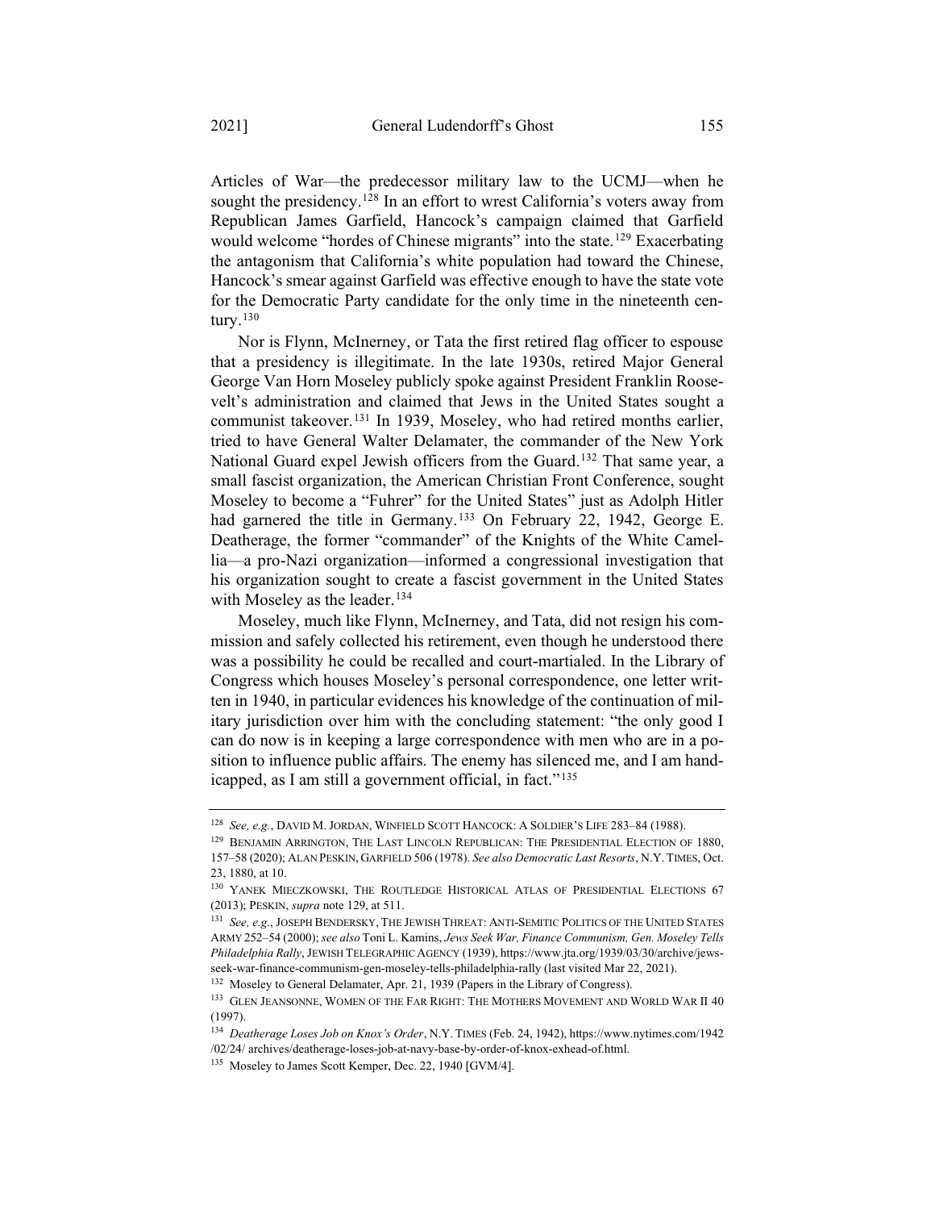Articles of War—the predecessor military law to the UCMJ—when he sought the presidency.[128] In an effort to wrest California's voters away from Republican James Garfield, Hancock's campaign claimed that Garfield would welcome "hordes of Chinese migrants" into the state.[129] Exacerbating the antagonism that California's white population had toward the Chinese, Hancock's smear against Garfield was effective enough to have the state vote for the Democratic Party candidate for the only time in the nineteenth century.[130]

Nor is Flynn, McInerney, or Tata the first retired flag officer to espouse that a presidency is illegitimate. In the late 1930s, retired Major General George Van Horn Moseley publicly spoke against President Franklin Roosevelt's administration and claimed that Jews in the United States sought a communist takeover.[131] In 1939, Moseley, who had retired months earlier, tried to have General Walter Delamater, the commander of the New York National Guard expel Jewish officers from the Guard.[132] That same year, a small fascist organization, the American Christian Front Conference, sought Moseley to become a "Fuhrer" for the United States" just as Adolph Hitler had garnered the title in Germany.[133] On February 22, 1942, George E. Deatherage, the former "commander" of the Knights of the White Camellia—a pro-Nazi organization—informed a congressional investigation that his organization sought to create a fascist government in the United States with Moseley as the leader.[134]

Moseley, much like Flynn, McInerney, and Tata, did not resign his commission and safely collected his retirement, even though he understood there was a possibility he could be recalled and court-martialed. In the Library of Congress which houses Moseley's personal correspondence, one letter written in 1940, in particular evidences his knowledge of the continuation of military jurisdiction over him with the concluding statement: "the only good I can do now is in keeping a large correspondence with men who are in a position to influence public affairs. The enemy has silenced me, and I am handicapped, as I am still a government official, in fact."[135]

---

[128] *See, e.g.*, DAVID M. JORDAN, WINFIELD SCOTT HANCOCK: A SOLDIER'S LIFE 283–84 (1988).

[129] BENJAMIN ARRINGTON, THE LAST LINCOLN REPUBLICAN: THE PRESIDENTIAL ELECTION OF 1880, 157–58 (2020); ALAN PESKIN, GARFIELD 506 (1978). *See also Democratic Last Resorts*, N.Y. TIMES, Oct. 23, 1880, at 10.

[130] YANEK MIECZKOWSKI, THE ROUTLEDGE HISTORICAL ATLAS OF PRESIDENTIAL ELECTIONS 67 (2013); PESKIN, *supra* note 129, at 511.

[131] *See, e.g.*, JOSEPH BENDERSKY, THE JEWISH THREAT: ANTI-SEMITIC POLITICS OF THE UNITED STATES ARMY 252–54 (2000); *see also* Toni L. Kamins, *Jews Seek War, Finance Communism, Gen. Moseley Tells Philadelphia Rally*, JEWISH TELEGRAPHIC AGENCY (1939), https://www.jta.org/1939/03/30/archive/jews-seek-war-finance-communism-gen-moseley-tells-philadelphia-rally (last visited Mar 22, 2021).

[132] Moseley to General Delamater, Apr. 21, 1939 (Papers in the Library of Congress).

[133] GLEN JEANSONNE, WOMEN OF THE FAR RIGHT: THE MOTHERS MOVEMENT AND WORLD WAR II 40 (1997).

[134] *Deatherage Loses Job on Knox's Order*, N.Y. TIMES (Feb. 24, 1942), https://www.nytimes.com/1942/02/24/ archives/deatherage-loses-job-at-navy-base-by-order-of-knox-exhead-of.html.

[135] Moseley to James Scott Kemper, Dec. 22, 1940 [GVM/4].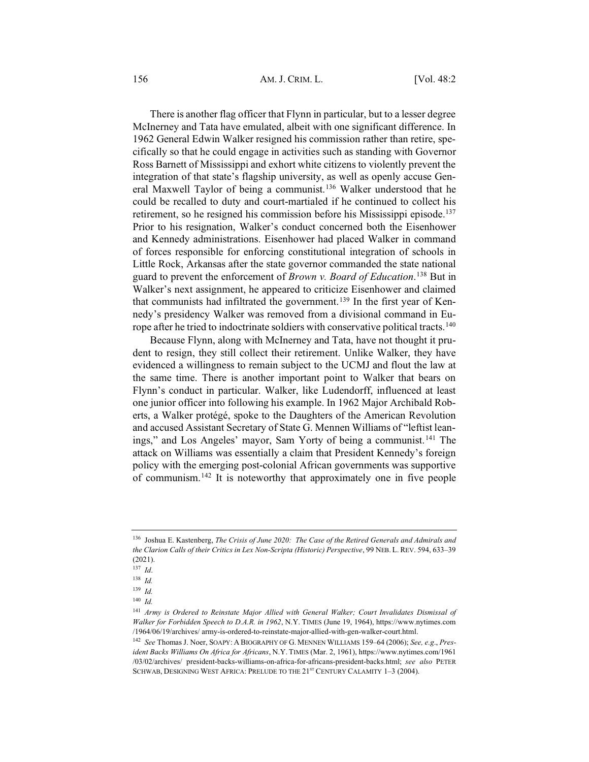There is another flag officer that Flynn in particular, but to a lesser degree McInerney and Tata have emulated, albeit with one significant difference. In 1962 General Edwin Walker resigned his commission rather than retire, specifically so that he could engage in activities such as standing with Governor Ross Barnett of Mississippi and exhort white citizens to violently prevent the integration of that state's flagship university, as well as openly accuse General Maxwell Taylor of being a communist.[136] Walker understood that he could be recalled to duty and court-martialed if he continued to collect his retirement, so he resigned his commission before his Mississippi episode.[137] Prior to his resignation, Walker's conduct concerned both the Eisenhower and Kennedy administrations. Eisenhower had placed Walker in command of forces responsible for enforcing constitutional integration of schools in Little Rock, Arkansas after the state governor commanded the state national guard to prevent the enforcement of *Brown v. Board of Education*.[138] But in Walker's next assignment, he appeared to criticize Eisenhower and claimed that communists had infiltrated the government.[139] In the first year of Kennedy's presidency Walker was removed from a divisional command in Europe after he tried to indoctrinate soldiers with conservative political tracts.[140]

Because Flynn, along with McInerney and Tata, have not thought it prudent to resign, they still collect their retirement. Unlike Walker, they have evidenced a willingness to remain subject to the UCMJ and flout the law at the same time. There is another important point to Walker that bears on Flynn's conduct in particular. Walker, like Ludendorff, influenced at least one junior officer into following his example. In 1962 Major Archibald Roberts, a Walker protégé, spoke to the Daughters of the American Revolution and accused Assistant Secretary of State G. Mennen Williams of "leftist leanings," and Los Angeles' mayor, Sam Yorty of being a communist.[141] The attack on Williams was essentially a claim that President Kennedy's foreign policy with the emerging post-colonial African governments was supportive of communism.[142] It is noteworthy that approximately one in five people

---

[136] Joshua E. Kastenberg, *The Crisis of June 2020: The Case of the Retired Generals and Admirals and the Clarion Calls of their Critics in Lex Non-Scripta (Historic) Perspective*, 99 NEB. L. REV. 594, 633–39 (2021).

[137] *Id*.

[138] *Id.*

[139] *Id.*

[140] *Id.*

[141] *Army is Ordered to Reinstate Major Allied with General Walker; Court Invalidates Dismissal of Walker for Forbidden Speech to D.A.R. in 1962*, N.Y. TIMES (June 19, 1964), https://www.nytimes.com/1964/06/19/archives/ army-is-ordered-to-reinstate-major-allied-with-gen-walker-court.html.

[142] *See* Thomas J. Noer, SOAPY: A BIOGRAPHY OF G. MENNEN WILLIAMS 159–64 (2006); *See, e.g*., *President Backs Williams On Africa for Africans*, N.Y. TIMES (Mar. 2, 1961), https://www.nytimes.com/1961/03/02/archives/ president-backs-williams-on-africa-for-africans-president-backs.html; *see also* PETER SCHWAB, DESIGNING WEST AFRICA: PRELUDE TO THE 21ST CENTURY CALAMITY 1–3 (2004).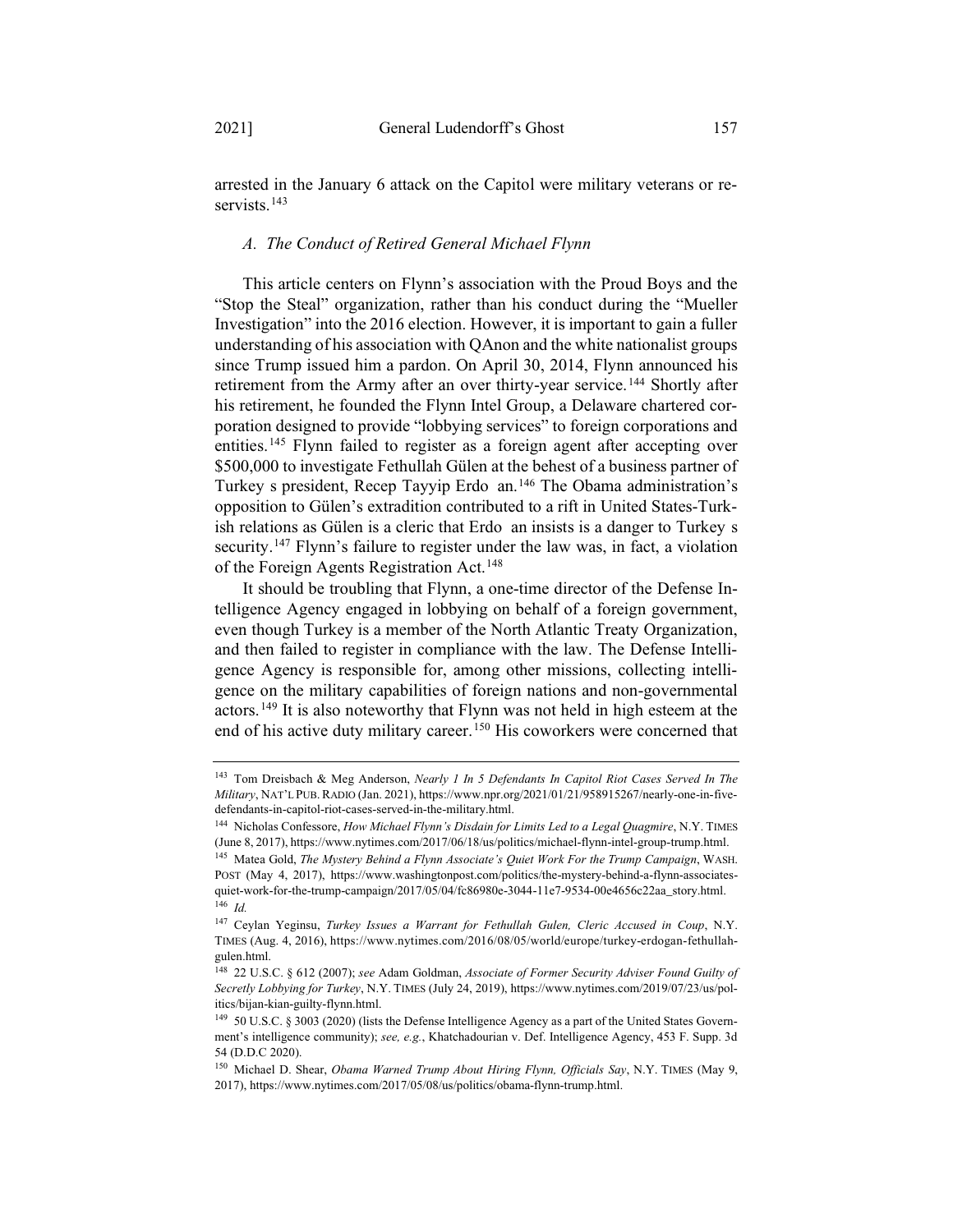arrested in the January 6 attack on the Capitol were military veterans or reservists.[143]

### *A. The Conduct of Retired General Michael Flynn*

This article centers on Flynn's association with the Proud Boys and the "Stop the Steal" organization, rather than his conduct during the "Mueller Investigation" into the 2016 election. However, it is important to gain a fuller understanding of his association with QAnon and the white nationalist groups since Trump issued him a pardon. On April 30, 2014, Flynn announced his retirement from the Army after an over thirty-year service.[144] Shortly after his retirement, he founded the Flynn Intel Group, a Delaware chartered corporation designed to provide "lobbying services" to foreign corporations and entities.[145] Flynn failed to register as a foreign agent after accepting over $500,000 to investigate Fethullah Gülen at the behest of a business partner of Turkey s president, Recep Tayyip Erdo an.[146] The Obama administration's opposition to Gülen's extradition contributed to a rift in United States-Turkish relations as Gülen is a cleric that Erdo an insists is a danger to Turkey s security.[147] Flynn's failure to register under the law was, in fact, a violation of the Foreign Agents Registration Act.[148]

It should be troubling that Flynn, a one-time director of the Defense Intelligence Agency engaged in lobbying on behalf of a foreign government, even though Turkey is a member of the North Atlantic Treaty Organization, and then failed to register in compliance with the law. The Defense Intelligence Agency is responsible for, among other missions, collecting intelligence on the military capabilities of foreign nations and non-governmental actors.[149] It is also noteworthy that Flynn was not held in high esteem at the end of his active duty military career.[150] His coworkers were concerned that

---

[143] Tom Dreisbach & Meg Anderson, *Nearly 1 In 5 Defendants In Capitol Riot Cases Served In The Military*, NAT'L PUB. RADIO (Jan. 2021), https://www.npr.org/2021/01/21/958915267/nearly-one-in-five-defendants-in-capitol-riot-cases-served-in-the-military.html.

[144] Nicholas Confessore, *How Michael Flynn's Disdain for Limits Led to a Legal Quagmire*, N.Y. TIMES (June 8, 2017), https://www.nytimes.com/2017/06/18/us/politics/michael-flynn-intel-group-trump.html.

[145] Matea Gold, *The Mystery Behind a Flynn Associate's Quiet Work For the Trump Campaign*, WASH. POST (May 4, 2017), https://www.washingtonpost.com/politics/the-mystery-behind-a-flynn-associates-quiet-work-for-the-trump-campaign/2017/05/04/fc86980e-3044-11e7-9534-00e4656c22aa_story.html.

[146] *Id.*

[147] Ceylan Yeginsu, *Turkey Issues a Warrant for Fethullah Gulen, Cleric Accused in Coup*, N.Y. TIMES (Aug. 4, 2016), https://www.nytimes.com/2016/08/05/world/europe/turkey-erdogan-fethullah-gulen.html.

[148] 22 U.S.C. § 612 (2007); *see* Adam Goldman, *Associate of Former Security Adviser Found Guilty of Secretly Lobbying for Turkey*, N.Y. TIMES (July 24, 2019), https://www.nytimes.com/2019/07/23/us/politics/bijan-kian-guilty-flynn.html.

[149] 50 U.S.C. § 3003 (2020) (lists the Defense Intelligence Agency as a part of the United States Government's intelligence community); *see, e.g.*, Khatchadourian v. Def. Intelligence Agency, 453 F. Supp. 3d 54 (D.D.C 2020).

[150] Michael D. Shear, *Obama Warned Trump About Hiring Flynn, Officials Say*, N.Y. TIMES (May 9, 2017), https://www.nytimes.com/2017/05/08/us/politics/obama-flynn-trump.html.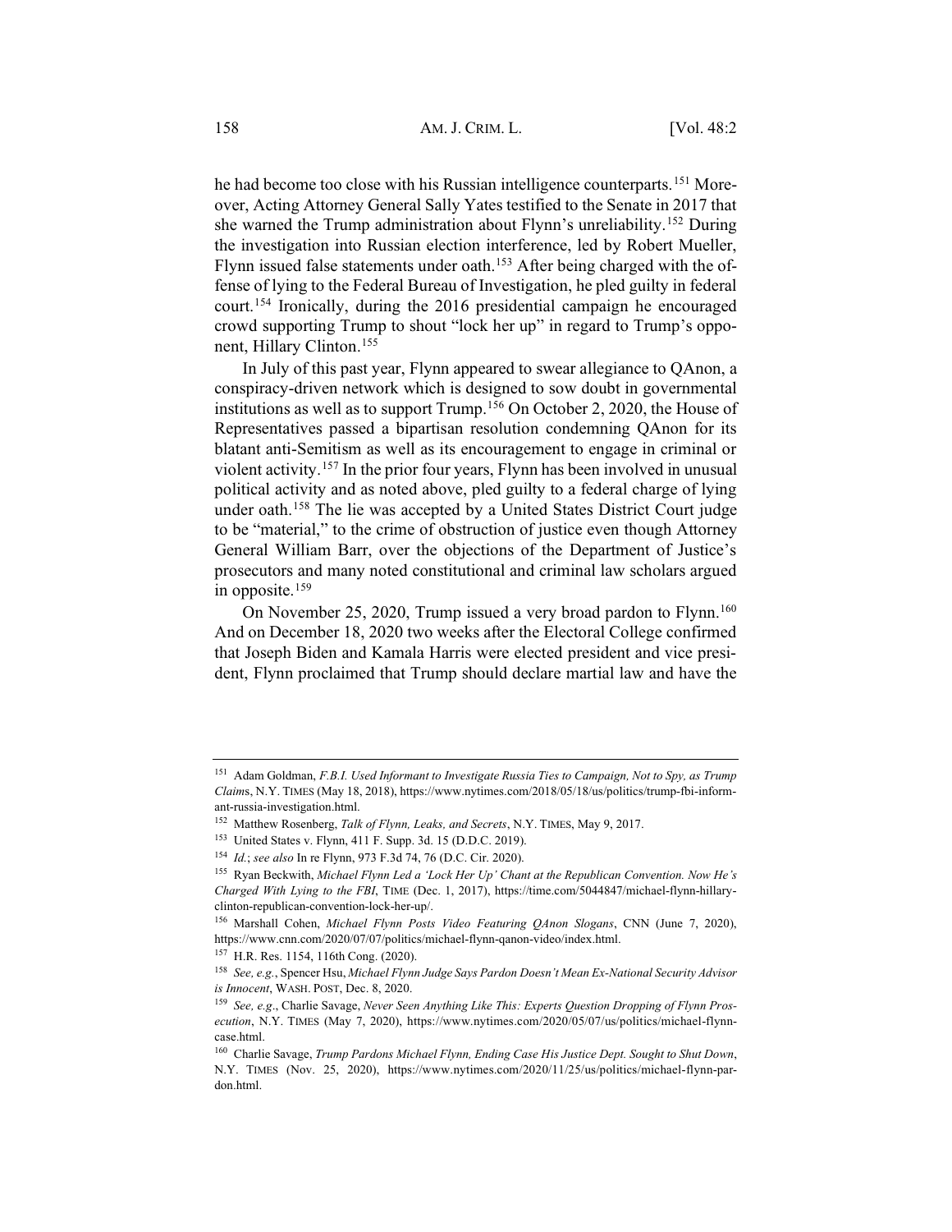he had become too close with his Russian intelligence counterparts.[151] Moreover, Acting Attorney General Sally Yates testified to the Senate in 2017 that she warned the Trump administration about Flynn's unreliability.[152] During the investigation into Russian election interference, led by Robert Mueller, Flynn issued false statements under oath.[153] After being charged with the offense of lying to the Federal Bureau of Investigation, he pled guilty in federal court.[154] Ironically, during the 2016 presidential campaign he encouraged crowd supporting Trump to shout "lock her up" in regard to Trump's opponent, Hillary Clinton.[155]

In July of this past year, Flynn appeared to swear allegiance to QAnon, a conspiracy-driven network which is designed to sow doubt in governmental institutions as well as to support Trump.[156] On October 2, 2020, the House of Representatives passed a bipartisan resolution condemning QAnon for its blatant anti-Semitism as well as its encouragement to engage in criminal or violent activity.[157] In the prior four years, Flynn has been involved in unusual political activity and as noted above, pled guilty to a federal charge of lying under oath.[158] The lie was accepted by a United States District Court judge to be "material," to the crime of obstruction of justice even though Attorney General William Barr, over the objections of the Department of Justice's prosecutors and many noted constitutional and criminal law scholars argued in opposite.[159]

On November 25, 2020, Trump issued a very broad pardon to Flynn.[160] And on December 18, 2020 two weeks after the Electoral College confirmed that Joseph Biden and Kamala Harris were elected president and vice president, Flynn proclaimed that Trump should declare martial law and have the

---

[151] Adam Goldman, *F.B.I. Used Informant to Investigate Russia Ties to Campaign, Not to Spy, as Trump Claims*, N.Y. TIMES (May 18, 2018), https://www.nytimes.com/2018/05/18/us/politics/trump-fbi-informant-russia-investigation.html.

[152] Matthew Rosenberg, *Talk of Flynn, Leaks, and Secrets*, N.Y. TIMES, May 9, 2017.

[153] United States v. Flynn, 411 F. Supp. 3d. 15 (D.D.C. 2019).

[154] *Id.*; *see also* In re Flynn, 973 F.3d 74, 76 (D.C. Cir. 2020).

[155] Ryan Beckwith, *Michael Flynn Led a 'Lock Her Up' Chant at the Republican Convention. Now He's Charged With Lying to the FBI*, TIME (Dec. 1, 2017), https://time.com/5044847/michael-flynn-hillary-clinton-republican-convention-lock-her-up/.

[156] Marshall Cohen, *Michael Flynn Posts Video Featuring QAnon Slogans*, CNN (June 7, 2020), https://www.cnn.com/2020/07/07/politics/michael-flynn-qanon-video/index.html.

[157] H.R. Res. 1154, 116th Cong. (2020).

[158] *See, e.g.*, Spencer Hsu, *Michael Flynn Judge Says Pardon Doesn't Mean Ex-National Security Advisor is Innocent*, WASH. POST, Dec. 8, 2020.

[159] *See, e.g*., Charlie Savage, *Never Seen Anything Like This: Experts Question Dropping of Flynn Prosecution*, N.Y. TIMES (May 7, 2020), https://www.nytimes.com/2020/05/07/us/politics/michael-flynn-case.html.

[160] Charlie Savage, *Trump Pardons Michael Flynn, Ending Case His Justice Dept. Sought to Shut Down*, N.Y. TIMES (Nov. 25, 2020), https://www.nytimes.com/2020/11/25/us/politics/michael-flynn-pardon.html.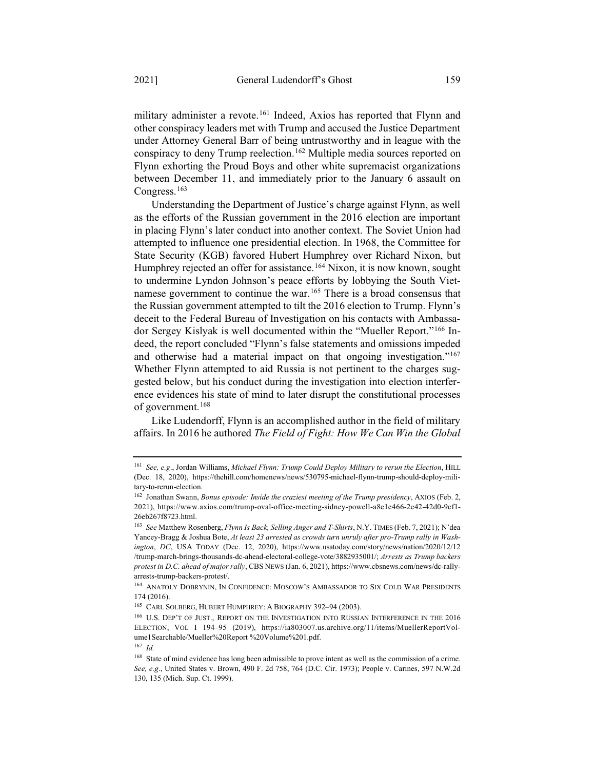military administer a revote.[161] Indeed, Axios has reported that Flynn and other conspiracy leaders met with Trump and accused the Justice Department under Attorney General Barr of being untrustworthy and in league with the conspiracy to deny Trump reelection.[162] Multiple media sources reported on Flynn exhorting the Proud Boys and other white supremacist organizations between December 11, and immediately prior to the January 6 assault on Congress.[163]

Understanding the Department of Justice's charge against Flynn, as well as the efforts of the Russian government in the 2016 election are important in placing Flynn's later conduct into another context. The Soviet Union had attempted to influence one presidential election. In 1968, the Committee for State Security (KGB) favored Hubert Humphrey over Richard Nixon, but Humphrey rejected an offer for assistance.[164] Nixon, it is now known, sought to undermine Lyndon Johnson's peace efforts by lobbying the South Vietnamese government to continue the war.[165] There is a broad consensus that the Russian government attempted to tilt the 2016 election to Trump. Flynn's deceit to the Federal Bureau of Investigation on his contacts with Ambassador Sergey Kislyak is well documented within the "Mueller Report."[166] Indeed, the report concluded "Flynn's false statements and omissions impeded and otherwise had a material impact on that ongoing investigation."[167] Whether Flynn attempted to aid Russia is not pertinent to the charges suggested below, but his conduct during the investigation into election interference evidences his state of mind to later disrupt the constitutional processes of government.[168]

Like Ludendorff, Flynn is an accomplished author in the field of military affairs. In 2016 he authored *The Field of Fight: How We Can Win the Global*

---

[161] *See, e.g*., Jordan Williams, *Michael Flynn: Trump Could Deploy Military to rerun the Election*, HILL (Dec. 18, 2020), https://thehill.com/homenews/news/530795-michael-flynn-trump-should-deploy-military-to-rerun-election.

[162] Jonathan Swann, *Bonus episode: Inside the craziest meeting of the Trump presidency*, AXIOS (Feb. 2, 2021), https://www.axios.com/trump-oval-office-meeting-sidney-powell-a8e1e466-2e42-42d0-9cf1-26eb267f8723.html.

[163] *See* Matthew Rosenberg, *Flynn Is Back, Selling Anger and T-Shirts*, N.Y. TIMES (Feb. 7, 2021); N'dea Yancey-Bragg & Joshua Bote, *At least 23 arrested as crowds turn unruly after pro-Trump rally in Washington, DC*, USA TODAY (Dec. 12, 2020), https://www.usatoday.com/story/news/nation/2020/12/12/trump-march-brings-thousands-dc-ahead-electoral-college-vote/3882935001/; *Arrests as Trump backers protest in D.C. ahead of major rally*, CBS NEWS (Jan. 6, 2021), https://www.cbsnews.com/news/dc-rally-arrests-trump-backers-protest/.

[164] ANATOLY DOBRYNIN, IN CONFIDENCE: MOSCOW'S AMBASSADOR TO SIX COLD WAR PRESIDENTS 174 (2016).

[165] CARL SOLBERG, HUBERT HUMPHREY: A BIOGRAPHY 392–94 (2003).

[166] U.S. DEP'T OF JUST., REPORT ON THE INVESTIGATION INTO RUSSIAN INTERFERENCE IN THE 2016 ELECTION, VOL I 194–95 (2019), https://ia803007.us.archive.org/11/items/MuellerReportVolume1Searchable/Mueller%20Report %20Volume%201.pdf.

[167] *Id.*

[168] State of mind evidence has long been admissible to prove intent as well as the commission of a crime. *See, e.g*., United States v. Brown, 490 F. 2d 758, 764 (D.C. Cir. 1973); People v. Carines, 597 N.W.2d 130, 135 (Mich. Sup. Ct. 1999).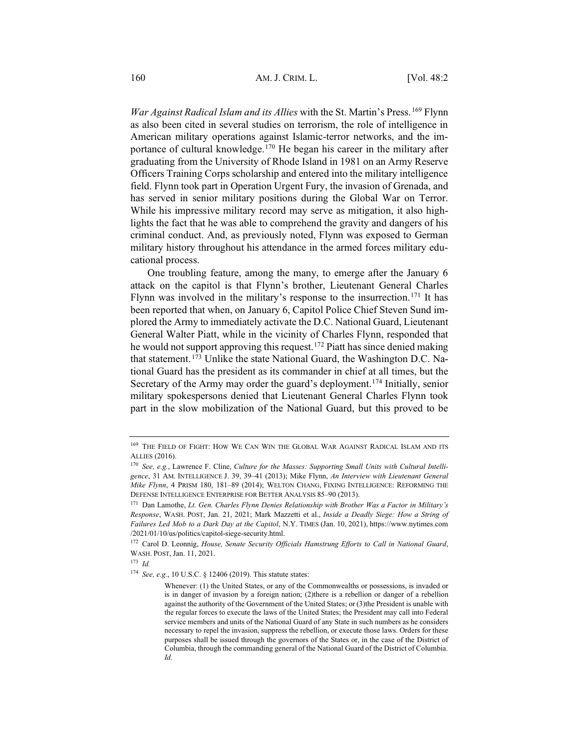*War Against Radical Islam and its Allies* with the St. Martin's Press.[169] Flynn as also been cited in several studies on terrorism, the role of intelligence in American military operations against Islamic-terror networks, and the importance of cultural knowledge.[170] He began his career in the military after graduating from the University of Rhode Island in 1981 on an Army Reserve Officers Training Corps scholarship and entered into the military intelligence field. Flynn took part in Operation Urgent Fury, the invasion of Grenada, and has served in senior military positions during the Global War on Terror. While his impressive military record may serve as mitigation, it also highlights the fact that he was able to comprehend the gravity and dangers of his criminal conduct. And, as previously noted, Flynn was exposed to German military history throughout his attendance in the armed forces military educational process.

One troubling feature, among the many, to emerge after the January 6 attack on the capitol is that Flynn's brother, Lieutenant General Charles Flynn was involved in the military's response to the insurrection.[171] It has been reported that when, on January 6, Capitol Police Chief Steven Sund implored the Army to immediately activate the D.C. National Guard, Lieutenant General Walter Piatt, while in the vicinity of Charles Flynn, responded that he would not support approving this request.[172] Piatt has since denied making that statement.[173] Unlike the state National Guard, the Washington D.C. National Guard has the president as its commander in chief at all times, but the Secretary of the Army may order the guard's deployment.[174] Initially, senior military spokespersons denied that Lieutenant General Charles Flynn took part in the slow mobilization of the National Guard, but this proved to be

---

[169] THE FIELD OF FIGHT: HOW WE CAN WIN THE GLOBAL WAR AGAINST RADICAL ISLAM AND ITS ALLIES (2016).

[170] *See, e.g.*, Lawrence F. Cline, *Culture for the Masses: Supporting Small Units with Cultural Intelligence*, 31 AM. INTELLIGENCE J. 39, 39–41 (2013); Mike Flynn, *An Interview with Lieutenant General Mike Flynn*, 4 PRISM 180, 181–89 (2014); WELTON CHANG, FIXING INTELLIGENCE: REFORMING THE DEFENSE INTELLIGENCE ENTERPRISE FOR BETTER ANALYSIS 85–90 (2013).

[171] Dan Lamothe, *Lt. Gen. Charles Flynn Denies Relationship with Brother Was a Factor in Military's Response*, WASH. POST, Jan. 21, 2021; Mark Mazzetti et al., *Inside a Deadly Siege: How a String of Failures Led Mob to a Dark Day at the Capitol*, N.Y. TIMES (Jan. 10, 2021), https://www.nytimes.com/2021/01/10/us/politics/capitol-siege-security.html.

[172] Carol D. Leonnig, *House, Senate Security Officials Hamstrung Efforts to Call in National Guard*, WASH. POST, Jan. 11, 2021.

[173] *Id.*

[174] *See, e.g*., 10 U.S.C. § 12406 (2019). This statute states:

> Whenever: (1) the United States, or any of the Commonwealths or possessions, is invaded or is in danger of invasion by a foreign nation; (2)there is a rebellion or danger of a rebellion against the authority of the Government of the United States; or (3)the President is unable with the regular forces to execute the laws of the United States; the President may call into Federal service members and units of the National Guard of any State in such numbers as he considers necessary to repel the invasion, suppress the rebellion, or execute those laws. Orders for these purposes shall be issued through the governors of the States or, in the case of the District of Columbia, through the commanding general of the National Guard of the District of Columbia. *Id.*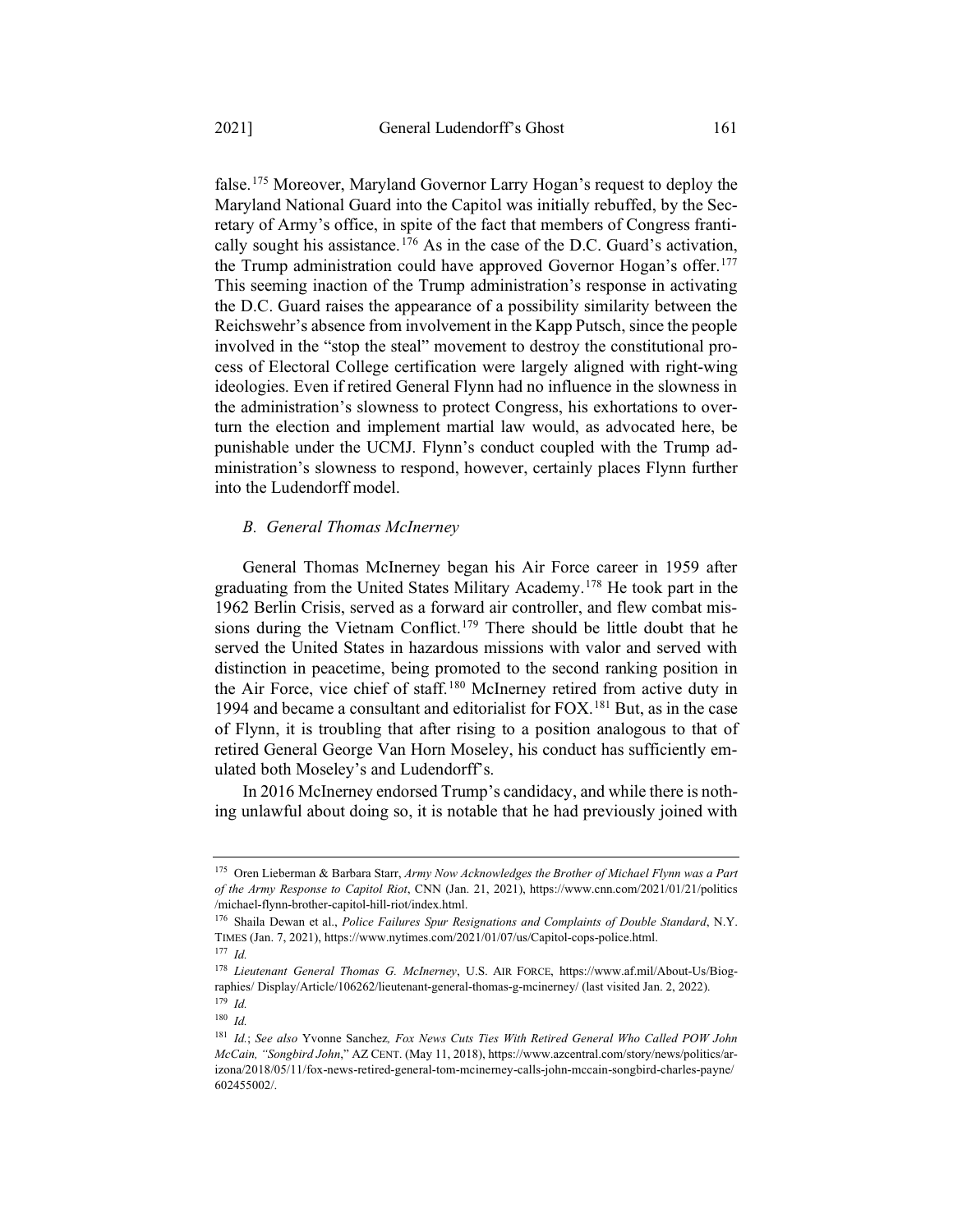false.[175] Moreover, Maryland Governor Larry Hogan's request to deploy the Maryland National Guard into the Capitol was initially rebuffed, by the Secretary of Army's office, in spite of the fact that members of Congress frantically sought his assistance.[176] As in the case of the D.C. Guard's activation, the Trump administration could have approved Governor Hogan's offer.[177] This seeming inaction of the Trump administration's response in activating the D.C. Guard raises the appearance of a possibility similarity between the Reichswehr's absence from involvement in the Kapp Putsch, since the people involved in the "stop the steal" movement to destroy the constitutional process of Electoral College certification were largely aligned with right-wing ideologies. Even if retired General Flynn had no influence in the slowness in the administration's slowness to protect Congress, his exhortations to overturn the election and implement martial law would, as advocated here, be punishable under the UCMJ. Flynn's conduct coupled with the Trump administration's slowness to respond, however, certainly places Flynn further into the Ludendorff model.

### *B. General Thomas McInerney*

General Thomas McInerney began his Air Force career in 1959 after graduating from the United States Military Academy.[178] He took part in the 1962 Berlin Crisis, served as a forward air controller, and flew combat missions during the Vietnam Conflict.[179] There should be little doubt that he served the United States in hazardous missions with valor and served with distinction in peacetime, being promoted to the second ranking position in the Air Force, vice chief of staff.[180] McInerney retired from active duty in 1994 and became a consultant and editorialist for FOX.[181] But, as in the case of Flynn, it is troubling that after rising to a position analogous to that of retired General George Van Horn Moseley, his conduct has sufficiently emulated both Moseley's and Ludendorff's.

In 2016 McInerney endorsed Trump's candidacy, and while there is nothing unlawful about doing so, it is notable that he had previously joined with

---

[175] Oren Lieberman & Barbara Starr, *Army Now Acknowledges the Brother of Michael Flynn was a Part of the Army Response to Capitol Riot*, CNN (Jan. 21, 2021), https://www.cnn.com/2021/01/21/politics/michael-flynn-brother-capitol-hill-riot/index.html.

[176] Shaila Dewan et al., *Police Failures Spur Resignations and Complaints of Double Standard*, N.Y. TIMES (Jan. 7, 2021), https://www.nytimes.com/2021/01/07/us/Capitol-cops-police.html.

[177] *Id.*

[178] *Lieutenant General Thomas G. McInerney*, U.S. AIR FORCE, https://www.af.mil/About-Us/Biographies/ Display/Article/106262/lieutenant-general-thomas-g-mcinerney/ (last visited Jan. 2, 2022).

[179] *Id.*

[180] *Id.*

[181] *Id.*; *See also* Yvonne Sanchez, *Fox News Cuts Ties With Retired General Who Called POW John McCain, "Songbird John*," AZ CENT. (May 11, 2018), https://www.azcentral.com/story/news/politics/arizona/2018/05/11/fox-news-retired-general-tom-mcinerney-calls-john-mccain-songbird-charles-payne/602455002/.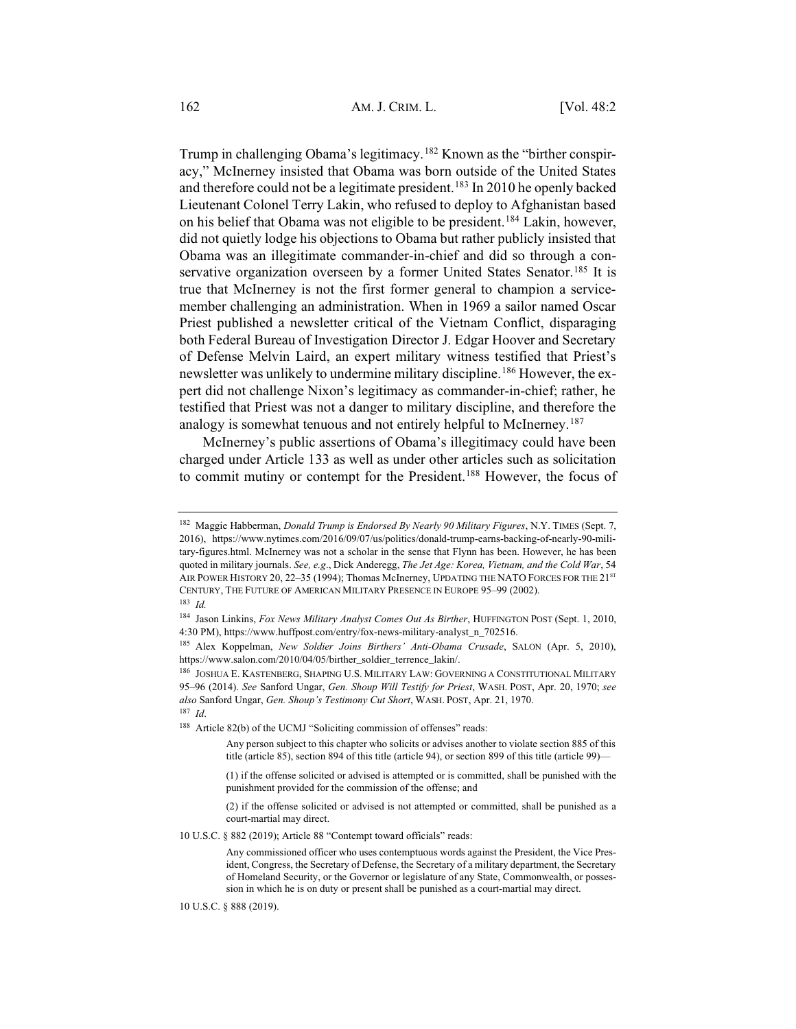Trump in challenging Obama's legitimacy.[182] Known as the "birther conspiracy," McInerney insisted that Obama was born outside of the United States and therefore could not be a legitimate president.[183] In 2010 he openly backed Lieutenant Colonel Terry Lakin, who refused to deploy to Afghanistan based on his belief that Obama was not eligible to be president.[184] Lakin, however, did not quietly lodge his objections to Obama but rather publicly insisted that Obama was an illegitimate commander-in-chief and did so through a conservative organization overseen by a former United States Senator.[185] It is true that McInerney is not the first former general to champion a servicemember challenging an administration. When in 1969 a sailor named Oscar Priest published a newsletter critical of the Vietnam Conflict, disparaging both Federal Bureau of Investigation Director J. Edgar Hoover and Secretary of Defense Melvin Laird, an expert military witness testified that Priest's newsletter was unlikely to undermine military discipline.[186] However, the expert did not challenge Nixon's legitimacy as commander-in-chief; rather, he testified that Priest was not a danger to military discipline, and therefore the analogy is somewhat tenuous and not entirely helpful to McInerney.[187]

McInerney's public assertions of Obama's illegitimacy could have been charged under Article 133 as well as under other articles such as solicitation to commit mutiny or contempt for the President.[188] However, the focus of

---

[182] Maggie Habberman, *Donald Trump is Endorsed By Nearly 90 Military Figures*, N.Y. TIMES (Sept. 7, 2016), https://www.nytimes.com/2016/09/07/us/politics/donald-trump-earns-backing-of-nearly-90-military-figures.html. McInerney was not a scholar in the sense that Flynn has been. However, he has been quoted in military journals. *See, e.g.*, Dick Anderegg, *The Jet Age: Korea, Vietnam, and the Cold War*, 54 AIR POWER HISTORY 20, 22–35 (1994); Thomas McInerney, UPDATING THE NATO FORCES FOR THE 21ST CENTURY, THE FUTURE OF AMERICAN MILITARY PRESENCE IN EUROPE 95–99 (2002).

[183] *Id.*

[184] Jason Linkins, *Fox News Military Analyst Comes Out As Birther*, HUFFINGTON POST (Sept. 1, 2010, 4:30 PM), https://www.huffpost.com/entry/fox-news-military-analyst_n_702516.

[185] Alex Koppelman, *New Soldier Joins Birthers' Anti-Obama Crusade*, SALON (Apr. 5, 2010), https://www.salon.com/2010/04/05/birther_soldier_terrence_lakin/.

[186] JOSHUA E. KASTENBERG, SHAPING U.S. MILITARY LAW: GOVERNING A CONSTITUTIONAL MILITARY 95–96 (2014). *See* Sanford Ungar, *Gen. Shoup Will Testify for Priest*, WASH. POST, Apr. 20, 1970; *see also* Sanford Ungar, *Gen. Shoup's Testimony Cut Short*, WASH. POST, Apr. 21, 1970.

[187] *Id*.

[188] Article 82(b) of the UCMJ "Soliciting commission of offenses" reads:

> Any person subject to this chapter who solicits or advises another to violate section 885 of this title (article 85), section 894 of this title (article 94), or section 899 of this title (article 99)—
>
> (1) if the offense solicited or advised is attempted or is committed, shall be punished with the punishment provided for the commission of the offense; and
>
> (2) if the offense solicited or advised is not attempted or committed, shall be punished as a court-martial may direct.

10 U.S.C. § 882 (2019); Article 88 "Contempt toward officials" reads:

> Any commissioned officer who uses contemptuous words against the President, the Vice President, Congress, the Secretary of Defense, the Secretary of a military department, the Secretary of Homeland Security, or the Governor or legislature of any State, Commonwealth, or possession in which he is on duty or present shall be punished as a court-martial may direct.

10 U.S.C. § 888 (2019).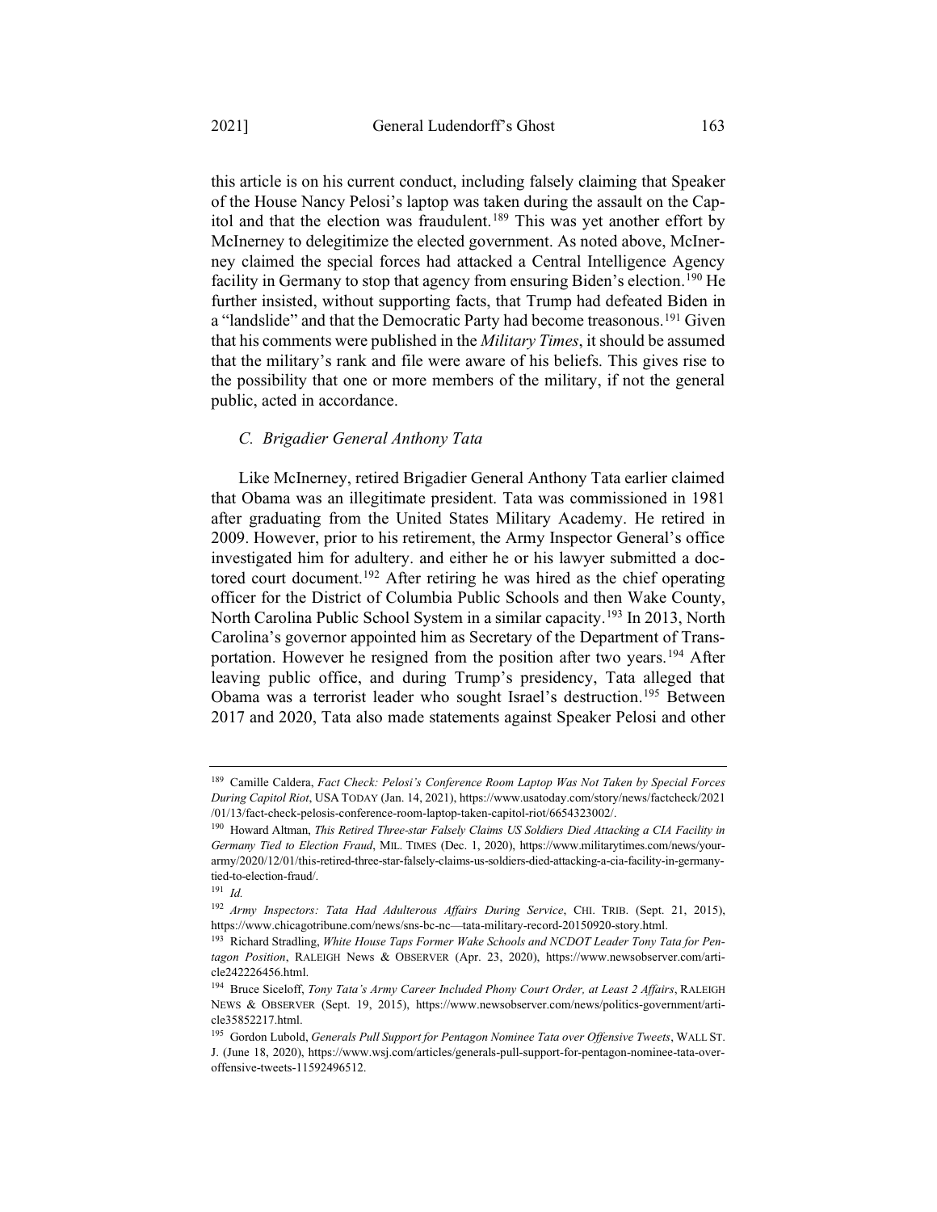this article is on his current conduct, including falsely claiming that Speaker of the House Nancy Pelosi's laptop was taken during the assault on the Capitol and that the election was fraudulent.[189] This was yet another effort by McInerney to delegitimize the elected government. As noted above, McInerney claimed the special forces had attacked a Central Intelligence Agency facility in Germany to stop that agency from ensuring Biden's election.[190] He further insisted, without supporting facts, that Trump had defeated Biden in a "landslide" and that the Democratic Party had become treasonous.[191] Given that his comments were published in the *Military Times*, it should be assumed that the military's rank and file were aware of his beliefs. This gives rise to the possibility that one or more members of the military, if not the general public, acted in accordance.

### *C. Brigadier General Anthony Tata*

Like McInerney, retired Brigadier General Anthony Tata earlier claimed that Obama was an illegitimate president. Tata was commissioned in 1981 after graduating from the United States Military Academy. He retired in 2009. However, prior to his retirement, the Army Inspector General's office investigated him for adultery. and either he or his lawyer submitted a doctored court document.[192] After retiring he was hired as the chief operating officer for the District of Columbia Public Schools and then Wake County, North Carolina Public School System in a similar capacity.[193] In 2013, North Carolina's governor appointed him as Secretary of the Department of Transportation. However he resigned from the position after two years.[194] After leaving public office, and during Trump's presidency, Tata alleged that Obama was a terrorist leader who sought Israel's destruction.[195] Between 2017 and 2020, Tata also made statements against Speaker Pelosi and other

---

[189] Camille Caldera, *Fact Check: Pelosi's Conference Room Laptop Was Not Taken by Special Forces During Capitol Riot*, USA TODAY (Jan. 14, 2021), https://www.usatoday.com/story/news/factcheck/2021/01/13/fact-check-pelosis-conference-room-laptop-taken-capitol-riot/6654323002/.

[190] Howard Altman, *This Retired Three-star Falsely Claims US Soldiers Died Attacking a CIA Facility in Germany Tied to Election Fraud*, MIL. TIMES (Dec. 1, 2020), https://www.militarytimes.com/news/your-army/2020/12/01/this-retired-three-star-falsely-claims-us-soldiers-died-attacking-a-cia-facility-in-germany-tied-to-election-fraud/.

[191] *Id.*

[192] *Army Inspectors: Tata Had Adulterous Affairs During Service*, CHI. TRIB. (Sept. 21, 2015), https://www.chicagotribune.com/news/sns-bc-nc—tata-military-record-20150920-story.html.

[193] Richard Stradling, *White House Taps Former Wake Schools and NCDOT Leader Tony Tata for Pentagon Position*, RALEIGH News & OBSERVER (Apr. 23, 2020), https://www.newsobserver.com/article242226456.html.

[194] Bruce Siceloff, *Tony Tata's Army Career Included Phony Court Order, at Least 2 Affairs*, RALEIGH NEWS & OBSERVER (Sept. 19, 2015), https://www.newsobserver.com/news/politics-government/article35852217.html.

[195] Gordon Lubold, *Generals Pull Support for Pentagon Nominee Tata over Offensive Tweets*, WALL ST. J. (June 18, 2020), https://www.wsj.com/articles/generals-pull-support-for-pentagon-nominee-tata-over-offensive-tweets-11592496512.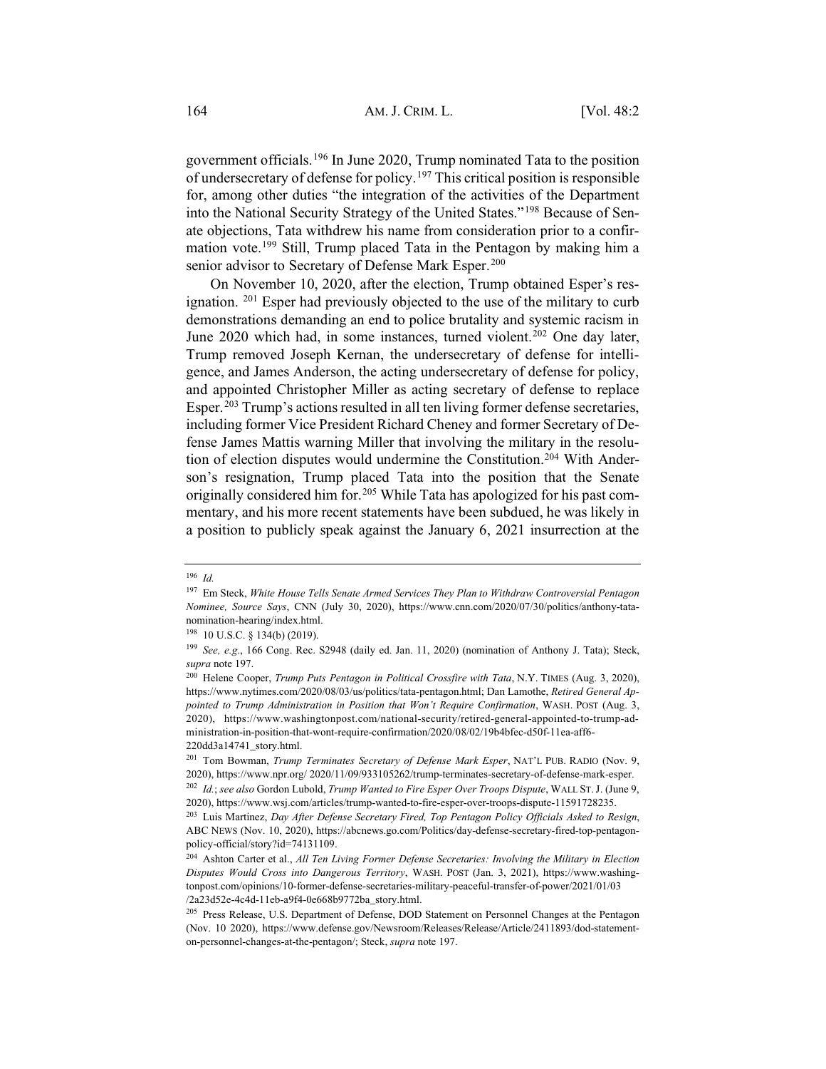government officials.[196] In June 2020, Trump nominated Tata to the position of undersecretary of defense for policy.[197] This critical position is responsible for, among other duties "the integration of the activities of the Department into the National Security Strategy of the United States."[198] Because of Senate objections, Tata withdrew his name from consideration prior to a confirmation vote.[199] Still, Trump placed Tata in the Pentagon by making him a senior advisor to Secretary of Defense Mark Esper.[200]

On November 10, 2020, after the election, Trump obtained Esper's resignation. [201] Esper had previously objected to the use of the military to curb demonstrations demanding an end to police brutality and systemic racism in June 2020 which had, in some instances, turned violent.[202] One day later, Trump removed Joseph Kernan, the undersecretary of defense for intelligence, and James Anderson, the acting undersecretary of defense for policy, and appointed Christopher Miller as acting secretary of defense to replace Esper.[203] Trump's actions resulted in all ten living former defense secretaries, including former Vice President Richard Cheney and former Secretary of Defense James Mattis warning Miller that involving the military in the resolution of election disputes would undermine the Constitution.[204] With Anderson's resignation, Trump placed Tata into the position that the Senate originally considered him for.[205] While Tata has apologized for his past commentary, and his more recent statements have been subdued, he was likely in a position to publicly speak against the January 6, 2021 insurrection at the

---

[196] *Id.*

[197] Em Steck, *White House Tells Senate Armed Services They Plan to Withdraw Controversial Pentagon Nominee, Source Says*, CNN (July 30, 2020), https://www.cnn.com/2020/07/30/politics/anthony-tata-nomination-hearing/index.html.

[198] 10 U.S.C. § 134(b) (2019).

[199] *See, e.g.*, 166 Cong. Rec. S2948 (daily ed. Jan. 11, 2020) (nomination of Anthony J. Tata); Steck, *supra* note 197.

[200] Helene Cooper, *Trump Puts Pentagon in Political Crossfire with Tata*, N.Y. TIMES (Aug. 3, 2020), https://www.nytimes.com/2020/08/03/us/politics/tata-pentagon.html; Dan Lamothe, *Retired General Appointed to Trump Administration in Position that Won't Require Confirmation*, WASH. POST (Aug. 3, 2020), https://www.washingtonpost.com/national-security/retired-general-appointed-to-trump-administration-in-position-that-wont-require-confirmation/2020/08/02/19b4bfec-d50f-11ea-aff6-220dd3a14741_story.html.

[201] Tom Bowman, *Trump Terminates Secretary of Defense Mark Esper*, NAT'L PUB. RADIO (Nov. 9, 2020), https://www.npr.org/ 2020/11/09/933105262/trump-terminates-secretary-of-defense-mark-esper.

[202] *Id.*; *see also* Gordon Lubold, *Trump Wanted to Fire Esper Over Troops Dispute*, WALL ST. J. (June 9, 2020), https://www.wsj.com/articles/trump-wanted-to-fire-esper-over-troops-dispute-11591728235.

[203] Luis Martinez, *Day After Defense Secretary Fired, Top Pentagon Policy Officials Asked to Resign*, ABC NEWS (Nov. 10, 2020), https://abcnews.go.com/Politics/day-defense-secretary-fired-top-pentagon-policy-official/story?id=74131109.

[204] Ashton Carter et al., *All Ten Living Former Defense Secretaries: Involving the Military in Election Disputes Would Cross into Dangerous Territory*, WASH. POST (Jan. 3, 2021), https://www.washingtonpost.com/opinions/10-former-defense-secretaries-military-peaceful-transfer-of-power/2021/01/03 /2a23d52e-4c4d-11eb-a9f4-0e668b9772ba_story.html.

[205] Press Release, U.S. Department of Defense, DOD Statement on Personnel Changes at the Pentagon (Nov. 10 2020), https://www.defense.gov/Newsroom/Releases/Release/Article/2411893/dod-statement-on-personnel-changes-at-the-pentagon/; Steck, *supra* note 197.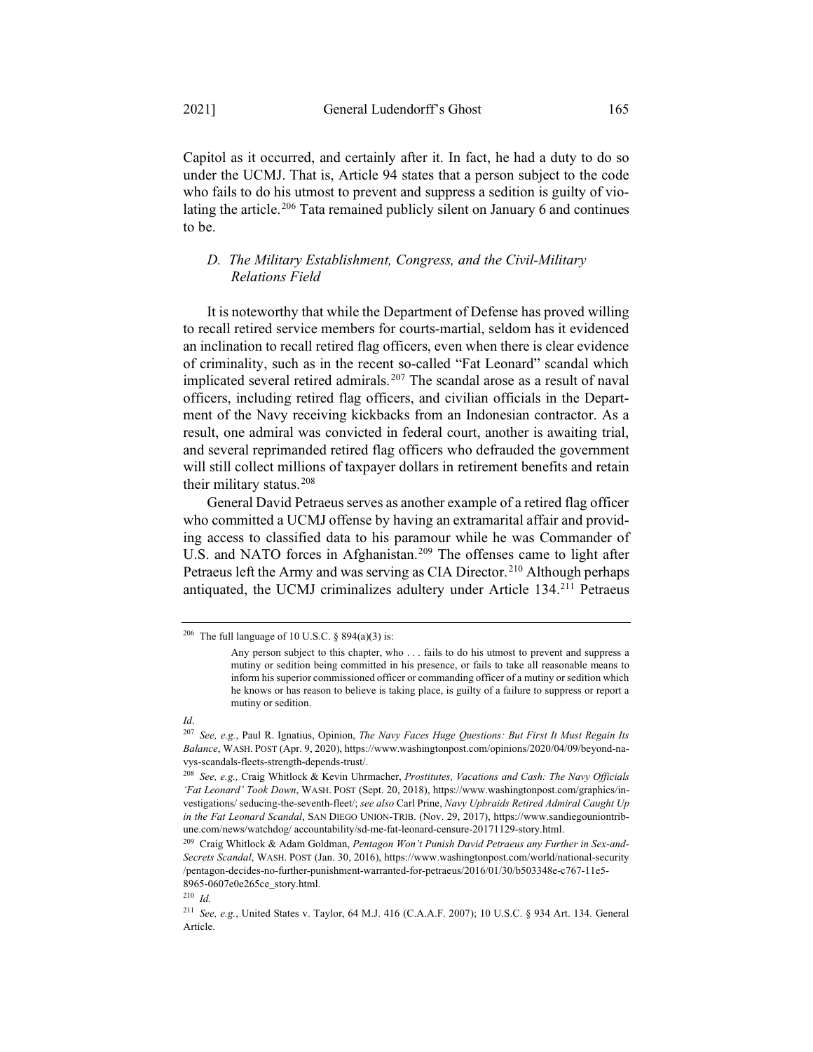Capitol as it occurred, and certainly after it. In fact, he had a duty to do so under the UCMJ. That is, Article 94 states that a person subject to the code who fails to do his utmost to prevent and suppress a sedition is guilty of violating the article.[206] Tata remained publicly silent on January 6 and continues to be.

### *D. The Military Establishment, Congress, and the Civil-Military Relations Field*

It is noteworthy that while the Department of Defense has proved willing to recall retired service members for courts-martial, seldom has it evidenced an inclination to recall retired flag officers, even when there is clear evidence of criminality, such as in the recent so-called "Fat Leonard" scandal which implicated several retired admirals.[207] The scandal arose as a result of naval officers, including retired flag officers, and civilian officials in the Department of the Navy receiving kickbacks from an Indonesian contractor. As a result, one admiral was convicted in federal court, another is awaiting trial, and several reprimanded retired flag officers who defrauded the government will still collect millions of taxpayer dollars in retirement benefits and retain their military status.[208]

General David Petraeus serves as another example of a retired flag officer who committed a UCMJ offense by having an extramarital affair and providing access to classified data to his paramour while he was Commander of U.S. and NATO forces in Afghanistan.[209] The offenses came to light after Petraeus left the Army and was serving as CIA Director.[210] Although perhaps antiquated, the UCMJ criminalizes adultery under Article 134.[211] Petraeus

---

[206] The full language of 10 U.S.C. § 894(a)(3) is:

> Any person subject to this chapter, who . . . fails to do his utmost to prevent and suppress a mutiny or sedition being committed in his presence, or fails to take all reasonable means to inform his superior commissioned officer or commanding officer of a mutiny or sedition which he knows or has reason to believe is taking place, is guilty of a failure to suppress or report a mutiny or sedition.

*Id*.

[207] *See, e.g.*, Paul R. Ignatius, Opinion, *The Navy Faces Huge Questions: But First It Must Regain Its Balance*, WASH. POST (Apr. 9, 2020), https://www.washingtonpost.com/opinions/2020/04/09/beyond-navys-scandals-fleets-strength-depends-trust/.

[208] *See, e.g.,* Craig Whitlock & Kevin Uhrmacher, *Prostitutes, Vacations and Cash: The Navy Officials 'Fat Leonard' Took Down*, WASH. POST (Sept. 20, 2018), https://www.washingtonpost.com/graphics/investigations/ seducing-the-seventh-fleet/; *see also* Carl Prine, *Navy Upbraids Retired Admiral Caught Up in the Fat Leonard Scandal*, SAN DIEGO UNION-TRIB. (Nov. 29, 2017), https://www.sandiegouniontribune.com/news/watchdog/ accountability/sd-me-fat-leonard-censure-20171129-story.html.

[209] Craig Whitlock & Adam Goldman, *Pentagon Won't Punish David Petraeus any Further in Sex-and-Secrets Scandal*, WASH. POST (Jan. 30, 2016), https://www.washingtonpost.com/world/national-security /pentagon-decides-no-further-punishment-warranted-for-petraeus/2016/01/30/b503348e-c767-11e5-8965-0607e0e265ce_story.html.

[210] *Id.*

[211] *See, e.g.*, United States v. Taylor, 64 M.J. 416 (C.A.A.F. 2007); 10 U.S.C. § 934 Art. 134. General Article.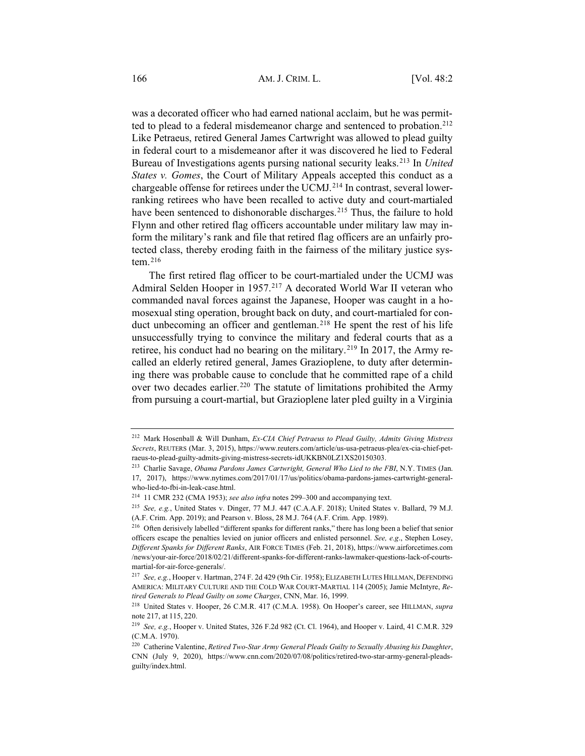was a decorated officer who had earned national acclaim, but he was permitted to plead to a federal misdemeanor charge and sentenced to probation.[212] Like Petraeus, retired General James Cartwright was allowed to plead guilty in federal court to a misdemeanor after it was discovered he lied to Federal Bureau of Investigations agents pursing national security leaks.[213] In *United States v. Gomes*, the Court of Military Appeals accepted this conduct as a chargeable offense for retirees under the UCMJ.[214] In contrast, several lower-ranking retirees who have been recalled to active duty and court-martialed have been sentenced to dishonorable discharges.[215] Thus, the failure to hold Flynn and other retired flag officers accountable under military law may inform the military's rank and file that retired flag officers are an unfairly protected class, thereby eroding faith in the fairness of the military justice system.[216]

The first retired flag officer to be court-martialed under the UCMJ was Admiral Selden Hooper in 1957.[217] A decorated World War II veteran who commanded naval forces against the Japanese, Hooper was caught in a homosexual sting operation, brought back on duty, and court-martialed for conduct unbecoming an officer and gentleman.[218] He spent the rest of his life unsuccessfully trying to convince the military and federal courts that as a retiree, his conduct had no bearing on the military.[219] In 2017, the Army recalled an elderly retired general, James Grazioplene, to duty after determining there was probable cause to conclude that he committed rape of a child over two decades earlier.[220] The statute of limitations prohibited the Army from pursuing a court-martial, but Grazioplene later pled guilty in a Virginia

---

[212] Mark Hosenball & Will Dunham, *Ex-CIA Chief Petraeus to Plead Guilty, Admits Giving Mistress Secrets*, REUTERS (Mar. 3, 2015), https://www.reuters.com/article/us-usa-petraeus-plea/ex-cia-chief-petraeus-to-plead-guilty-admits-giving-mistress-secrets-idUKKBN0LZ1XS20150303.

[213] Charlie Savage, *Obama Pardons James Cartwright, General Who Lied to the FBI*, N.Y. TIMES (Jan. 17, 2017), https://www.nytimes.com/2017/01/17/us/politics/obama-pardons-james-cartwright-general-who-lied-to-fbi-in-leak-case.html.

[214] 11 CMR 232 (CMA 1953); *see also infra* notes 299–300 and accompanying text.

[215] *See, e.g.*, United States v. Dinger, 77 M.J. 447 (C.A.A.F. 2018); United States v. Ballard, 79 M.J. (A.F. Crim. App. 2019); and Pearson v. Bloss, 28 M.J. 764 (A.F. Crim. App. 1989).

[216] Often derisively labelled "different spanks for different ranks," there has long been a belief that senior officers escape the penalties levied on junior officers and enlisted personnel. *See, e.g.*, Stephen Losey, *Different Spanks for Different Ranks*, AIR FORCE TIMES (Feb. 21, 2018), https://www.airforcetimes.com/news/your-air-force/2018/02/21/different-spanks-for-different-ranks-lawmaker-questions-lack-of-courts-martial-for-air-force-generals/.

[217] *See, e.g.*, Hooper v. Hartman, 274 F. 2d 429 (9th Cir. 1958); ELIZABETH LUTES HILLMAN, DEFENDING AMERICA: MILITARY CULTURE AND THE COLD WAR COURT-MARTIAL 114 (2005); Jamie McIntyre, *Retired Generals to Plead Guilty on some Charges*, CNN, Mar. 16, 1999.

[218] United States v. Hooper, 26 C.M.R. 417 (C.M.A. 1958). On Hooper's career, see HILLMAN, *supra* note 217, at 115, 220.

[219] *See, e.g.*, Hooper v. United States, 326 F.2d 982 (Ct. Cl. 1964), and Hooper v. Laird, 41 C.M.R. 329 (C.M.A. 1970).

[220] Catherine Valentine, *Retired Two-Star Army General Pleads Guilty to Sexually Abusing his Daughter*, CNN (July 9, 2020), https://www.cnn.com/2020/07/08/politics/retired-two-star-army-general-pleads-guilty/index.html.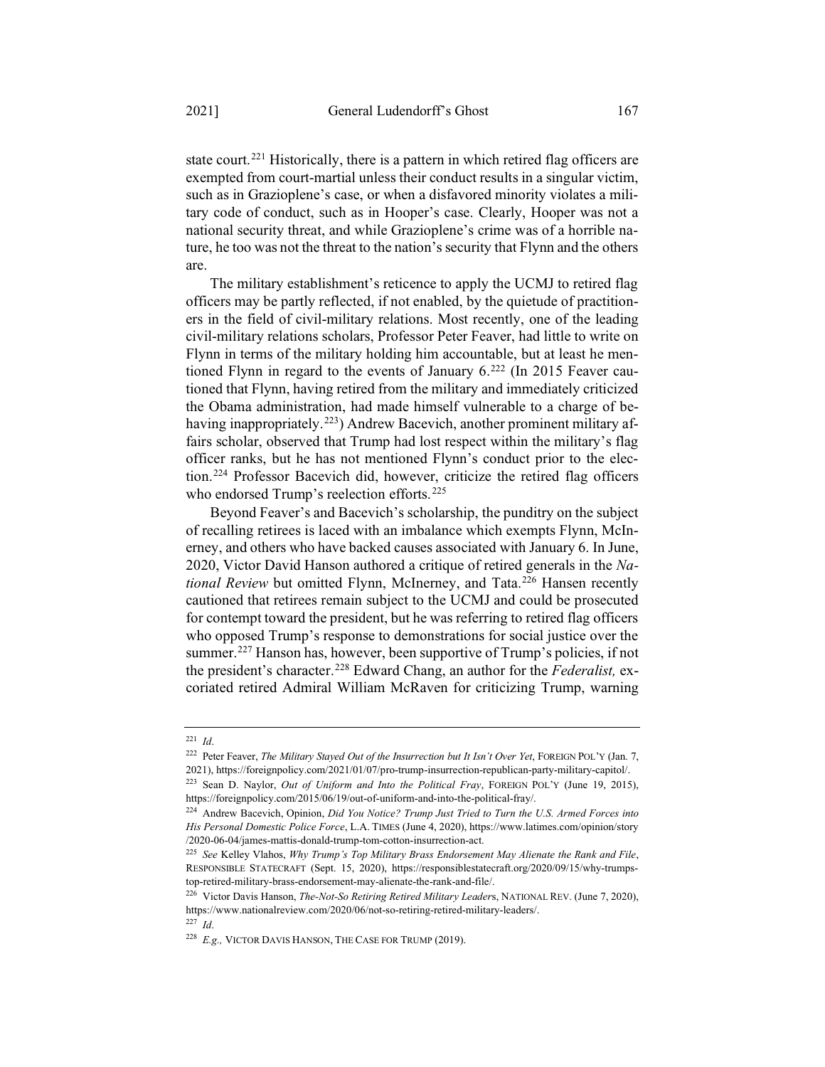state court.[221] Historically, there is a pattern in which retired flag officers are exempted from court-martial unless their conduct results in a singular victim, such as in Grazioplene's case, or when a disfavored minority violates a military code of conduct, such as in Hooper's case. Clearly, Hooper was not a national security threat, and while Grazioplene's crime was of a horrible nature, he too was not the threat to the nation's security that Flynn and the others are.

The military establishment's reticence to apply the UCMJ to retired flag officers may be partly reflected, if not enabled, by the quietude of practitioners in the field of civil-military relations. Most recently, one of the leading civil-military relations scholars, Professor Peter Feaver, had little to write on Flynn in terms of the military holding him accountable, but at least he mentioned Flynn in regard to the events of January 6.[222] (In 2015 Feaver cautioned that Flynn, having retired from the military and immediately criticized the Obama administration, had made himself vulnerable to a charge of behaving inappropriately.[223]) Andrew Bacevich, another prominent military affairs scholar, observed that Trump had lost respect within the military's flag officer ranks, but he has not mentioned Flynn's conduct prior to the election.[224] Professor Bacevich did, however, criticize the retired flag officers who endorsed Trump's reelection efforts.[225]

Beyond Feaver's and Bacevich's scholarship, the punditry on the subject of recalling retirees is laced with an imbalance which exempts Flynn, McInerney, and others who have backed causes associated with January 6. In June, 2020, Victor David Hanson authored a critique of retired generals in the *National Review* but omitted Flynn, McInerney, and Tata.[226] Hansen recently cautioned that retirees remain subject to the UCMJ and could be prosecuted for contempt toward the president, but he was referring to retired flag officers who opposed Trump's response to demonstrations for social justice over the summer.[227] Hanson has, however, been supportive of Trump's policies, if not the president's character.[228] Edward Chang, an author for the *Federalist,* excoriated retired Admiral William McRaven for criticizing Trump, warning

---

[221] *Id*.

[222] Peter Feaver, *The Military Stayed Out of the Insurrection but It Isn't Over Yet*, FOREIGN POL'Y (Jan. 7, 2021), https://foreignpolicy.com/2021/01/07/pro-trump-insurrection-republican-party-military-capitol/.

[223] Sean D. Naylor, *Out of Uniform and Into the Political Fray*, FOREIGN POL'Y (June 19, 2015), https://foreignpolicy.com/2015/06/19/out-of-uniform-and-into-the-political-fray/.

[224] Andrew Bacevich, Opinion, *Did You Notice? Trump Just Tried to Turn the U.S. Armed Forces into His Personal Domestic Police Force*, L.A. TIMES (June 4, 2020), https://www.latimes.com/opinion/story/2020-06-04/james-mattis-donald-trump-tom-cotton-insurrection-act.

[225] *See* Kelley Vlahos, *Why Trump's Top Military Brass Endorsement May Alienate the Rank and File*, RESPONSIBLE STATECRAFT (Sept. 15, 2020), https://responsiblestatecraft.org/2020/09/15/why-trumps-top-retired-military-brass-endorsement-may-alienate-the-rank-and-file/.

[226] Victor Davis Hanson, *The-Not-So Retiring Retired Military Leaders*, NATIONAL REV. (June 7, 2020), https://www.nationalreview.com/2020/06/not-so-retiring-retired-military-leaders/.

[227] *Id*.

[228] *E.g.,* VICTOR DAVIS HANSON, THE CASE FOR TRUMP (2019).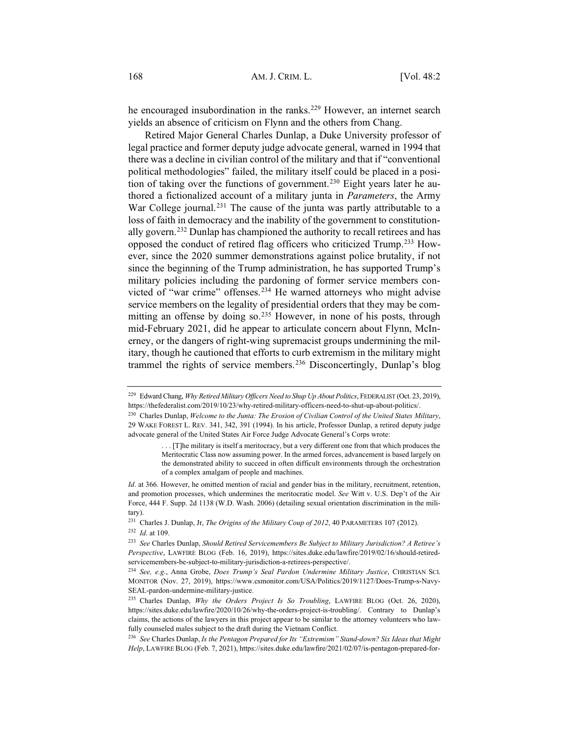he encouraged insubordination in the ranks.[229] However, an internet search yields an absence of criticism on Flynn and the others from Chang.

Retired Major General Charles Dunlap, a Duke University professor of legal practice and former deputy judge advocate general, warned in 1994 that there was a decline in civilian control of the military and that if "conventional political methodologies" failed, the military itself could be placed in a position of taking over the functions of government.[230] Eight years later he authored a fictionalized account of a military junta in *Parameters*, the Army War College journal.[231] The cause of the junta was partly attributable to a loss of faith in democracy and the inability of the government to constitutionally govern.[232] Dunlap has championed the authority to recall retirees and has opposed the conduct of retired flag officers who criticized Trump.[233] However, since the 2020 summer demonstrations against police brutality, if not since the beginning of the Trump administration, he has supported Trump's military policies including the pardoning of former service members convicted of "war crime" offenses.[234] He warned attorneys who might advise service members on the legality of presidential orders that they may be committing an offense by doing so.[235] However, in none of his posts, through mid-February 2021, did he appear to articulate concern about Flynn, McInerney, or the dangers of right-wing supremacist groups undermining the military, though he cautioned that efforts to curb extremism in the military might trammel the rights of service members.[236] Disconcertingly, Dunlap's blog

---

[229] Edward Chang, *Why Retired Military Officers Need to Shup Up About Politics*, FEDERALIST (Oct. 23, 2019), https://thefederalist.com/2019/10/23/why-retired-military-officers-need-to-shut-up-about-politics/.

[230] Charles Dunlap, *Welcome to the Junta: The Erosion of Civilian Control of the United States Military*, 29 WAKE FOREST L. REV. 341, 342, 391 (1994). In his article, Professor Dunlap, a retired deputy judge advocate general of the United States Air Force Judge Advocate General's Corps wrote:

> . . . [T]he military is itself a meritocracy, but a very different one from that which produces the Meritocratic Class now assuming power. In the armed forces, advancement is based largely on the demonstrated ability to succeed in often difficult environments through the orchestration of a complex amalgam of people and machines.

*Id*. at 366. However, he omitted mention of racial and gender bias in the military, recruitment, retention, and promotion processes, which undermines the meritocratic model. *See* Witt v. U.S. Dep't of the Air Force, 444 F. Supp. 2d 1138 (W.D. Wash. 2006) (detailing sexual orientation discrimination in the military).

[231] Charles J. Dunlap, Jr, *The Origins of the Military Coup of 2012*, 40 PARAMETERS 107 (2012).

[232] *Id*. at 109.

[233] *See* Charles Dunlap, *Should Retired Servicemembers Be Subject to Military Jurisdiction? A Retiree's Perspective*, LAWFIRE BLOG (Feb. 16, 2019), https://sites.duke.edu/lawfire/2019/02/16/should-retired-servicemembers-be-subject-to-military-jurisdiction-a-retirees-perspective/.

[234] *See, e.g*., Anna Grobe, *Does Trump's Seal Pardon Undermine Military Justice*, CHRISTIAN SCI. MONITOR (Nov. 27, 2019), https://www.csmonitor.com/USA/Politics/2019/1127/Does-Trump-s-Navy-SEAL-pardon-undermine-military-justice.

[235] Charles Dunlap, *Why the Orders Project Is So Troubling*, LAWFIRE BLOG (Oct. 26, 2020), https://sites.duke.edu/lawfire/2020/10/26/why-the-orders-project-is-troubling/. Contrary to Dunlap's claims, the actions of the lawyers in this project appear to be similar to the attorney volunteers who lawfully counseled males subject to the draft during the Vietnam Conflict.

[236] *See* Charles Dunlap, *Is the Pentagon Prepared for Its "Extremism" Stand-down? Six Ideas that Might Help*, LAWFIRE BLOG (Feb. 7, 2021), https://sites.duke.edu/lawfire/2021/02/07/is-pentagon-prepared-for-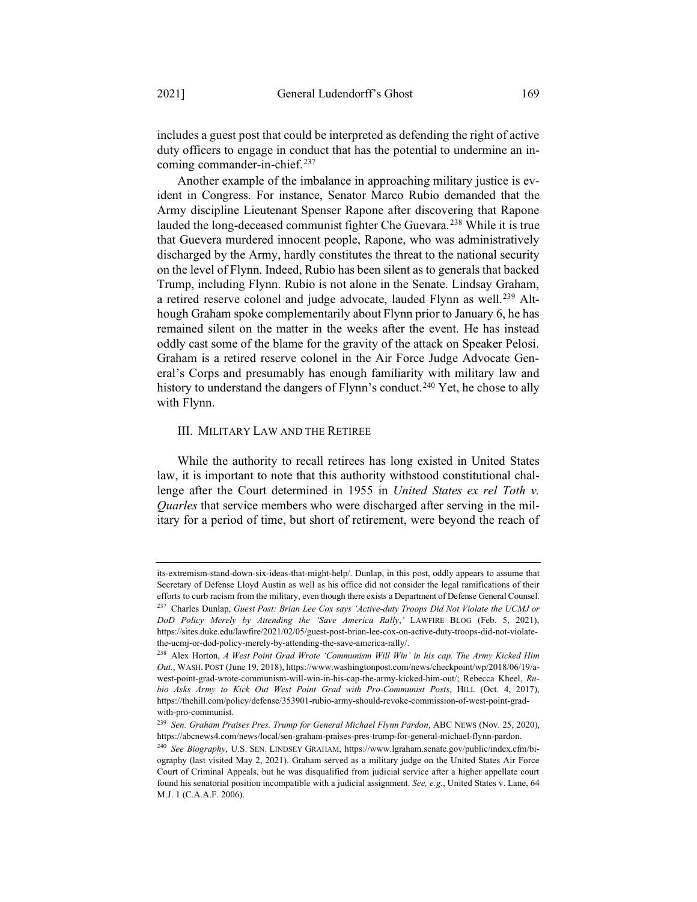includes a guest post that could be interpreted as defending the right of active duty officers to engage in conduct that has the potential to undermine an incoming commander-in-chief.[237]

Another example of the imbalance in approaching military justice is evident in Congress. For instance, Senator Marco Rubio demanded that the Army discipline Lieutenant Spenser Rapone after discovering that Rapone lauded the long-deceased communist fighter Che Guevara.[238] While it is true that Guevera murdered innocent people, Rapone, who was administratively discharged by the Army, hardly constitutes the threat to the national security on the level of Flynn. Indeed, Rubio has been silent as to generals that backed Trump, including Flynn. Rubio is not alone in the Senate. Lindsay Graham, a retired reserve colonel and judge advocate, lauded Flynn as well.[239] Although Graham spoke complementarily about Flynn prior to January 6, he has remained silent on the matter in the weeks after the event. He has instead oddly cast some of the blame for the gravity of the attack on Speaker Pelosi. Graham is a retired reserve colonel in the Air Force Judge Advocate General's Corps and presumably has enough familiarity with military law and history to understand the dangers of Flynn's conduct.[240] Yet, he chose to ally with Flynn.

## III. Military Law and the Retiree

While the authority to recall retirees has long existed in United States law, it is important to note that this authority withstood constitutional challenge after the Court determined in 1955 in *United States ex rel Toth v. Quarles* that service members who were discharged after serving in the military for a period of time, but short of retirement, were beyond the reach of

---

its-extremism-stand-down-six-ideas-that-might-help/. Dunlap, in this post, oddly appears to assume that Secretary of Defense Lloyd Austin as well as his office did not consider the legal ramifications of their efforts to curb racism from the military, even though there exists a Department of Defense General Counsel.

[237] Charles Dunlap, *Guest Post: Brian Lee Cox says 'Active-duty Troops Did Not Violate the UCMJ or DoD Policy Merely by Attending the 'Save America Rally*,*'* LAWFIRE BLOG (Feb. 5, 2021), https://sites.duke.edu/lawfire/2021/02/05/guest-post-brian-lee-cox-on-active-duty-troops-did-not-violate-the-ucmj-or-dod-policy-merely-by-attending-the-save-america-rally/.

[238] Alex Horton, *A West Point Grad Wrote 'Communism Will Win' in his cap. The Army Kicked Him Out.*, WASH. POST (June 19, 2018), https://www.washingtonpost.com/news/checkpoint/wp/2018/06/19/a-west-point-grad-wrote-communism-will-win-in-his-cap-the-army-kicked-him-out/; Rebecca Kheel, *Rubio Asks Army to Kick Out West Point Grad with Pro-Communist Posts*, HILL (Oct. 4, 2017), https://thehill.com/policy/defense/353901-rubio-army-should-revoke-commission-of-west-point-grad-with-pro-communist.

[239] *Sen. Graham Praises Pres. Trump for General Michael Flynn Pardon*, ABC NEWS (Nov. 25, 2020), https://abcnews4.com/news/local/sen-graham-praises-pres-trump-for-general-michael-flynn-pardon.

[240] *See Biography*, U.S. SEN. LINDSEY GRAHAM, https://www.lgraham.senate.gov/public/index.cfm/biography (last visited May 2, 2021). Graham served as a military judge on the United States Air Force Court of Criminal Appeals, but he was disqualified from judicial service after a higher appellate court found his senatorial position incompatible with a judicial assignment. *See, e.g.*, United States v. Lane, 64 M.J. 1 (C.A.A.F. 2006).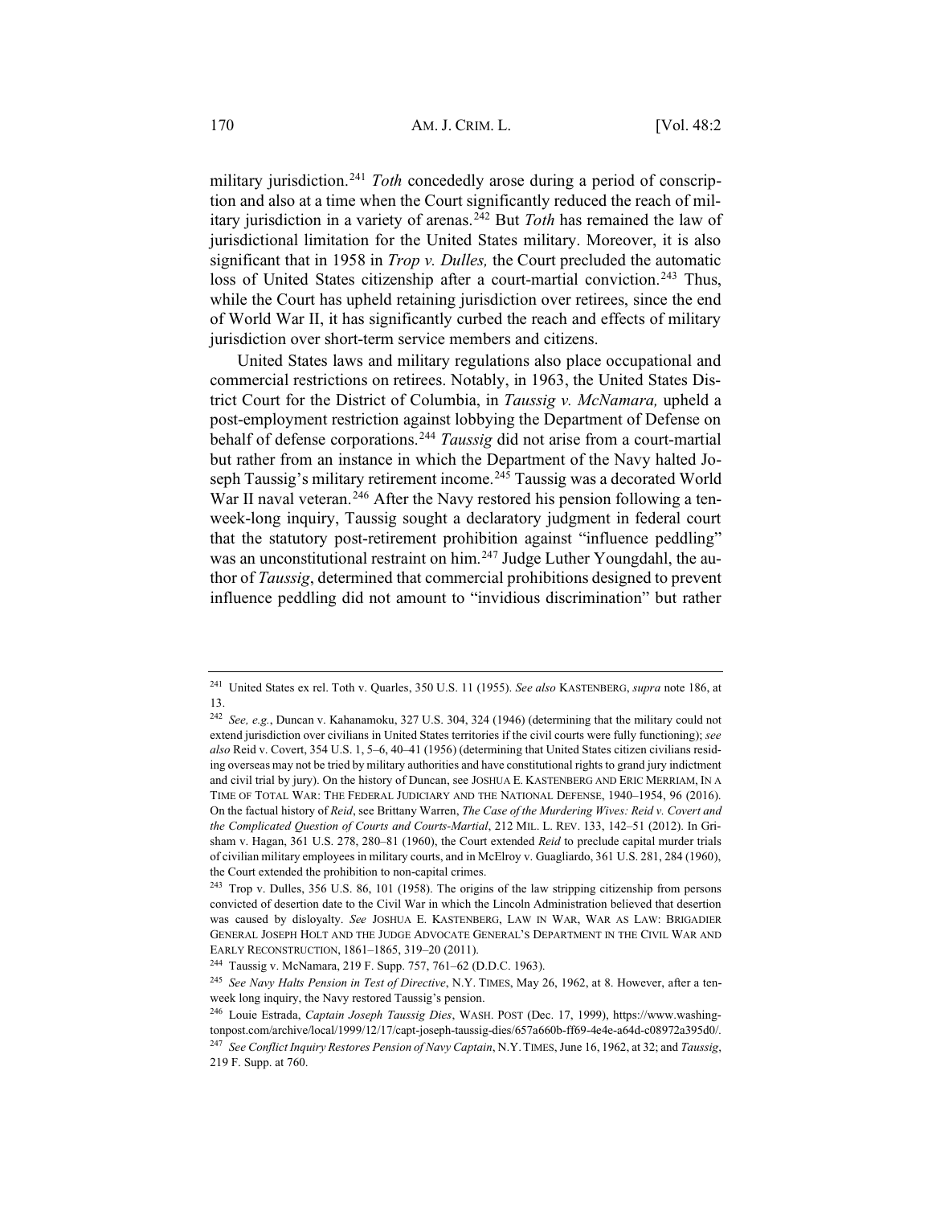military jurisdiction.[241] *Toth* concededly arose during a period of conscription and also at a time when the Court significantly reduced the reach of military jurisdiction in a variety of arenas.[242] But *Toth* has remained the law of jurisdictional limitation for the United States military. Moreover, it is also significant that in 1958 in *Trop v. Dulles,* the Court precluded the automatic loss of United States citizenship after a court-martial conviction.[243] Thus, while the Court has upheld retaining jurisdiction over retirees, since the end of World War II, it has significantly curbed the reach and effects of military jurisdiction over short-term service members and citizens.

United States laws and military regulations also place occupational and commercial restrictions on retirees. Notably, in 1963, the United States District Court for the District of Columbia, in *Taussig v. McNamara,* upheld a post-employment restriction against lobbying the Department of Defense on behalf of defense corporations.[244] *Taussig* did not arise from a court-martial but rather from an instance in which the Department of the Navy halted Joseph Taussig's military retirement income.[245] Taussig was a decorated World War II naval veteran.[246] After the Navy restored his pension following a ten-week-long inquiry, Taussig sought a declaratory judgment in federal court that the statutory post-retirement prohibition against "influence peddling" was an unconstitutional restraint on him.[247] Judge Luther Youngdahl, the author of *Taussig*, determined that commercial prohibitions designed to prevent influence peddling did not amount to "invidious discrimination" but rather

---

[241] United States ex rel. Toth v. Quarles, 350 U.S. 11 (1955). *See also* KASTENBERG, *supra* note 186, at 13.

[242] *See, e.g.*, Duncan v. Kahanamoku, 327 U.S. 304, 324 (1946) (determining that the military could not extend jurisdiction over civilians in United States territories if the civil courts were fully functioning); *see also* Reid v. Covert, 354 U.S. 1, 5–6, 40–41 (1956) (determining that United States citizen civilians residing overseas may not be tried by military authorities and have constitutional rights to grand jury indictment and civil trial by jury). On the history of Duncan, see JOSHUA E. KASTENBERG AND ERIC MERRIAM, IN A TIME OF TOTAL WAR: THE FEDERAL JUDICIARY AND THE NATIONAL DEFENSE, 1940–1954, 96 (2016). On the factual history of *Reid*, see Brittany Warren, *The Case of the Murdering Wives: Reid v. Covert and the Complicated Question of Courts and Courts-Martial*, 212 MIL. L. REV. 133, 142–51 (2012). In Grisham v. Hagan, 361 U.S. 278, 280–81 (1960), the Court extended *Reid* to preclude capital murder trials of civilian military employees in military courts, and in McElroy v. Guagliardo, 361 U.S. 281, 284 (1960), the Court extended the prohibition to non-capital crimes.

[243] Trop v. Dulles, 356 U.S. 86, 101 (1958). The origins of the law stripping citizenship from persons convicted of desertion date to the Civil War in which the Lincoln Administration believed that desertion was caused by disloyalty. *See* JOSHUA E. KASTENBERG, LAW IN WAR, WAR AS LAW: BRIGADIER GENERAL JOSEPH HOLT AND THE JUDGE ADVOCATE GENERAL'S DEPARTMENT IN THE CIVIL WAR AND EARLY RECONSTRUCTION, 1861–1865, 319–20 (2011).

[244] Taussig v. McNamara, 219 F. Supp. 757, 761–62 (D.D.C. 1963).

[245] *See Navy Halts Pension in Test of Directive*, N.Y. TIMES, May 26, 1962, at 8. However, after a ten-week long inquiry, the Navy restored Taussig's pension.

[246] Louie Estrada, *Captain Joseph Taussig Dies*, WASH. POST (Dec. 17, 1999), https://www.washingtonpost.com/archive/local/1999/12/17/capt-joseph-taussig-dies/657a660b-ff69-4e4e-a64d-c08972a395d0/.

[247] *See Conflict Inquiry Restores Pension of Navy Captain*, N.Y. TIMES, June 16, 1962, at 32; and *Taussig*, 219 F. Supp. at 760.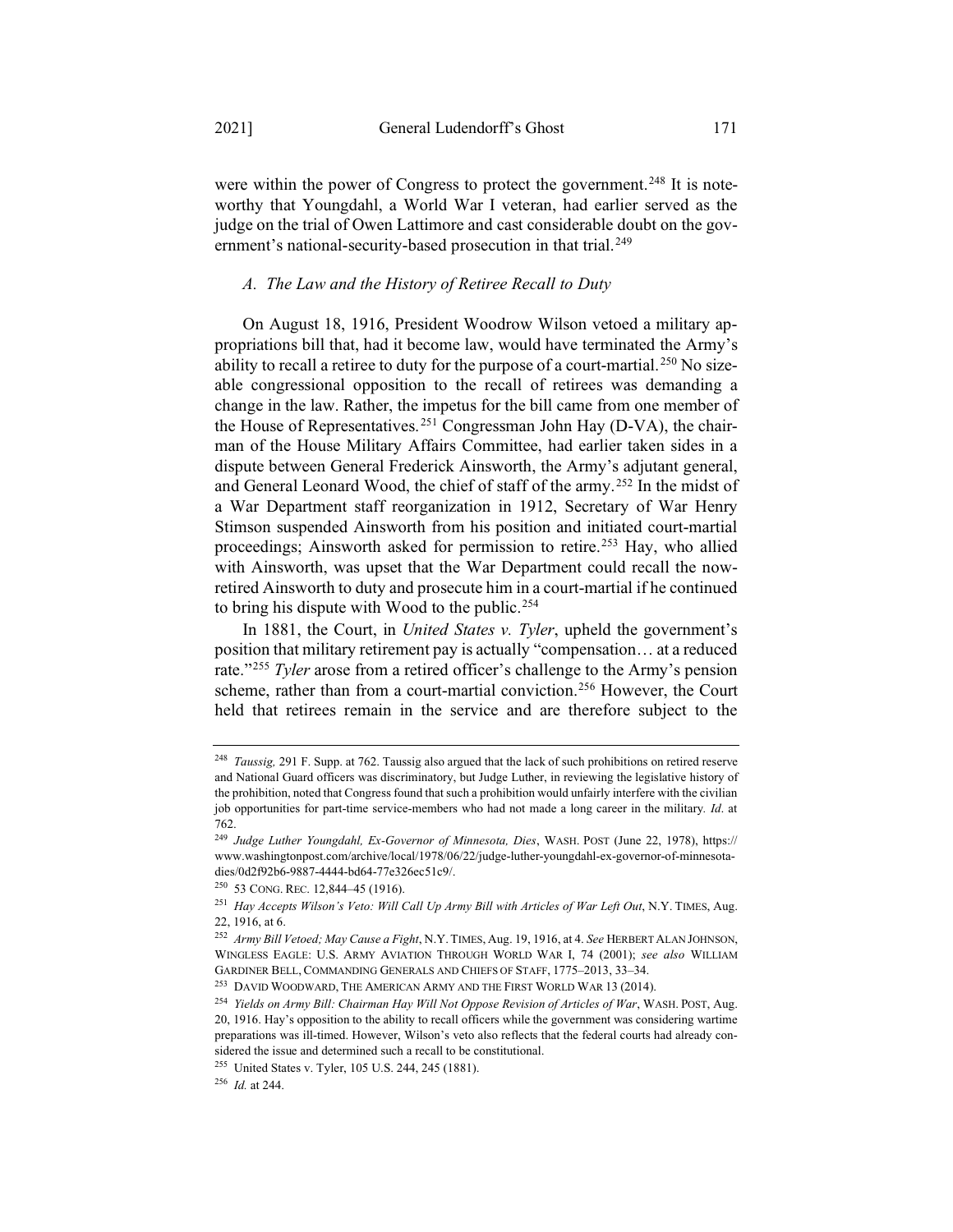were within the power of Congress to protect the government.[248] It is noteworthy that Youngdahl, a World War I veteran, had earlier served as the judge on the trial of Owen Lattimore and cast considerable doubt on the government's national-security-based prosecution in that trial.[249]

### *A. The Law and the History of Retiree Recall to Duty*

On August 18, 1916, President Woodrow Wilson vetoed a military appropriations bill that, had it become law, would have terminated the Army's ability to recall a retiree to duty for the purpose of a court-martial.[250] No sizeable congressional opposition to the recall of retirees was demanding a change in the law. Rather, the impetus for the bill came from one member of the House of Representatives.[251] Congressman John Hay (D-VA), the chairman of the House Military Affairs Committee, had earlier taken sides in a dispute between General Frederick Ainsworth, the Army's adjutant general, and General Leonard Wood, the chief of staff of the army.[252] In the midst of a War Department staff reorganization in 1912, Secretary of War Henry Stimson suspended Ainsworth from his position and initiated court-martial proceedings; Ainsworth asked for permission to retire.[253] Hay, who allied with Ainsworth, was upset that the War Department could recall the now-retired Ainsworth to duty and prosecute him in a court-martial if he continued to bring his dispute with Wood to the public.[254]

In 1881, the Court, in *United States v. Tyler*, upheld the government's position that military retirement pay is actually "compensation… at a reduced rate."[255] *Tyler* arose from a retired officer's challenge to the Army's pension scheme, rather than from a court-martial conviction.[256] However, the Court held that retirees remain in the service and are therefore subject to the

---

[248] *Taussig,* 291 F. Supp. at 762. Taussig also argued that the lack of such prohibitions on retired reserve and National Guard officers was discriminatory, but Judge Luther, in reviewing the legislative history of the prohibition, noted that Congress found that such a prohibition would unfairly interfere with the civilian job opportunities for part-time service-members who had not made a long career in the military. *Id*. at 762.

[249] *Judge Luther Youngdahl, Ex-Governor of Minnesota, Dies*, WASH. POST (June 22, 1978), https://www.washingtonpost.com/archive/local/1978/06/22/judge-luther-youngdahl-ex-governor-of-minnesota-dies/0d2f92b6-9887-4444-bd64-77e326ec51c9/.

[250] 53 CONG. REC. 12,844–45 (1916).

[251] *Hay Accepts Wilson's Veto: Will Call Up Army Bill with Articles of War Left Out*, N.Y. TIMES, Aug. 22, 1916, at 6.

[252] *Army Bill Vetoed; May Cause a Fight*, N.Y. TIMES, Aug. 19, 1916, at 4. *See* HERBERT ALAN JOHNSON, WINGLESS EAGLE: U.S. ARMY AVIATION THROUGH WORLD WAR I, 74 (2001); *see also* WILLIAM GARDINER BELL, COMMANDING GENERALS AND CHIEFS OF STAFF, 1775–2013, 33–34.

[253] DAVID WOODWARD, THE AMERICAN ARMY AND THE FIRST WORLD WAR 13 (2014).

[254] *Yields on Army Bill: Chairman Hay Will Not Oppose Revision of Articles of War*, WASH. POST, Aug. 20, 1916. Hay's opposition to the ability to recall officers while the government was considering wartime preparations was ill-timed. However, Wilson's veto also reflects that the federal courts had already considered the issue and determined such a recall to be constitutional.

[255] United States v. Tyler, 105 U.S. 244, 245 (1881).

[256] *Id.* at 244.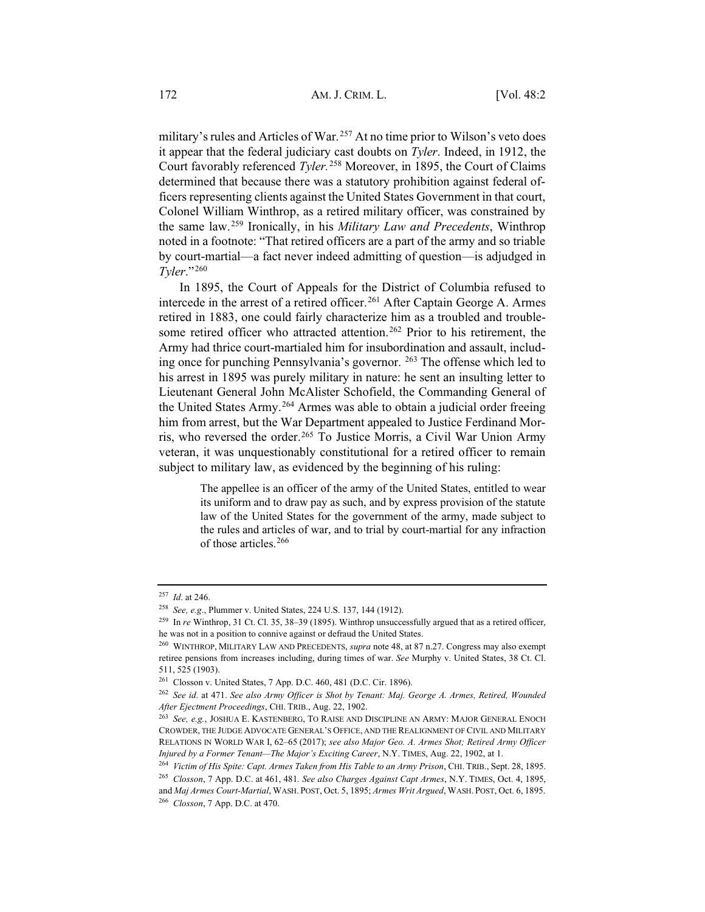military's rules and Articles of War.[257] At no time prior to Wilson's veto does it appear that the federal judiciary cast doubts on *Tyler*. Indeed, in 1912, the Court favorably referenced *Tyler.*[258] Moreover, in 1895, the Court of Claims determined that because there was a statutory prohibition against federal officers representing clients against the United States Government in that court, Colonel William Winthrop, as a retired military officer, was constrained by the same law.[259] Ironically, in his *Military Law and Precedents*, Winthrop noted in a footnote: "That retired officers are a part of the army and so triable by court-martial—a fact never indeed admitting of question—is adjudged in *Tyler*."[260]

In 1895, the Court of Appeals for the District of Columbia refused to intercede in the arrest of a retired officer.[261] After Captain George A. Armes retired in 1883, one could fairly characterize him as a troubled and troublesome retired officer who attracted attention.[262] Prior to his retirement, the Army had thrice court-martialed him for insubordination and assault, including once for punching Pennsylvania's governor. [263] The offense which led to his arrest in 1895 was purely military in nature: he sent an insulting letter to Lieutenant General John McAlister Schofield, the Commanding General of the United States Army.[264] Armes was able to obtain a judicial order freeing him from arrest, but the War Department appealed to Justice Ferdinand Morris, who reversed the order.[265] To Justice Morris, a Civil War Union Army veteran, it was unquestionably constitutional for a retired officer to remain subject to military law, as evidenced by the beginning of his ruling:

> The appellee is an officer of the army of the United States, entitled to wear its uniform and to draw pay as such, and by express provision of the statute law of the United States for the government of the army, made subject to the rules and articles of war, and to trial by court-martial for any infraction of those articles.[266]

---

[257] *Id*. at 246.

[258] *See, e.g*., Plummer v. United States, 224 U.S. 137, 144 (1912).

[259] In *re* Winthrop, 31 Ct. Cl. 35, 38–39 (1895). Winthrop unsuccessfully argued that as a retired officer, he was not in a position to connive against or defraud the United States.

[260] WINTHROP, MILITARY LAW AND PRECEDENTS, *supra* note 48, at 87 n.27. Congress may also exempt retiree pensions from increases including, during times of war. *See* Murphy v. United States, 38 Ct. Cl. 511, 525 (1903).

[261] Closson v. United States, 7 App. D.C. 460, 481 (D.C. Cir. 1896).

[262] *See id*. at 471. *See also Army Officer is Shot by Tenant: Maj. George A. Armes, Retired, Wounded After Ejectment Proceedings*, CHI. TRIB., Aug. 22, 1902.

[263] *See, e.g.*, JOSHUA E. KASTENBERG, TO RAISE AND DISCIPLINE AN ARMY: MAJOR GENERAL ENOCH CROWDER, THE JUDGE ADVOCATE GENERAL'S OFFICE, AND THE REALIGNMENT OF CIVIL AND MILITARY RELATIONS IN WORLD WAR I, 62–65 (2017); *see also Major Geo. A. Armes Shot; Retired Army Officer Injured by a Former Tenant—The Major's Exciting Career*, N.Y. TIMES, Aug. 22, 1902, at 1.

[264] *Victim of His Spite: Capt. Armes Taken from His Table to an Army Prison*, CHI. TRIB., Sept. 28, 1895.

[265] *Closson*, 7 App. D.C. at 461, 481. *See also Charges Against Capt Armes*, N.Y. TIMES, Oct. 4, 1895, and *Maj Armes Court-Martial*, WASH. POST, Oct. 5, 1895; *Armes Writ Argued*, WASH. POST, Oct. 6, 1895.

[266] *Closson*, 7 App. D.C. at 470.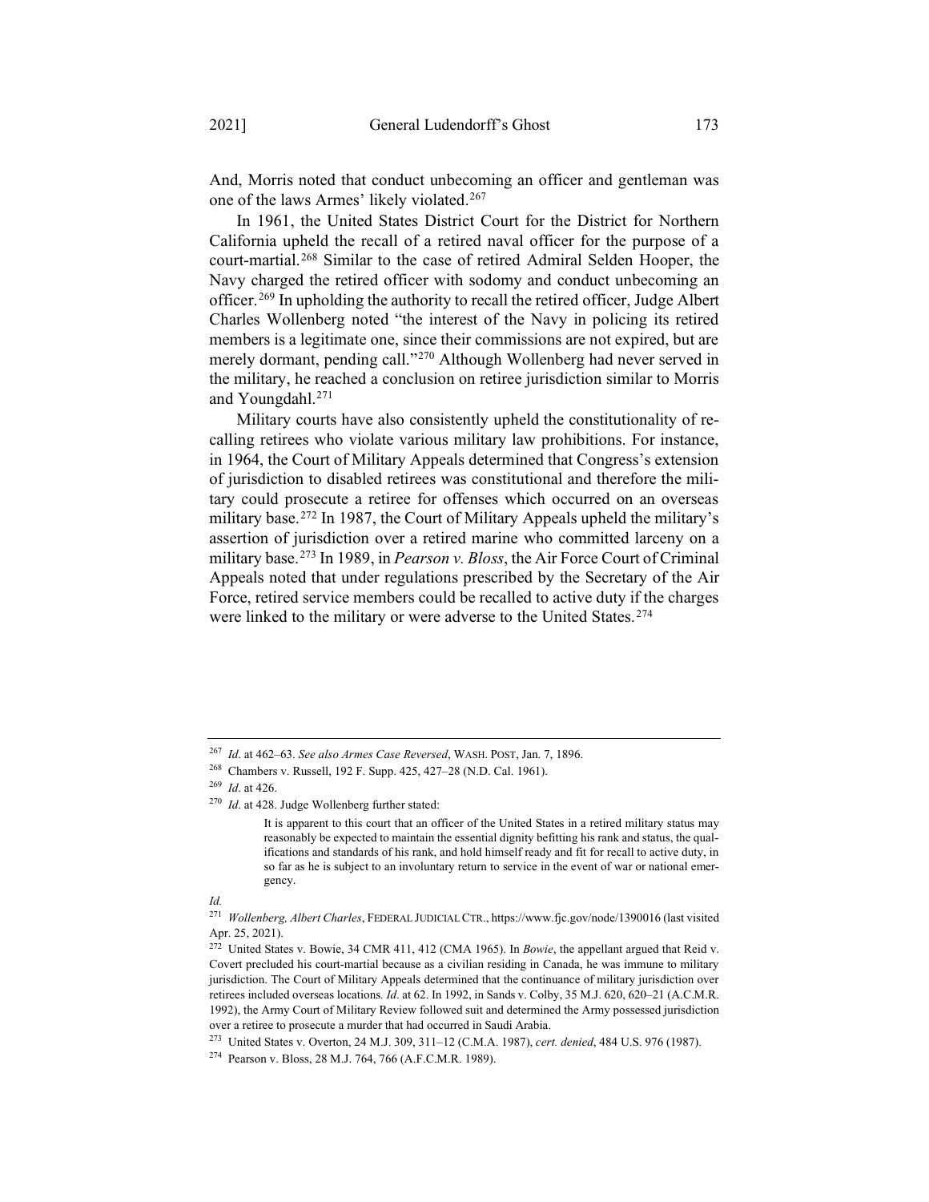And, Morris noted that conduct unbecoming an officer and gentleman was one of the laws Armes' likely violated.[267]

In 1961, the United States District Court for the District for Northern California upheld the recall of a retired naval officer for the purpose of a court-martial.[268] Similar to the case of retired Admiral Selden Hooper, the Navy charged the retired officer with sodomy and conduct unbecoming an officer.[269] In upholding the authority to recall the retired officer, Judge Albert Charles Wollenberg noted "the interest of the Navy in policing its retired members is a legitimate one, since their commissions are not expired, but are merely dormant, pending call."[270] Although Wollenberg had never served in the military, he reached a conclusion on retiree jurisdiction similar to Morris and Youngdahl.[271]

Military courts have also consistently upheld the constitutionality of recalling retirees who violate various military law prohibitions. For instance, in 1964, the Court of Military Appeals determined that Congress's extension of jurisdiction to disabled retirees was constitutional and therefore the military could prosecute a retiree for offenses which occurred on an overseas military base.[272] In 1987, the Court of Military Appeals upheld the military's assertion of jurisdiction over a retired marine who committed larceny on a military base.[273] In 1989, in *Pearson v. Bloss*, the Air Force Court of Criminal Appeals noted that under regulations prescribed by the Secretary of the Air Force, retired service members could be recalled to active duty if the charges were linked to the military or were adverse to the United States.[274]

---

[267] *Id*. at 462–63. *See also Armes Case Reversed*, WASH. POST, Jan. 7, 1896.

[268] Chambers v. Russell, 192 F. Supp. 425, 427–28 (N.D. Cal. 1961).

[269] *Id*. at 426.

[270] *Id*. at 428. Judge Wollenberg further stated:

> It is apparent to this court that an officer of the United States in a retired military status may reasonably be expected to maintain the essential dignity befitting his rank and status, the qualifications and standards of his rank, and hold himself ready and fit for recall to active duty, in so far as he is subject to an involuntary return to service in the event of war or national emergency.

*Id.*

[271] *Wollenberg, Albert Charles*, FEDERAL JUDICIAL CTR., https://www.fjc.gov/node/1390016 (last visited Apr. 25, 2021).

[272] United States v. Bowie, 34 CMR 411, 412 (CMA 1965). In *Bowie*, the appellant argued that Reid v. Covert precluded his court-martial because as a civilian residing in Canada, he was immune to military jurisdiction. The Court of Military Appeals determined that the continuance of military jurisdiction over retirees included overseas locations. *Id*. at 62. In 1992, in Sands v. Colby, 35 M.J. 620, 620–21 (A.C.M.R. 1992), the Army Court of Military Review followed suit and determined the Army possessed jurisdiction over a retiree to prosecute a murder that had occurred in Saudi Arabia.

[273] United States v. Overton, 24 M.J. 309, 311–12 (C.M.A. 1987), *cert. denied*, 484 U.S. 976 (1987).

[274] Pearson v. Bloss, 28 M.J. 764, 766 (A.F.C.M.R. 1989).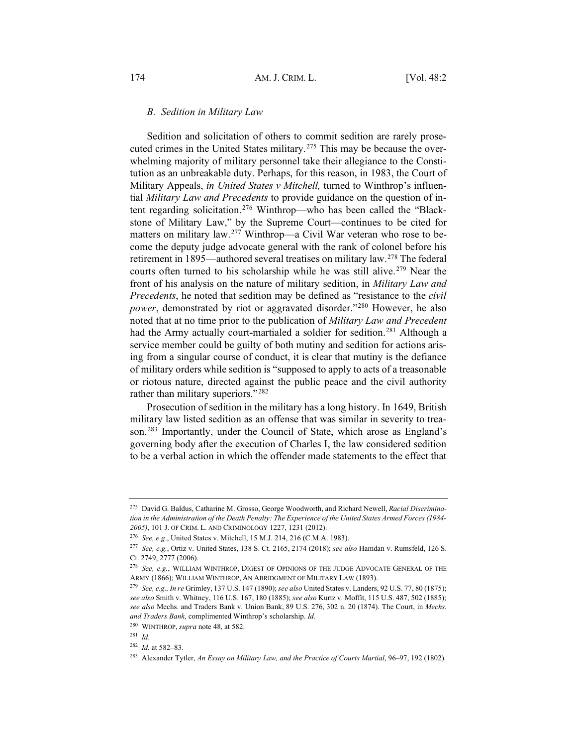### *B. Sedition in Military Law*

Sedition and solicitation of others to commit sedition are rarely prosecuted crimes in the United States military.[275] This may be because the overwhelming majority of military personnel take their allegiance to the Constitution as an unbreakable duty. Perhaps, for this reason, in 1983, the Court of Military Appeals, *in United States v Mitchell,* turned to Winthrop's influential *Military Law and Precedents* to provide guidance on the question of intent regarding solicitation.[276] Winthrop—who has been called the "Blackstone of Military Law," by the Supreme Court—continues to be cited for matters on military law.[277] Winthrop—a Civil War veteran who rose to become the deputy judge advocate general with the rank of colonel before his retirement in 1895—authored several treatises on military law.[278] The federal courts often turned to his scholarship while he was still alive.[279] Near the front of his analysis on the nature of military sedition, in *Military Law and Precedents*, he noted that sedition may be defined as "resistance to the *civil power*, demonstrated by riot or aggravated disorder."[280] However, he also noted that at no time prior to the publication of *Military Law and Precedent* had the Army actually court-martialed a soldier for sedition.[281] Although a service member could be guilty of both mutiny and sedition for actions arising from a singular course of conduct, it is clear that mutiny is the defiance of military orders while sedition is "supposed to apply to acts of a treasonable or riotous nature, directed against the public peace and the civil authority rather than military superiors."[282]

Prosecution of sedition in the military has a long history. In 1649, British military law listed sedition as an offense that was similar in severity to treason.[283] Importantly, under the Council of State, which arose as England's governing body after the execution of Charles I, the law considered sedition to be a verbal action in which the offender made statements to the effect that

---

[275] David G. Baldus, Catharine M. Grosso, George Woodworth, and Richard Newell, *Racial Discrimination in the Administration of the Death Penalty: The Experience of the United States Armed Forces (1984-2005)*, 101 J. OF CRIM. L. AND CRIMINOLOGY 1227, 1231 (2012).

[276] *See, e.g*., United States v. Mitchell, 15 M.J. 214, 216 (C.M.A. 1983).

[277] *See, e.g.*, Ortiz v. United States, 138 S. Ct. 2165, 2174 (2018); *see also* Hamdan v. Rumsfeld, 126 S. Ct. 2749, 2777 (2006).

[278] *See, e.g.*, WILLIAM WINTHROP, DIGEST OF OPINIONS OF THE JUDGE ADVOCATE GENERAL OF THE ARMY (1866); WILLIAM WINTHROP, AN ABRIDGMENT OF MILITARY LAW (1893).

[279] *See, e.g., In re* Grimley, 137 U.S. 147 (1890); *see also* United States v. Landers, 92 U.S. 77, 80 (1875); *see also* Smith v. Whitney, 116 U.S. 167, 180 (1885); *see also* Kurtz v. Moffit, 115 U.S. 487, 502 (1885); *see also* Mechs. and Traders Bank v. Union Bank, 89 U.S. 276, 302 n. 20 (1874). The Court, in *Mechs. and Traders Bank*, complimented Winthrop's scholarship. *Id*.

[280] WINTHROP, *supra* note 48, at 582.

[281] *Id*.

[282] *Id.* at 582–83.

[283] Alexander Tytler, *An Essay on Military Law, and the Practice of Courts Martial*, 96–97, 192 (1802).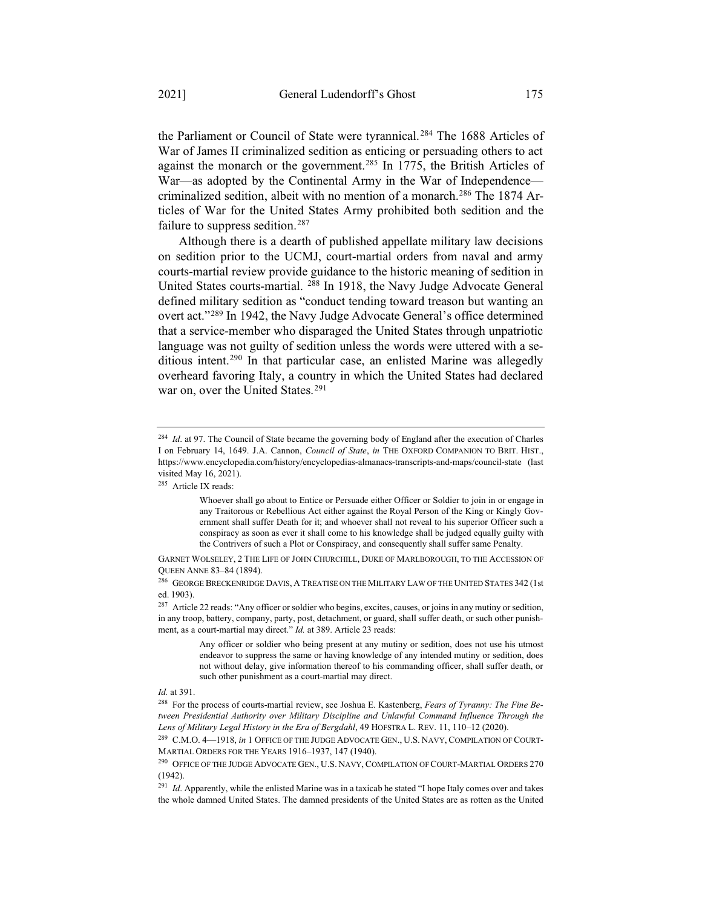the Parliament or Council of State were tyrannical.[284] The 1688 Articles of War of James II criminalized sedition as enticing or persuading others to act against the monarch or the government.[285] In 1775, the British Articles of War—as adopted by the Continental Army in the War of Independence—criminalized sedition, albeit with no mention of a monarch.[286] The 1874 Articles of War for the United States Army prohibited both sedition and the failure to suppress sedition.[287]

Although there is a dearth of published appellate military law decisions on sedition prior to the UCMJ, court-martial orders from naval and army courts-martial review provide guidance to the historic meaning of sedition in United States courts-martial. [288] In 1918, the Navy Judge Advocate General defined military sedition as "conduct tending toward treason but wanting an overt act."[289] In 1942, the Navy Judge Advocate General's office determined that a service-member who disparaged the United States through unpatriotic language was not guilty of sedition unless the words were uttered with a seditious intent.[290] In that particular case, an enlisted Marine was allegedly overheard favoring Italy, a country in which the United States had declared war on, over the United States.[291]

---

[284] *Id*. at 97. The Council of State became the governing body of England after the execution of Charles I on February 14, 1649. J.A. Cannon, *Council of State*, *in* THE OXFORD COMPANION TO BRIT. HIST., https://www.encyclopedia.com/history/encyclopedias-almanacs-transcripts-and-maps/council-state (last visited May 16, 2021).

[285] Article IX reads:

> Whoever shall go about to Entice or Persuade either Officer or Soldier to join in or engage in any Traitorous or Rebellious Act either against the Royal Person of the King or Kingly Government shall suffer Death for it; and whoever shall not reveal to his superior Officer such a conspiracy as soon as ever it shall come to his knowledge shall be judged equally guilty with the Contrivers of such a Plot or Conspiracy, and consequently shall suffer same Penalty.

GARNET WOLSELEY, 2 THE LIFE OF JOHN CHURCHILL, DUKE OF MARLBOROUGH, TO THE ACCESSION OF QUEEN ANNE 83–84 (1894).

[286] GEORGE BRECKENRIDGE DAVIS, A TREATISE ON THE MILITARY LAW OF THE UNITED STATES 342 (1st ed. 1903).

[287] Article 22 reads: "Any officer or soldier who begins, excites, causes, or joins in any mutiny or sedition, in any troop, battery, company, party, post, detachment, or guard, shall suffer death, or such other punishment, as a court-martial may direct." *Id.* at 389. Article 23 reads:

> Any officer or soldier who being present at any mutiny or sedition, does not use his utmost endeavor to suppress the same or having knowledge of any intended mutiny or sedition, does not without delay, give information thereof to his commanding officer, shall suffer death, or such other punishment as a court-martial may direct.

*Id.* at 391.

[288] For the process of courts-martial review, see Joshua E. Kastenberg, *Fears of Tyranny: The Fine Between Presidential Authority over Military Discipline and Unlawful Command Influence Through the Lens of Military Legal History in the Era of Bergdahl*, 49 HOFSTRA L. REV. 11, 110–12 (2020).

[289] C.M.O. 4—1918, *in* 1 OFFICE OF THE JUDGE ADVOCATE GEN., U.S. NAVY, COMPILATION OF COURT-MARTIAL ORDERS FOR THE YEARS 1916–1937, 147 (1940).

[290] OFFICE OF THE JUDGE ADVOCATE GEN., U.S. NAVY, COMPILATION OF COURT-MARTIAL ORDERS 270 (1942).

[291] *Id*. Apparently, while the enlisted Marine was in a taxicab he stated "I hope Italy comes over and takes the whole damned United States. The damned presidents of the United States are as rotten as the United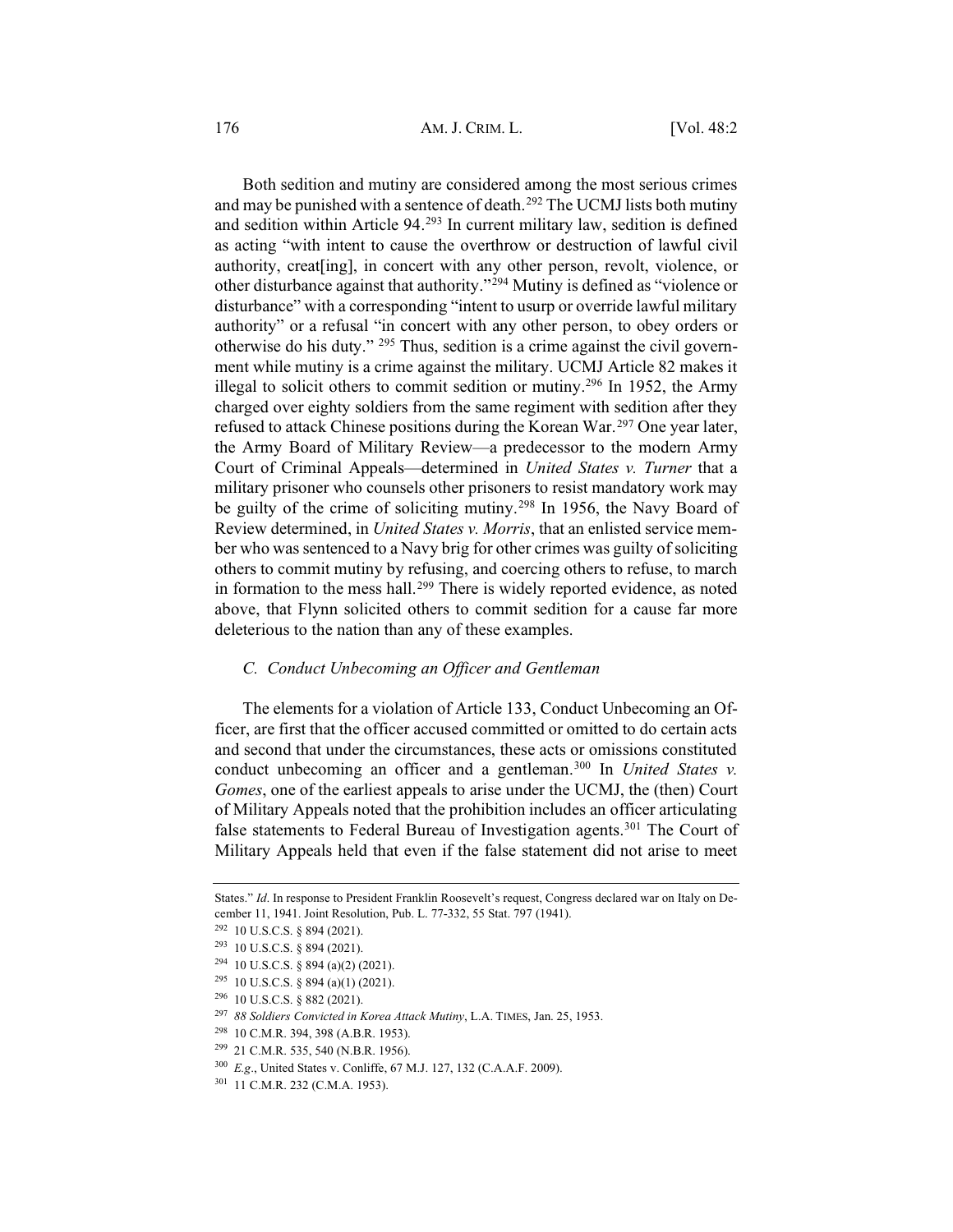Both sedition and mutiny are considered among the most serious crimes and may be punished with a sentence of death.[292] The UCMJ lists both mutiny and sedition within Article 94.[293] In current military law, sedition is defined as acting "with intent to cause the overthrow or destruction of lawful civil authority, creat[ing], in concert with any other person, revolt, violence, or other disturbance against that authority."[294] Mutiny is defined as "violence or disturbance" with a corresponding "intent to usurp or override lawful military authority" or a refusal "in concert with any other person, to obey orders or otherwise do his duty."[295] Thus, sedition is a crime against the civil government while mutiny is a crime against the military. UCMJ Article 82 makes it illegal to solicit others to commit sedition or mutiny.[296] In 1952, the Army charged over eighty soldiers from the same regiment with sedition after they refused to attack Chinese positions during the Korean War.[297] One year later, the Army Board of Military Review—a predecessor to the modern Army Court of Criminal Appeals—determined in *United States v. Turner* that a military prisoner who counsels other prisoners to resist mandatory work may be guilty of the crime of soliciting mutiny.[298] In 1956, the Navy Board of Review determined, in *United States v. Morris*, that an enlisted service member who was sentenced to a Navy brig for other crimes was guilty of soliciting others to commit mutiny by refusing, and coercing others to refuse, to march in formation to the mess hall.[299] There is widely reported evidence, as noted above, that Flynn solicited others to commit sedition for a cause far more deleterious to the nation than any of these examples.

### *C. Conduct Unbecoming an Officer and Gentleman*

The elements for a violation of Article 133, Conduct Unbecoming an Officer, are first that the officer accused committed or omitted to do certain acts and second that under the circumstances, these acts or omissions constituted conduct unbecoming an officer and a gentleman.[300] In *United States v. Gomes*, one of the earliest appeals to arise under the UCMJ, the (then) Court of Military Appeals noted that the prohibition includes an officer articulating false statements to Federal Bureau of Investigation agents.[301] The Court of Military Appeals held that even if the false statement did not arise to meet

---

States." *Id*. In response to President Franklin Roosevelt's request, Congress declared war on Italy on December 11, 1941. Joint Resolution, Pub. L. 77-332, 55 Stat. 797 (1941).

[292] 10 U.S.C.S. § 894 (2021).

[293] 10 U.S.C.S. § 894 (2021).

[294] 10 U.S.C.S. § 894 (a)(2) (2021).

[295] 10 U.S.C.S. § 894 (a)(1) (2021).

[296] 10 U.S.C.S. § 882 (2021).

[297] *88 Soldiers Convicted in Korea Attack Mutiny*, L.A. TIMES, Jan. 25, 1953.

[298] 10 C.M.R. 394, 398 (A.B.R. 1953).

[299] 21 C.M.R. 535, 540 (N.B.R. 1956).

[300] *E.g*., United States v. Conliffe, 67 M.J. 127, 132 (C.A.A.F. 2009).

[301] 11 C.M.R. 232 (C.M.A. 1953).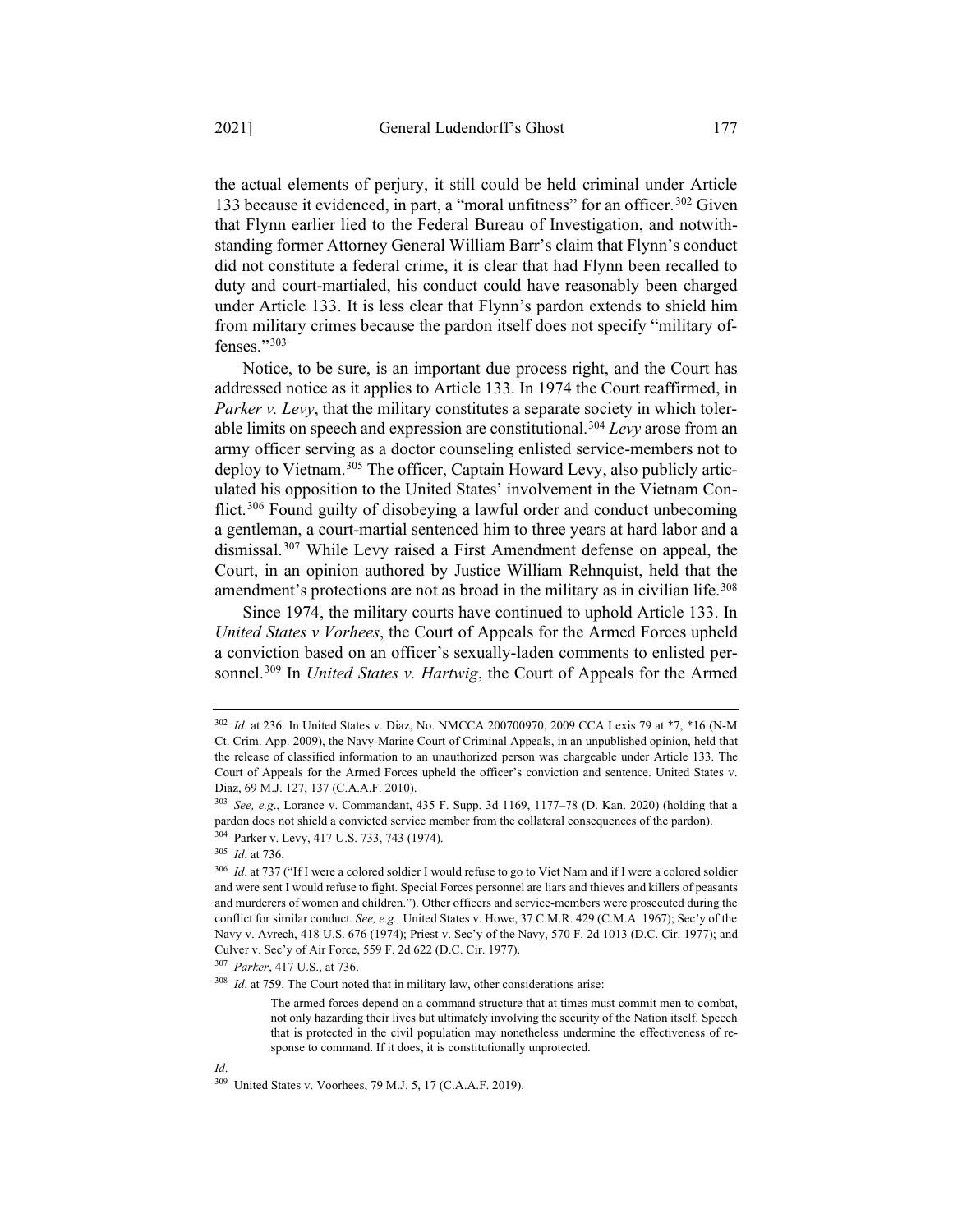the actual elements of perjury, it still could be held criminal under Article 133 because it evidenced, in part, a "moral unfitness" for an officer.[302] Given that Flynn earlier lied to the Federal Bureau of Investigation, and notwithstanding former Attorney General William Barr's claim that Flynn's conduct did not constitute a federal crime, it is clear that had Flynn been recalled to duty and court-martialed, his conduct could have reasonably been charged under Article 133. It is less clear that Flynn's pardon extends to shield him from military crimes because the pardon itself does not specify "military offenses."[303]

Notice, to be sure, is an important due process right, and the Court has addressed notice as it applies to Article 133. In 1974 the Court reaffirmed, in *Parker v. Levy*, that the military constitutes a separate society in which tolerable limits on speech and expression are constitutional.[304] *Levy* arose from an army officer serving as a doctor counseling enlisted service-members not to deploy to Vietnam.[305] The officer, Captain Howard Levy, also publicly articulated his opposition to the United States' involvement in the Vietnam Conflict.[306] Found guilty of disobeying a lawful order and conduct unbecoming a gentleman, a court-martial sentenced him to three years at hard labor and a dismissal.[307] While Levy raised a First Amendment defense on appeal, the Court, in an opinion authored by Justice William Rehnquist, held that the amendment's protections are not as broad in the military as in civilian life.[308]

Since 1974, the military courts have continued to uphold Article 133. In *United States v Vorhees*, the Court of Appeals for the Armed Forces upheld a conviction based on an officer's sexually-laden comments to enlisted personnel.[309] In *United States v. Hartwig*, the Court of Appeals for the Armed

---

[302] *Id*. at 236. In United States v. Diaz, No. NMCCA 200700970, 2009 CCA Lexis 79 at *7, *16 (N-M Ct. Crim. App. 2009), the Navy-Marine Court of Criminal Appeals, in an unpublished opinion, held that the release of classified information to an unauthorized person was chargeable under Article 133. The Court of Appeals for the Armed Forces upheld the officer's conviction and sentence. United States v. Diaz, 69 M.J. 127, 137 (C.A.A.F. 2010).

[303] *See, e.g*., Lorance v. Commandant, 435 F. Supp. 3d 1169, 1177–78 (D. Kan. 2020) (holding that a pardon does not shield a convicted service member from the collateral consequences of the pardon).

[304] Parker v. Levy, 417 U.S. 733, 743 (1974).

[305] *Id*. at 736.

[306] *Id*. at 737 ("If I were a colored soldier I would refuse to go to Viet Nam and if I were a colored soldier and were sent I would refuse to fight. Special Forces personnel are liars and thieves and killers of peasants and murderers of women and children."). Other officers and service-members were prosecuted during the conflict for similar conduct. *See, e.g.,* United States v. Howe, 37 C.M.R. 429 (C.M.A. 1967); Sec'y of the Navy v. Avrech, 418 U.S. 676 (1974); Priest v. Sec'y of the Navy, 570 F. 2d 1013 (D.C. Cir. 1977); and Culver v. Sec'y of Air Force, 559 F. 2d 622 (D.C. Cir. 1977).

[307] *Parker*, 417 U.S., at 736.

[308] *Id*. at 759. The Court noted that in military law, other considerations arise:

> The armed forces depend on a command structure that at times must commit men to combat, not only hazarding their lives but ultimately involving the security of the Nation itself. Speech that is protected in the civil population may nonetheless undermine the effectiveness of response to command. If it does, it is constitutionally unprotected.

*Id*.

[309] United States v. Voorhees, 79 M.J. 5, 17 (C.A.A.F. 2019).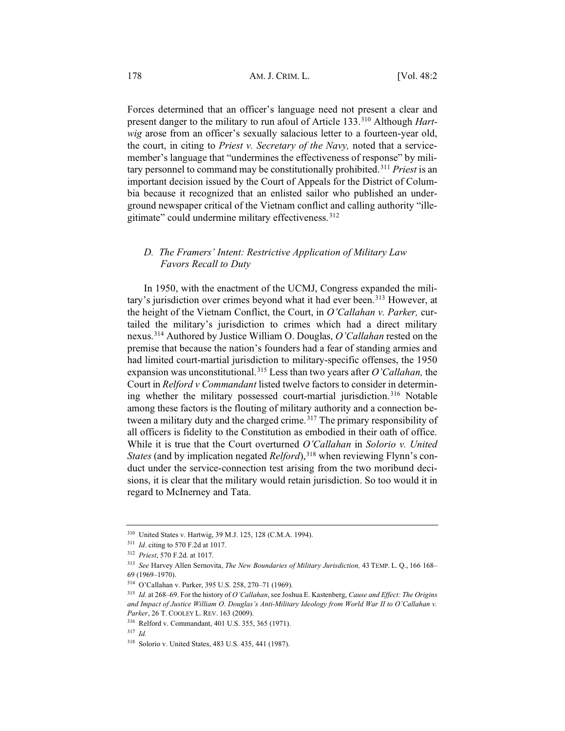Forces determined that an officer's language need not present a clear and present danger to the military to run afoul of Article 133.[310] Although *Hartwig* arose from an officer's sexually salacious letter to a fourteen-year old, the court, in citing to *Priest v. Secretary of the Navy,* noted that a servicemember's language that "undermines the effectiveness of response" by military personnel to command may be constitutionally prohibited.[311] *Priest* is an important decision issued by the Court of Appeals for the District of Columbia because it recognized that an enlisted sailor who published an underground newspaper critical of the Vietnam conflict and calling authority "illegitimate" could undermine military effectiveness.[312]

### *D. The Framers' Intent: Restrictive Application of Military Law Favors Recall to Duty*

In 1950, with the enactment of the UCMJ, Congress expanded the military's jurisdiction over crimes beyond what it had ever been.[313] However, at the height of the Vietnam Conflict, the Court, in *O'Callahan v. Parker,* curtailed the military's jurisdiction to crimes which had a direct military nexus.[314] Authored by Justice William O. Douglas, *O'Callahan* rested on the premise that because the nation's founders had a fear of standing armies and had limited court-martial jurisdiction to military-specific offenses, the 1950 expansion was unconstitutional.[315] Less than two years after *O'Callahan,* the Court in *Relford v Commandant* listed twelve factors to consider in determining whether the military possessed court-martial jurisdiction.[316] Notable among these factors is the flouting of military authority and a connection between a military duty and the charged crime.[317] The primary responsibility of all officers is fidelity to the Constitution as embodied in their oath of office. While it is true that the Court overturned *O'Callahan* in *Solorio v. United States* (and by implication negated *Relford*),[318] when reviewing Flynn's conduct under the service-connection test arising from the two moribund decisions, it is clear that the military would retain jurisdiction. So too would it in regard to McInerney and Tata.

---

[310] United States v. Hartwig, 39 M.J. 125, 128 (C.M.A. 1994).

[311] *Id*. citing to 570 F.2d at 1017.

[312] *Priest*, 570 F.2d. at 1017.

[313] *See* Harvey Allen Sernovita, *The New Boundaries of Military Jurisdiction,* 43 TEMP. L. Q., 166 168–69 (1969–1970).

[314] O'Callahan v. Parker, 395 U.S. 258, 270–71 (1969).

[315] *Id.* at 268–69. For the history of *O'Callahan*, see Joshua E. Kastenberg, *Cause and Effect: The Origins and Impact of Justice William O. Douglas's Anti-Military Ideology from World War II to O'Callahan v. Parker*, 26 T. COOLEY L. REV. 163 (2009).

[316] Relford v. Commandant, 401 U.S. 355, 365 (1971).

[317] *Id.*

[318] Solorio v. United States, 483 U.S. 435, 441 (1987).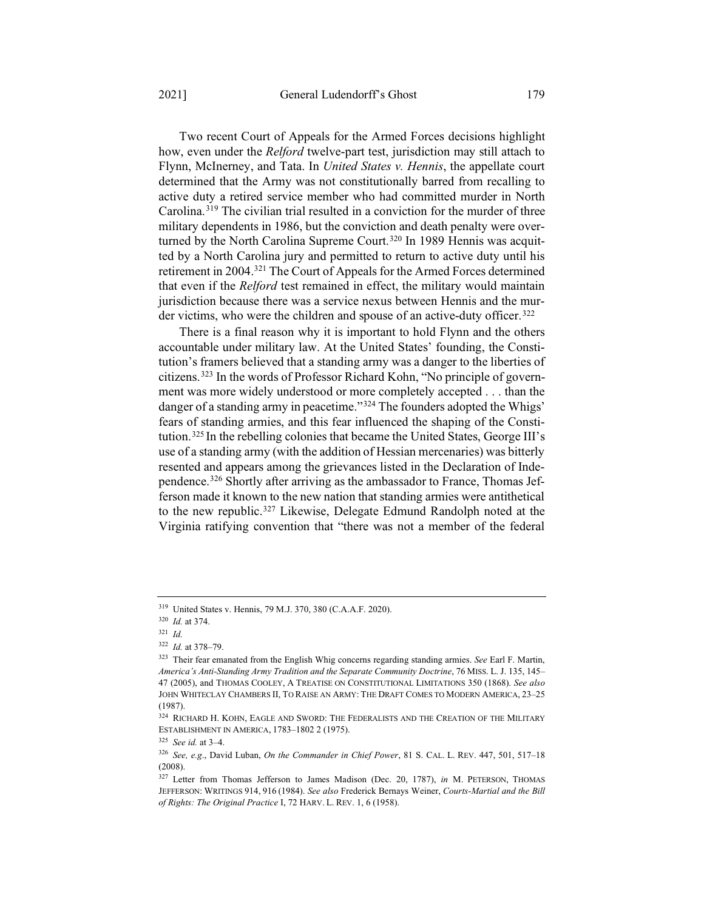Two recent Court of Appeals for the Armed Forces decisions highlight how, even under the *Relford* twelve-part test, jurisdiction may still attach to Flynn, McInerney, and Tata. In *United States v. Hennis*, the appellate court determined that the Army was not constitutionally barred from recalling to active duty a retired service member who had committed murder in North Carolina.[319] The civilian trial resulted in a conviction for the murder of three military dependents in 1986, but the conviction and death penalty were overturned by the North Carolina Supreme Court.[320] In 1989 Hennis was acquitted by a North Carolina jury and permitted to return to active duty until his retirement in 2004.[321] The Court of Appeals for the Armed Forces determined that even if the *Relford* test remained in effect, the military would maintain jurisdiction because there was a service nexus between Hennis and the murder victims, who were the children and spouse of an active-duty officer.[322]

There is a final reason why it is important to hold Flynn and the others accountable under military law. At the United States' founding, the Constitution's framers believed that a standing army was a danger to the liberties of citizens.[323] In the words of Professor Richard Kohn, "No principle of government was more widely understood or more completely accepted . . . than the danger of a standing army in peacetime."[324] The founders adopted the Whigs' fears of standing armies, and this fear influenced the shaping of the Constitution.[325] In the rebelling colonies that became the United States, George III's use of a standing army (with the addition of Hessian mercenaries) was bitterly resented and appears among the grievances listed in the Declaration of Independence.[326] Shortly after arriving as the ambassador to France, Thomas Jefferson made it known to the new nation that standing armies were antithetical to the new republic.[327] Likewise, Delegate Edmund Randolph noted at the Virginia ratifying convention that "there was not a member of the federal

---

[319] United States v. Hennis, 79 M.J. 370, 380 (C.A.A.F. 2020).

[320] *Id.* at 374.

[321] *Id.*

[322] *Id.* at 378–79.

[323] Their fear emanated from the English Whig concerns regarding standing armies. *See* Earl F. Martin, *America's Anti-Standing Army Tradition and the Separate Community Doctrine*, 76 MISS. L. J. 135, 145–47 (2005), and THOMAS COOLEY, A TREATISE ON CONSTITUTIONAL LIMITATIONS 350 (1868). *See also* JOHN WHITECLAY CHAMBERS II, TO RAISE AN ARMY: THE DRAFT COMES TO MODERN AMERICA, 23–25 (1987).

[324] RICHARD H. KOHN, EAGLE AND SWORD: THE FEDERALISTS AND THE CREATION OF THE MILITARY ESTABLISHMENT IN AMERICA, 1783–1802 2 (1975).

[325] *See id.* at 3–4.

[326] *See, e.g.*, David Luban, *On the Commander in Chief Power*, 81 S. CAL. L. REV. 447, 501, 517–18 (2008).

[327] Letter from Thomas Jefferson to James Madison (Dec. 20, 1787), *in* M. PETERSON, THOMAS JEFFERSON: WRITINGS 914, 916 (1984). *See also* Frederick Bernays Weiner, *Courts-Martial and the Bill of Rights: The Original Practice* I, 72 HARV. L. REV. 1, 6 (1958).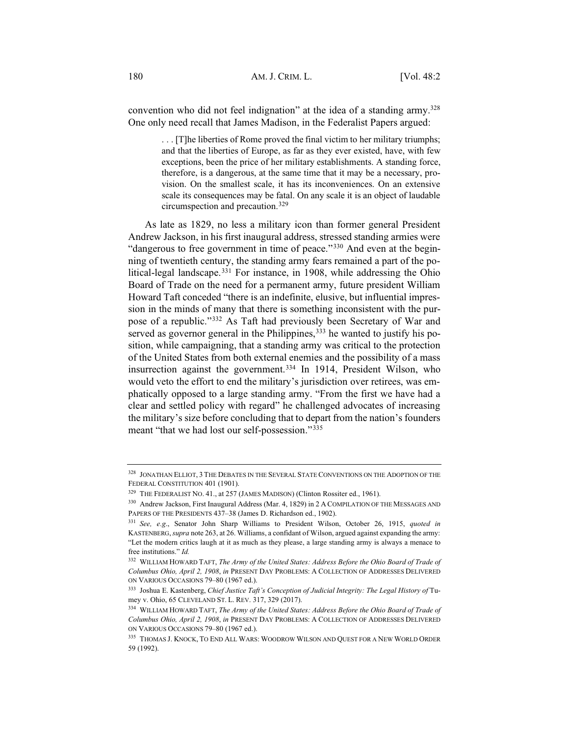convention who did not feel indignation" at the idea of a standing army.[328] One only need recall that James Madison, in the Federalist Papers argued:

> . . . [T]he liberties of Rome proved the final victim to her military triumphs; and that the liberties of Europe, as far as they ever existed, have, with few exceptions, been the price of her military establishments. A standing force, therefore, is a dangerous, at the same time that it may be a necessary, provision. On the smallest scale, it has its inconveniences. On an extensive scale its consequences may be fatal. On any scale it is an object of laudable circumspection and precaution.[329]

As late as 1829, no less a military icon than former general President Andrew Jackson, in his first inaugural address, stressed standing armies were "dangerous to free government in time of peace."[330] And even at the beginning of twentieth century, the standing army fears remained a part of the political-legal landscape.[331] For instance, in 1908, while addressing the Ohio Board of Trade on the need for a permanent army, future president William Howard Taft conceded "there is an indefinite, elusive, but influential impression in the minds of many that there is something inconsistent with the purpose of a republic."[332] As Taft had previously been Secretary of War and served as governor general in the Philippines,[333] he wanted to justify his position, while campaigning, that a standing army was critical to the protection of the United States from both external enemies and the possibility of a mass insurrection against the government.[334] In 1914, President Wilson, who would veto the effort to end the military's jurisdiction over retirees, was emphatically opposed to a large standing army. "From the first we have had a clear and settled policy with regard" he challenged advocates of increasing the military's size before concluding that to depart from the nation's founders meant "that we had lost our self-possession."[335]

---

[328] JONATHAN ELLIOT, 3 THE DEBATES IN THE SEVERAL STATE CONVENTIONS ON THE ADOPTION OF THE FEDERAL CONSTITUTION 401 (1901).

[329] THE FEDERALIST NO. 41., at 257 (JAMES MADISON) (Clinton Rossiter ed., 1961).

[330] Andrew Jackson, First Inaugural Address (Mar. 4, 1829) in 2 A COMPILATION OF THE MESSAGES AND PAPERS OF THE PRESIDENTS 437–38 (James D. Richardson ed., 1902).

[331] *See, e.g*., Senator John Sharp Williams to President Wilson, October 26, 1915, *quoted in* KASTENBERG, *supra* note 263, at 26. Williams, a confidant of Wilson, argued against expanding the army: "Let the modern critics laugh at it as much as they please, a large standing army is always a menace to free institutions." *Id.*

[332] WILLIAM HOWARD TAFT, *The Army of the United States: Address Before the Ohio Board of Trade of Columbus Ohio, April 2, 1908*, *in* PRESENT DAY PROBLEMS: A COLLECTION OF ADDRESSES DELIVERED ON VARIOUS OCCASIONS 79–80 (1967 ed.).

[333] Joshua E. Kastenberg, *Chief Justice Taft's Conception of Judicial Integrity: The Legal History of* Tumey v. Ohio, 65 CLEVELAND ST. L. REV. 317, 329 (2017).

[334] WILLIAM HOWARD TAFT, *The Army of the United States: Address Before the Ohio Board of Trade of Columbus Ohio, April 2, 1908*, *in* PRESENT DAY PROBLEMS: A COLLECTION OF ADDRESSES DELIVERED ON VARIOUS OCCASIONS 79–80 (1967 ed.).

[335] THOMAS J. KNOCK, TO END ALL WARS: WOODROW WILSON AND QUEST FOR A NEW WORLD ORDER 59 (1992).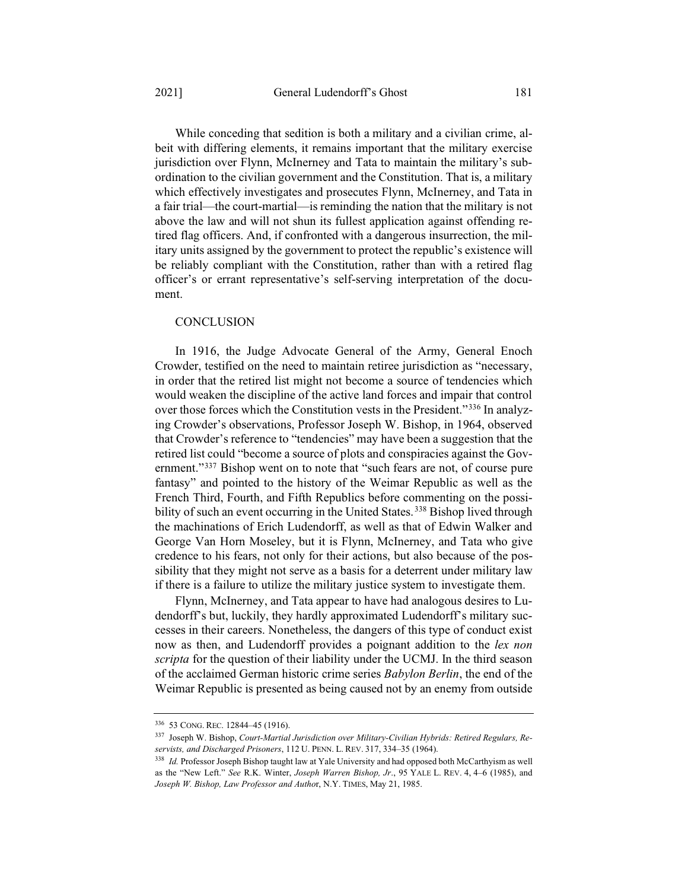While conceding that sedition is both a military and a civilian crime, albeit with differing elements, it remains important that the military exercise jurisdiction over Flynn, McInerney and Tata to maintain the military's subordination to the civilian government and the Constitution. That is, a military which effectively investigates and prosecutes Flynn, McInerney, and Tata in a fair trial—the court-martial—is reminding the nation that the military is not above the law and will not shun its fullest application against offending retired flag officers. And, if confronted with a dangerous insurrection, the military units assigned by the government to protect the republic's existence will be reliably compliant with the Constitution, rather than with a retired flag officer's or errant representative's self-serving interpretation of the document.

## CONCLUSION

In 1916, the Judge Advocate General of the Army, General Enoch Crowder, testified on the need to maintain retiree jurisdiction as "necessary, in order that the retired list might not become a source of tendencies which would weaken the discipline of the active land forces and impair that control over those forces which the Constitution vests in the President."[336] In analyzing Crowder's observations, Professor Joseph W. Bishop, in 1964, observed that Crowder's reference to "tendencies" may have been a suggestion that the retired list could "become a source of plots and conspiracies against the Government."[337] Bishop went on to note that "such fears are not, of course pure fantasy" and pointed to the history of the Weimar Republic as well as the French Third, Fourth, and Fifth Republics before commenting on the possibility of such an event occurring in the United States.[338] Bishop lived through the machinations of Erich Ludendorff, as well as that of Edwin Walker and George Van Horn Moseley, but it is Flynn, McInerney, and Tata who give credence to his fears, not only for their actions, but also because of the possibility that they might not serve as a basis for a deterrent under military law if there is a failure to utilize the military justice system to investigate them.

Flynn, McInerney, and Tata appear to have had analogous desires to Ludendorff's but, luckily, they hardly approximated Ludendorff's military successes in their careers. Nonetheless, the dangers of this type of conduct exist now as then, and Ludendorff provides a poignant addition to the *lex non scripta* for the question of their liability under the UCMJ. In the third season of the acclaimed German historic crime series *Babylon Berlin*, the end of the Weimar Republic is presented as being caused not by an enemy from outside

---

[336] 53 CONG. REC. 12844–45 (1916).

[337] Joseph W. Bishop, *Court-Martial Jurisdiction over Military-Civilian Hybrids: Retired Regulars, Reservists, and Discharged Prisoners*, 112 U. PENN. L. REV. 317, 334–35 (1964).

[338] *Id.* Professor Joseph Bishop taught law at Yale University and had opposed both McCarthyism as well as the "New Left." *See* R.K. Winter, *Joseph Warren Bishop, Jr*., 95 YALE L. REV. 4, 4–6 (1985), and *Joseph W. Bishop, Law Professor and Author*, N.Y. TIMES, May 21, 1985.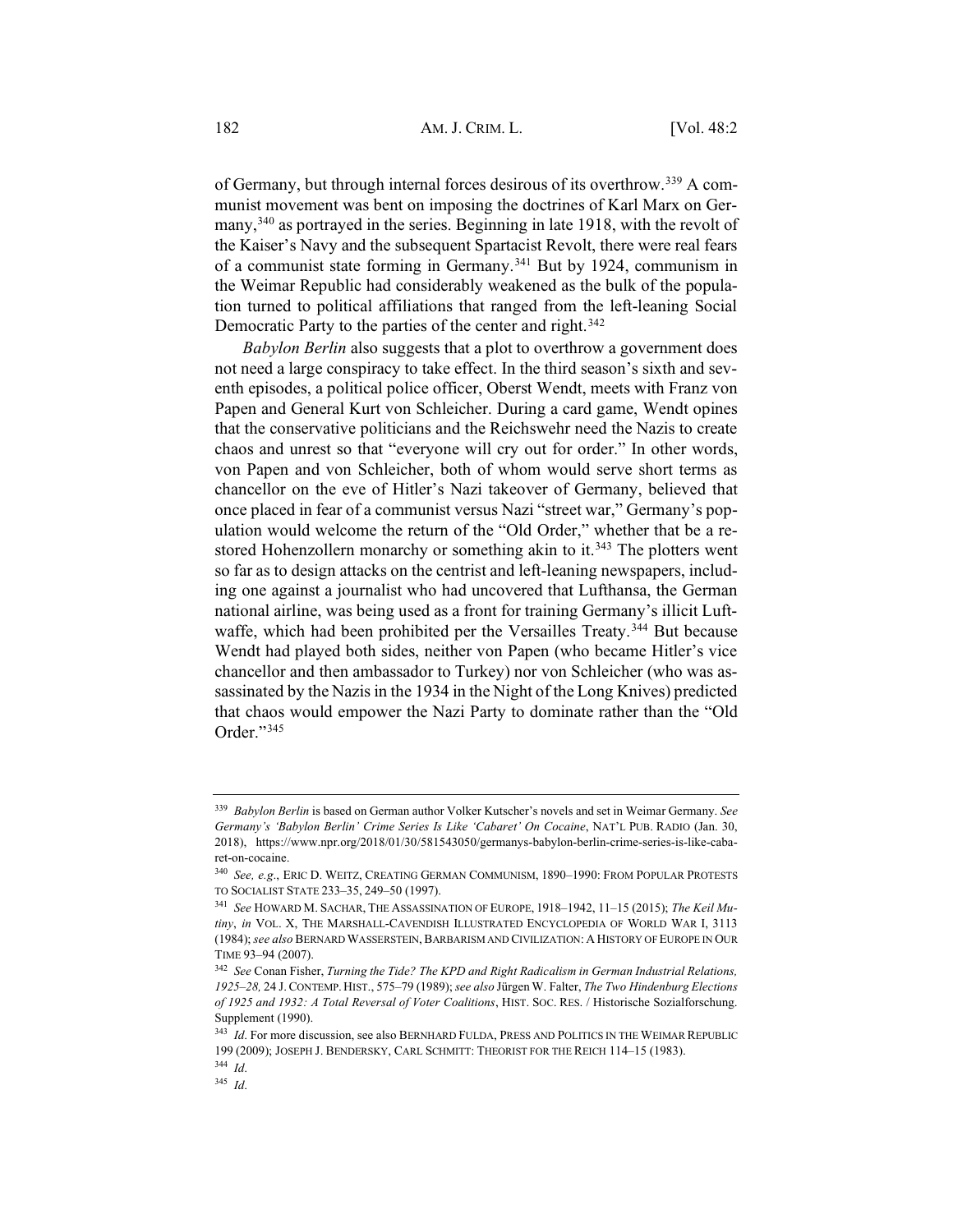of Germany, but through internal forces desirous of its overthrow.[339] A communist movement was bent on imposing the doctrines of Karl Marx on Germany,[340] as portrayed in the series. Beginning in late 1918, with the revolt of the Kaiser's Navy and the subsequent Spartacist Revolt, there were real fears of a communist state forming in Germany.[341] But by 1924, communism in the Weimar Republic had considerably weakened as the bulk of the population turned to political affiliations that ranged from the left-leaning Social Democratic Party to the parties of the center and right.[342]

*Babylon Berlin* also suggests that a plot to overthrow a government does not need a large conspiracy to take effect. In the third season's sixth and seventh episodes, a political police officer, Oberst Wendt, meets with Franz von Papen and General Kurt von Schleicher. During a card game, Wendt opines that the conservative politicians and the Reichswehr need the Nazis to create chaos and unrest so that "everyone will cry out for order." In other words, von Papen and von Schleicher, both of whom would serve short terms as chancellor on the eve of Hitler's Nazi takeover of Germany, believed that once placed in fear of a communist versus Nazi "street war," Germany's population would welcome the return of the "Old Order," whether that be a restored Hohenzollern monarchy or something akin to it.[343] The plotters went so far as to design attacks on the centrist and left-leaning newspapers, including one against a journalist who had uncovered that Lufthansa, the German national airline, was being used as a front for training Germany's illicit Luftwaffe, which had been prohibited per the Versailles Treaty.[344] But because Wendt had played both sides, neither von Papen (who became Hitler's vice chancellor and then ambassador to Turkey) nor von Schleicher (who was assassinated by the Nazis in the 1934 in the Night of the Long Knives) predicted that chaos would empower the Nazi Party to dominate rather than the "Old Order."[345]

---

[339] *Babylon Berlin* is based on German author Volker Kutscher's novels and set in Weimar Germany. *See Germany's 'Babylon Berlin' Crime Series Is Like 'Cabaret' On Cocaine*, NAT'L PUB. RADIO (Jan. 30, 2018), https://www.npr.org/2018/01/30/581543050/germanys-babylon-berlin-crime-series-is-like-cabaret-on-cocaine.

[340] *See, e.g.*, ERIC D. WEITZ, CREATING GERMAN COMMUNISM, 1890–1990: FROM POPULAR PROTESTS TO SOCIALIST STATE 233–35, 249–50 (1997).

[341] *See* HOWARD M. SACHAR, THE ASSASSINATION OF EUROPE, 1918–1942, 11–15 (2015); *The Keil Mutiny*, *in* VOL. X, THE MARSHALL-CAVENDISH ILLUSTRATED ENCYCLOPEDIA OF WORLD WAR I, 3113 (1984); *see also* BERNARD WASSERSTEIN, BARBARISM AND CIVILIZATION: A HISTORY OF EUROPE IN OUR TIME 93–94 (2007).

[342] *See* Conan Fisher, *Turning the Tide? The KPD and Right Radicalism in German Industrial Relations, 1925–28,* 24 J. CONTEMP. HIST., 575–79 (1989); *see also* Jürgen W. Falter, *The Two Hindenburg Elections of 1925 and 1932: A Total Reversal of Voter Coalitions*, HIST. SOC. RES. / Historische Sozialforschung. Supplement (1990).

[343] *Id*. For more discussion, see also BERNHARD FULDA, PRESS AND POLITICS IN THE WEIMAR REPUBLIC 199 (2009); JOSEPH J. BENDERSKY, CARL SCHMITT: THEORIST FOR THE REICH 114–15 (1983).

[344] *Id*.

[345] *Id*.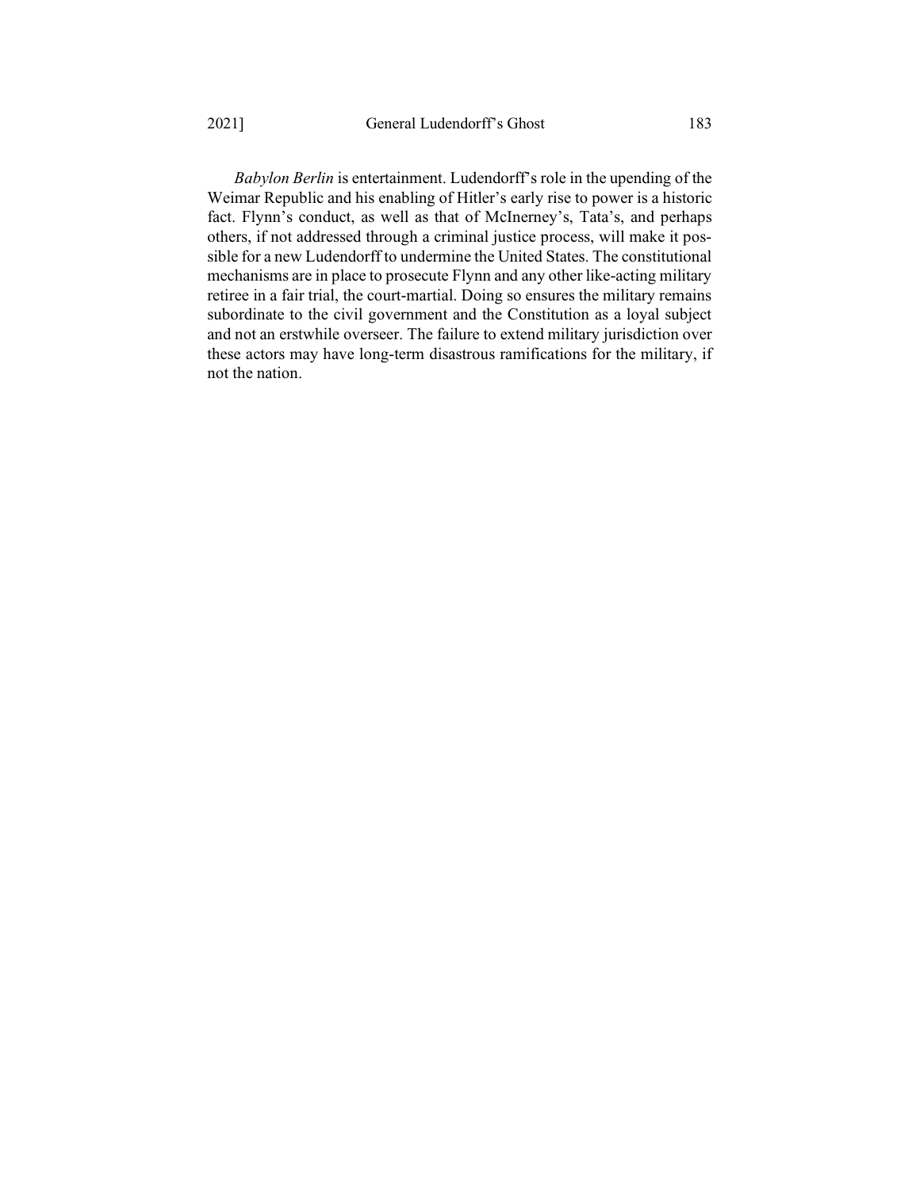*Babylon Berlin* is entertainment. Ludendorff's role in the upending of the Weimar Republic and his enabling of Hitler's early rise to power is a historic fact. Flynn's conduct, as well as that of McInerney's, Tata's, and perhaps others, if not addressed through a criminal justice process, will make it possible for a new Ludendorff to undermine the United States. The constitutional mechanisms are in place to prosecute Flynn and any other like-acting military retiree in a fair trial, the court-martial. Doing so ensures the military remains subordinate to the civil government and the Constitution as a loyal subject and not an erstwhile overseer. The failure to extend military jurisdiction over these actors may have long-term disastrous ramifications for the military, if not the nation.